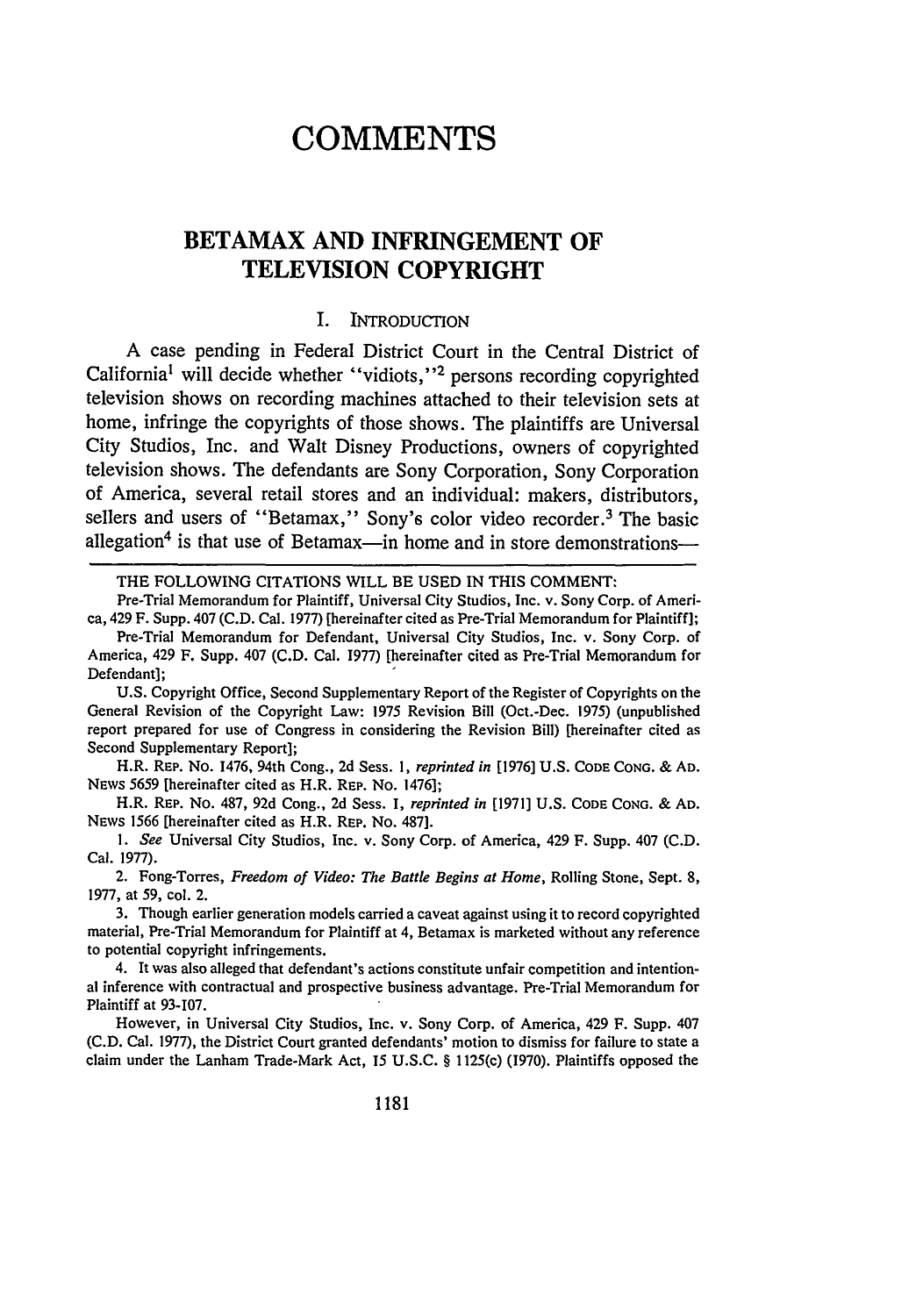# COMMENTS

## BETAMAX AND INFRINGEMENT OF TELEVISION COPYRIGHT

### I. INTRODUCTION

A case pending in Federal District Court in the Central District of California[1] will decide whether "vidiots,"[2] persons recording copyrighted television shows on recording machines attached to their television sets at home, infringe the copyrights of those shows. The plaintiffs are Universal City Studios, Inc. and Walt Disney Productions, owners of copyrighted television shows. The defendants are Sony Corporation, Sony Corporation of America, several retail stores and an individual: makers, distributors, sellers and users of "Betamax," Sony's color video recorder.[3] The basic allegation[4] is that use of Betamax—in home and in store demonstrations—

---

THE FOLLOWING CITATIONS WILL BE USED IN THIS COMMENT:

Pre-Trial Memorandum for Plaintiff, Universal City Studios, Inc. v. Sony Corp. of America, 429 F. Supp. 407 (C.D. Cal. 1977) [hereinafter cited as Pre-Trial Memorandum for Plaintiff];

Pre-Trial Memorandum for Defendant, Universal City Studios, Inc. v. Sony Corp. of America, 429 F. Supp. 407 (C.D. Cal. 1977) [hereinafter cited as Pre-Trial Memorandum for Defendant];

U.S. Copyright Office, Second Supplementary Report of the Register of Copyrights on the General Revision of the Copyright Law: 1975 Revision Bill (Oct.-Dec. 1975) (unpublished report prepared for use of Congress in considering the Revision Bill) [hereinafter cited as Second Supplementary Report];

H.R. REP. NO. 1476, 94th Cong., 2d Sess. 1, *reprinted in* [1976] U.S. CODE CONG. & AD. NEWS 5659 [hereinafter cited as H.R. REP. NO. 1476];

H.R. REP. NO. 487, 92d Cong., 2d Sess. I, *reprinted in* [1971] U.S. CODE CONG. & AD. NEWS 1566 [hereinafter cited as H.R. REP. NO. 487].

1. *See* Universal City Studios, Inc. v. Sony Corp. of America, 429 F. Supp. 407 (C.D. Cal. 1977).

2. Fong-Torres, *Freedom of Video: The Battle Begins at Home*, Rolling Stone, Sept. 8, 1977, at 59, col. 2.

3. Though earlier generation models carried a caveat against using it to record copyrighted material, Pre-Trial Memorandum for Plaintiff at 4, Betamax is marketed without any reference to potential copyright infringements.

4. It was also alleged that defendant's actions constitute unfair competition and intentional inference with contractual and prospective business advantage. Pre-Trial Memorandum for Plaintiff at 93-107.

However, in Universal City Studios, Inc. v. Sony Corp. of America, 429 F. Supp. 407 (C.D. Cal. 1977), the District Court granted defendants' motion to dismiss for failure to state a claim under the Lanham Trade-Mark Act, 15 U.S.C. § 1125(c) (1970). Plaintiffs opposed the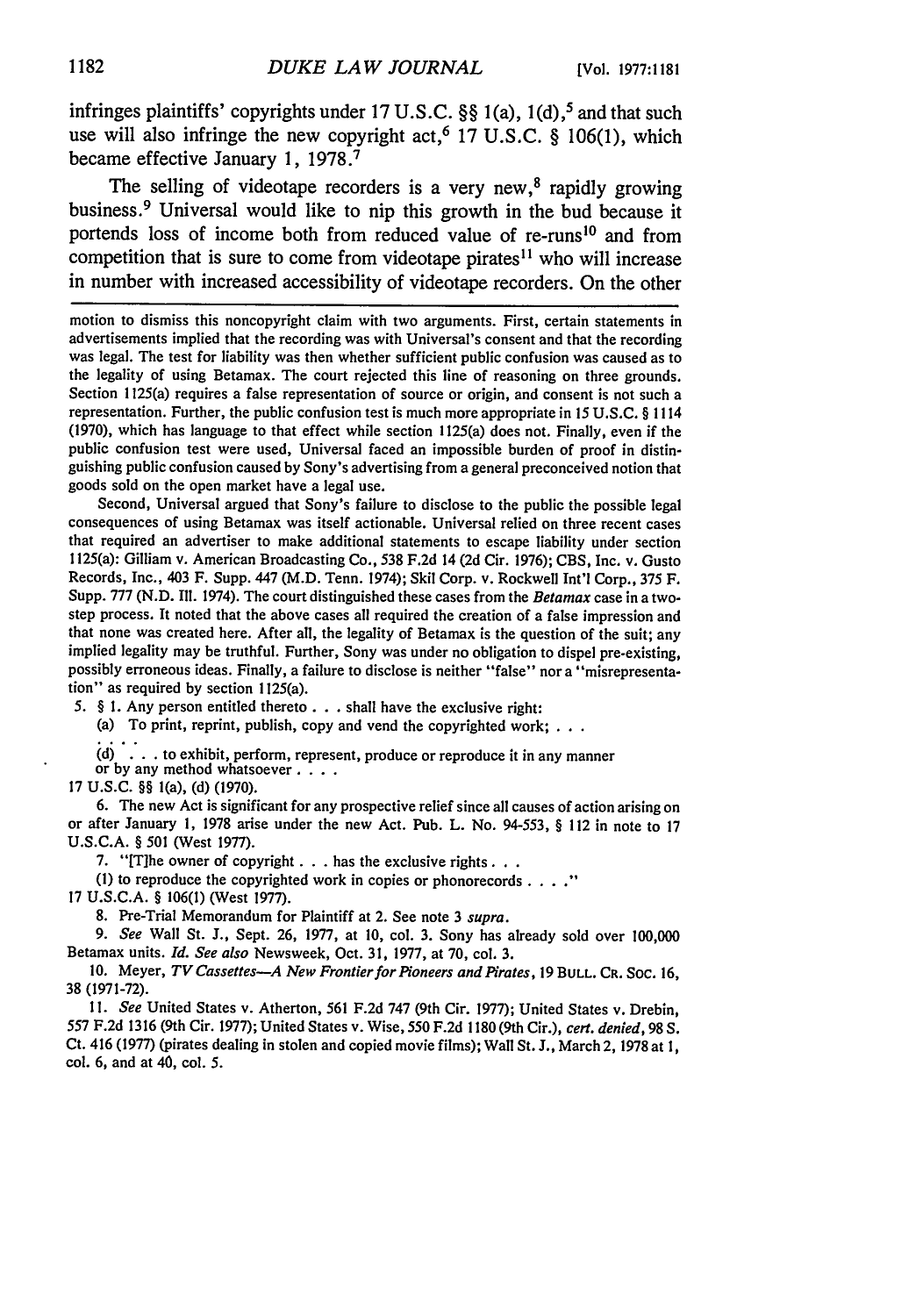infringes plaintiffs' copyrights under 17 U.S.C. §§ 1(a), 1(d),[5] and that such use will also infringe the new copyright act,[6] 17 U.S.C. § 106(1), which became effective January 1, 1978.[7]

The selling of videotape recorders is a very new,[8] rapidly growing business.[9] Universal would like to nip this growth in the bud because it portends loss of income both from reduced value of re-runs[10] and from competition that is sure to come from videotape pirates[11] who will increase in number with increased accessibility of videotape recorders. On the other

---

motion to dismiss this noncopyright claim with two arguments. First, certain statements in advertisements implied that the recording was with Universal's consent and that the recording was legal. The test for liability was then whether sufficient public confusion was caused as to the legality of using Betamax. The court rejected this line of reasoning on three grounds. Section 1125(a) requires a false representation of source or origin, and consent is not such a representation. Further, the public confusion test is much more appropriate in 15 U.S.C. § 1114 (1970), which has language to that effect while section 1125(a) does not. Finally, even if the public confusion test were used, Universal faced an impossible burden of proof in distinguishing public confusion caused by Sony's advertising from a general preconceived notion that goods sold on the open market have a legal use.

Second, Universal argued that Sony's failure to disclose to the public the possible legal consequences of using Betamax was itself actionable. Universal relied on three recent cases that required an advertiser to make additional statements to escape liability under section 1125(a): Gilliam v. American Broadcasting Co., 538 F.2d 14 (2d Cir. 1976); CBS, Inc. v. Gusto Records, Inc., 403 F. Supp. 447 (M.D. Tenn. 1974); Skil Corp. v. Rockwell Int'l Corp., 375 F. Supp. 777 (N.D. Ill. 1974). The court distinguished these cases from the *Betamax* case in a two-step process. It noted that the above cases all required the creation of a false impression and that none was created here. After all, the legality of Betamax is the question of the suit; any implied legality may be truthful. Further, Sony was under no obligation to dispel pre-existing, possibly erroneous ideas. Finally, a failure to disclose is neither "false" nor a "misrepresentation" as required by section 1125(a).

5. § 1. Any person entitled thereto . . . shall have the exclusive right:

(a) To print, reprint, publish, copy and vend the copyrighted work; . . .

. . . .

(d) . . . to exhibit, perform, represent, produce or reproduce it in any manner or by any method whatsoever . . . .

17 U.S.C. §§ 1(a), (d) (1970).

6. The new Act is significant for any prospective relief since all causes of action arising on or after January 1, 1978 arise under the new Act. Pub. L. No. 94-553, § 112 in note to 17 U.S.C.A. § 501 (West 1977).

7. "[T]he owner of copyright . . . has the exclusive rights . . .

(1) to reproduce the copyrighted work in copies or phonorecords . . . ."

17 U.S.C.A. § 106(1) (West 1977).

8. Pre-Trial Memorandum for Plaintiff at 2. See note 3 *supra*.

9. *See* Wall St. J., Sept. 26, 1977, at 10, col. 3. Sony has already sold over 100,000 Betamax units. *Id. See also* Newsweek, Oct. 31, 1977, at 70, col. 3.

10. Meyer, *TV Cassettes—A New Frontier for Pioneers and Pirates*, 19 BULL. CR. SOC. 16, 38 (1971-72).

11. *See* United States v. Atherton, 561 F.2d 747 (9th Cir. 1977); United States v. Drebin, 557 F.2d 1316 (9th Cir. 1977); United States v. Wise, 550 F.2d 1180 (9th Cir.), *cert. denied*, 98 S. Ct. 416 (1977) (pirates dealing in stolen and copied movie films); Wall St. J., March 2, 1978 at 1, col. 6, and at 40, col. 5.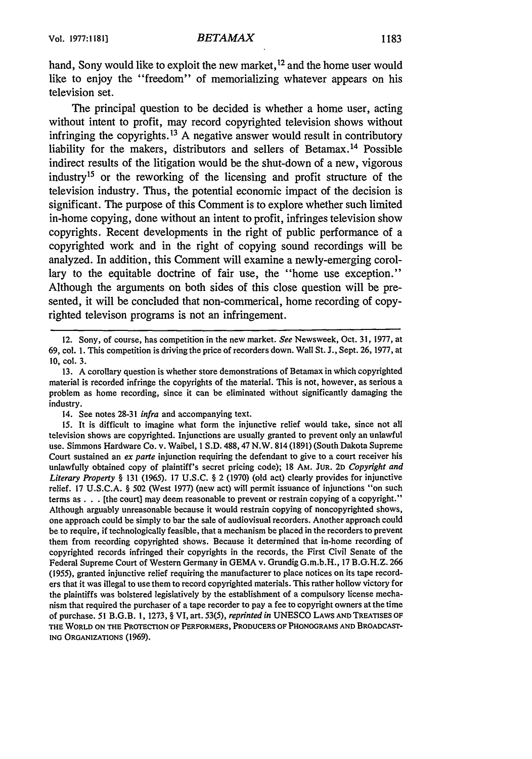hand, Sony would like to exploit the new market,[12] and the home user would like to enjoy the "freedom" of memorializing whatever appears on his television set.

The principal question to be decided is whether a home user, acting without intent to profit, may record copyrighted television shows without infringing the copyrights.[13] A negative answer would result in contributory liability for the makers, distributors and sellers of Betamax.[14] Possible indirect results of the litigation would be the shut-down of a new, vigorous industry[15] or the reworking of the licensing and profit structure of the television industry. Thus, the potential economic impact of the decision is significant. The purpose of this Comment is to explore whether such limited in-home copying, done without an intent to profit, infringes television show copyrights. Recent developments in the right of public performance of a copyrighted work and in the right of copying sound recordings will be analyzed. In addition, this Comment will examine a newly-emerging corollary to the equitable doctrine of fair use, the "home use exception." Although the arguments on both sides of this close question will be presented, it will be concluded that non-commerical, home recording of copyrighted televison programs is not an infringement.

---

12. Sony, of course, has competition in the new market. *See* Newsweek, Oct. 31, 1977, at 69, col. 1. This competition is driving the price of recorders down. Wall St. J., Sept. 26, 1977, at 10, col. 3.

13. A corollary question is whether store demonstrations of Betamax in which copyrighted material is recorded infringe the copyrights of the material. This is not, however, as serious a problem as home recording, since it can be eliminated without significantly damaging the industry.

14. See notes 28-31 *infra* and accompanying text.

15. It is difficult to imagine what form the injunctive relief would take, since not all television shows are copyrighted. Injunctions are usually granted to prevent only an unlawful use. Simmons Hardware Co. v. Waibel, 1 S.D. 488, 47 N.W. 814 (1891) (South Dakota Supreme Court sustained an *ex parte* injunction requiring the defendant to give to a court receiver his unlawfully obtained copy of plaintiff's secret pricing code); 18 AM. JUR. 2D *Copyright and Literary Property* § 131 (1965). 17 U.S.C. § 2 (1970) (old act) clearly provides for injunctive relief. 17 U.S.C.A. § 502 (West 1977) (new act) will permit issuance of injunctions "on such terms as . . . [the court] may deem reasonable to prevent or restrain copying of a copyright." Although arguably unreasonable because it would restrain copying of noncopyrighted shows, one approach could be simply to bar the sale of audiovisual recorders. Another approach could be to require, if technologically feasible, that a mechanism be placed in the recorders to prevent them from recording copyrighted shows. Because it determined that in-home recording of copyrighted records infringed their copyrights in the records, the First Civil Senate of the Federal Supreme Court of Western Germany in GEMA v. Grundig G.m.b.H., 17 B.G.H.Z. 266 (1955), granted injunctive relief requiring the manufacturer to place notices on its tape recorders that it was illegal to use them to record copyrighted materials. This rather hollow victory for the plaintiffs was bolstered legislatively by the establishment of a compulsory license mechanism that required the purchaser of a tape recorder to pay a fee to copyright owners at the time of purchase. 51 B.G.B. 1, 1273, § VI, art. 53(5), *reprinted in* UNESCO LAWS AND TREATISES OF THE WORLD ON THE PROTECTION OF PERFORMERS, PRODUCERS OF PHONOGRAMS AND BROADCASTING ORGANIZATIONS (1969).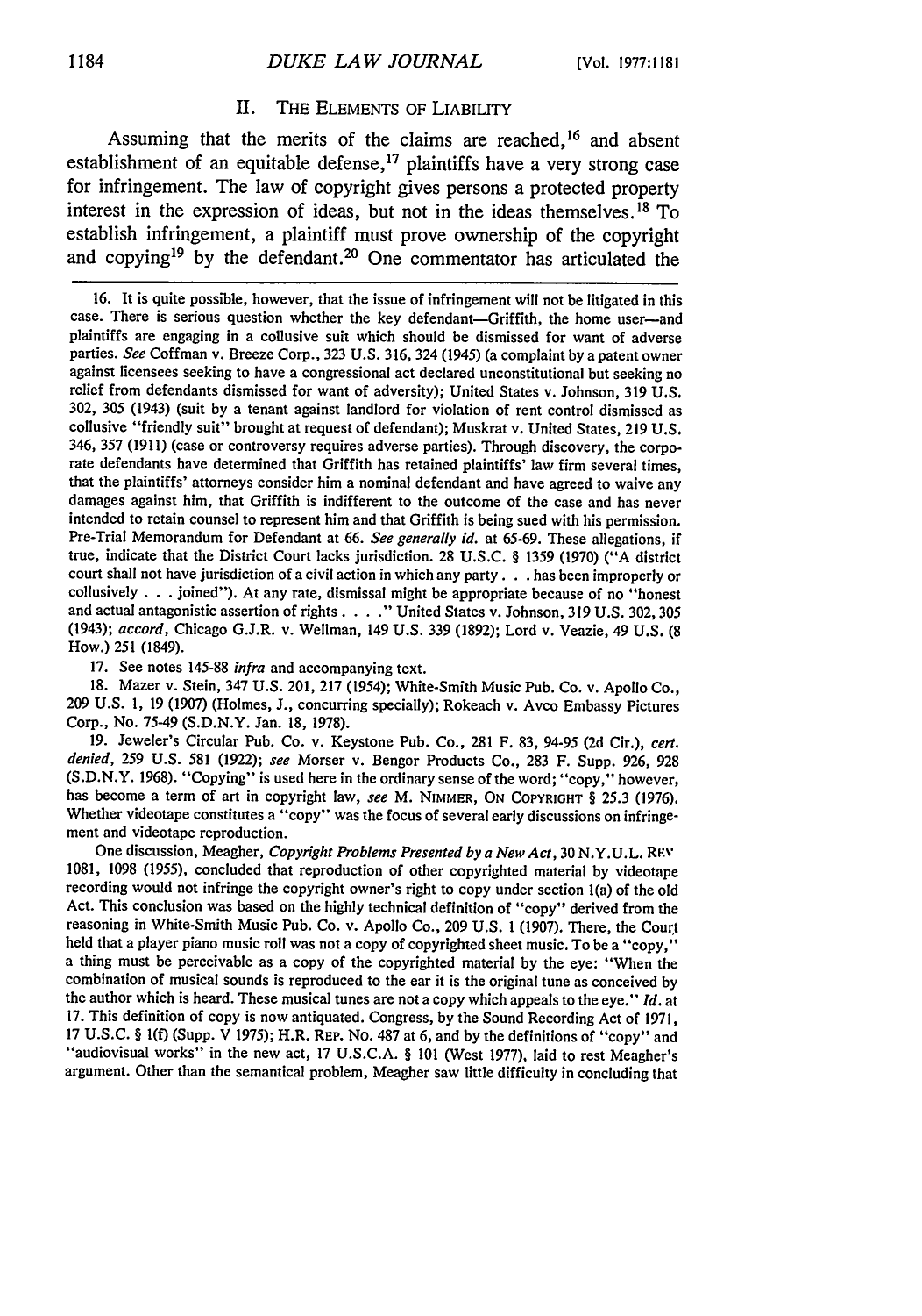## II. The Elements of Liability

Assuming that the merits of the claims are reached,[16] and absent establishment of an equitable defense,[17] plaintiffs have a very strong case for infringement. The law of copyright gives persons a protected property interest in the expression of ideas, but not in the ideas themselves.[18] To establish infringement, a plaintiff must prove ownership of the copyright and copying[19] by the defendant.[20] One commentator has articulated the

---

16. It is quite possible, however, that the issue of infringement will not be litigated in this case. There is serious question whether the key defendant—Griffith, the home user—and plaintiffs are engaging in a collusive suit which should be dismissed for want of adverse parties. *See* Coffman v. Breeze Corp., 323 U.S. 316, 324 (1945) (a complaint by a patent owner against licensees seeking to have a congressional act declared unconstitutional but seeking no relief from defendants dismissed for want of adversity); United States v. Johnson, 319 U.S. 302, 305 (1943) (suit by a tenant against landlord for violation of rent control dismissed as collusive "friendly suit" brought at request of defendant); Muskrat v. United States, 219 U.S. 346, 357 (1911) (case or controversy requires adverse parties). Through discovery, the corporate defendants have determined that Griffith has retained plaintiffs' law firm several times, that the plaintiffs' attorneys consider him a nominal defendant and have agreed to waive any damages against him, that Griffith is indifferent to the outcome of the case and has never intended to retain counsel to represent him and that Griffith is being sued with his permission. Pre-Trial Memorandum for Defendant at 66. *See generally id.* at 65-69. These allegations, if true, indicate that the District Court lacks jurisdiction. 28 U.S.C. § 1359 (1970) ("A district court shall not have jurisdiction of a civil action in which any party . . . has been improperly or collusively . . . joined"). At any rate, dismissal might be appropriate because of no "honest and actual antagonistic assertion of rights . . . ." United States v. Johnson, 319 U.S. 302, 305 (1943); *accord*, Chicago G.J.R. v. Wellman, 149 U.S. 339 (1892); Lord v. Veazie, 49 U.S. (8 How.) 251 (1849).

17. See notes 145-88 *infra* and accompanying text.

18. Mazer v. Stein, 347 U.S. 201, 217 (1954); White-Smith Music Pub. Co. v. Apollo Co., 209 U.S. 1, 19 (1907) (Holmes, J., concurring specially); Rokeach v. Avco Embassy Pictures Corp., No. 75-49 (S.D.N.Y. Jan. 18, 1978).

19. Jeweler's Circular Pub. Co. v. Keystone Pub. Co., 281 F. 83, 94-95 (2d Cir.), *cert. denied*, 259 U.S. 581 (1922); *see* Morser v. Bengor Products Co., 283 F. Supp. 926, 928 (S.D.N.Y. 1968). "Copying" is used here in the ordinary sense of the word; "copy," however, has become a term of art in copyright law, *see* M. Nimmer, On Copyright § 25.3 (1976). Whether videotape constitutes a "copy" was the focus of several early discussions on infringement and videotape reproduction.

One discussion, Meagher, *Copyright Problems Presented by a New Act*, 30 N.Y.U.L. Rev 1081, 1098 (1955), concluded that reproduction of other copyrighted material by videotape recording would not infringe the copyright owner's right to copy under section 1(a) of the old Act. This conclusion was based on the highly technical definition of "copy" derived from the reasoning in White-Smith Music Pub. Co. v. Apollo Co., 209 U.S. 1 (1907). There, the Court held that a player piano music roll was not a copy of copyrighted sheet music. To be a "copy," a thing must be perceivable as a copy of the copyrighted material by the eye: "When the combination of musical sounds is reproduced to the ear it is the original tune as conceived by the author which is heard. These musical tunes are not a copy which appeals to the eye." *Id.* at 17. This definition of copy is now antiquated. Congress, by the Sound Recording Act of 1971, 17 U.S.C. § 1(f) (Supp. V 1975); H.R. Rep. No. 487 at 6, and by the definitions of "copy" and "audiovisual works" in the new act, 17 U.S.C.A. § 101 (West 1977), laid to rest Meagher's argument. Other than the semantical problem, Meagher saw little difficulty in concluding that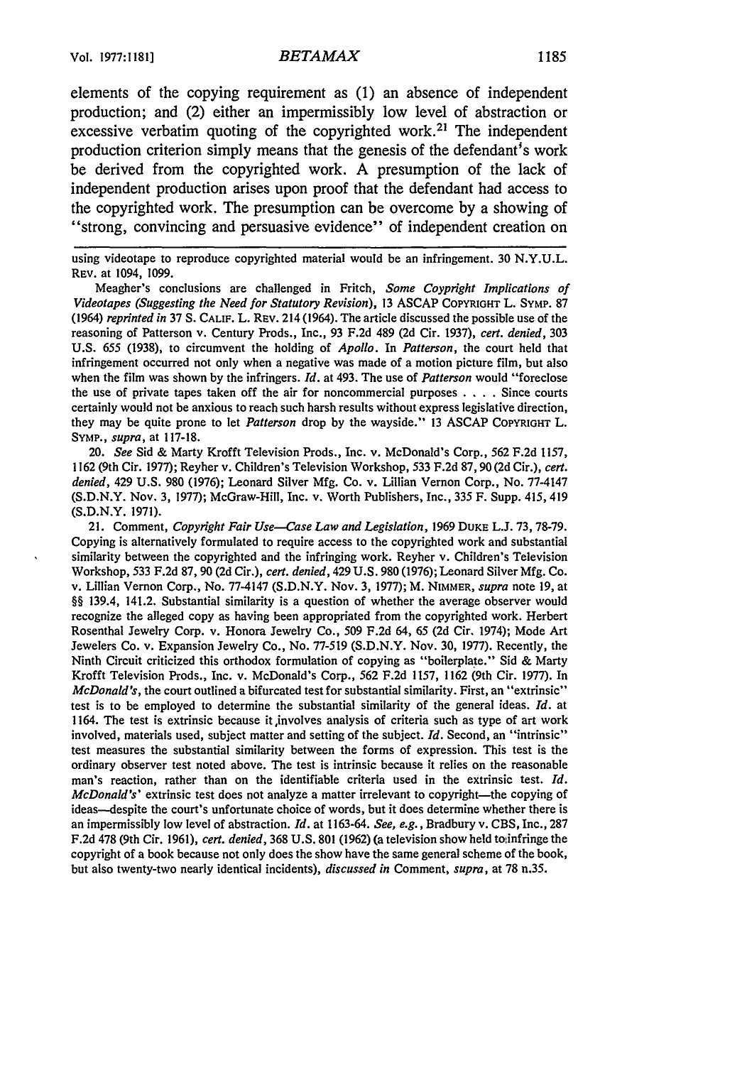elements of the copying requirement as (1) an absence of independent production; and (2) either an impermissibly low level of abstraction or excessive verbatim quoting of the copyrighted work.[21] The independent production criterion simply means that the genesis of the defendant's work be derived from the copyrighted work. A presumption of the lack of independent production arises upon proof that the defendant had access to the copyrighted work. The presumption can be overcome by a showing of "strong, convincing and persuasive evidence" of independent creation on

---

using videotape to reproduce copyrighted material would be an infringement. 30 N.Y.U.L. REV. at 1094, 1099.

Meagher's conclusions are challenged in Fritch, *Some Coypright Implications of Videotapes (Suggesting the Need for Statutory Revision)*, 13 ASCAP COPYRIGHT L. SYMP. 87 (1964) *reprinted in* 37 S. CALIF. L. REV. 214 (1964). The article discussed the possible use of the reasoning of Patterson v. Century Prods., Inc., 93 F.2d 489 (2d Cir. 1937), *cert. denied*, 303 U.S. 655 (1938), to circumvent the holding of *Apollo*. In *Patterson*, the court held that infringement occurred not only when a negative was made of a motion picture film, but also when the film was shown by the infringers. *Id.* at 493. The use of *Patterson* would "foreclose the use of private tapes taken off the air for noncommercial purposes . . . . Since courts certainly would not be anxious to reach such harsh results without express legislative direction, they may be quite prone to let *Patterson* drop by the wayside." 13 ASCAP COPYRIGHT L. SYMP., *supra*, at 117-18.

20. *See* Sid & Marty Krofft Television Prods., Inc. v. McDonald's Corp., 562 F.2d 1157, 1162 (9th Cir. 1977); Reyher v. Children's Television Workshop, 533 F.2d 87, 90 (2d Cir.), *cert. denied*, 429 U.S. 980 (1976); Leonard Silver Mfg. Co. v. Lillian Vernon Corp., No. 77-4147 (S.D.N.Y. Nov. 3, 1977); McGraw-Hill, Inc. v. Worth Publishers, Inc., 335 F. Supp. 415, 419 (S.D.N.Y. 1971).

21. Comment, *Copyright Fair Use—Case Law and Legislation*, 1969 DUKE L.J. 73, 78-79. Copying is alternatively formulated to require access to the copyrighted work and substantial similarity between the copyrighted and the infringing work. Reyher v. Children's Television Workshop, 533 F.2d 87, 90 (2d Cir.), *cert. denied*, 429 U.S. 980 (1976); Leonard Silver Mfg. Co. v. Lillian Vernon Corp., No. 77-4147 (S.D.N.Y. Nov. 3, 1977); M. NIMMER, *supra* note 19, at §§ 139.4, 141.2. Substantial similarity is a question of whether the average observer would recognize the alleged copy as having been appropriated from the copyrighted work. Herbert Rosenthal Jewelry Corp. v. Honora Jewelry Co., 509 F.2d 64, 65 (2d Cir. 1974); Mode Art Jewelers Co. v. Expansion Jewelry Co., No. 77-519 (S.D.N.Y. Nov. 30, 1977). Recently, the Ninth Circuit criticized this orthodox formulation of copying as "boilerplate." Sid & Marty Krofft Television Prods., Inc. v. McDonald's Corp., 562 F.2d 1157, 1162 (9th Cir. 1977). In *McDonald's*, the court outlined a bifurcated test for substantial similarity. First, an "extrinsic" test is to be employed to determine the substantial similarity of the general ideas. *Id.* at 1164. The test is extrinsic because it involves analysis of criteria such as type of art work involved, materials used, subject matter and setting of the subject. *Id.* Second, an "intrinsic" test measures the substantial similarity between the forms of expression. This test is the ordinary observer test noted above. The test is intrinsic because it relies on the reasonable man's reaction, rather than on the identifiable criteria used in the extrinsic test. *Id.* *McDonald's'* extrinsic test does not analyze a matter irrelevant to copyright—the copying of ideas—despite the court's unfortunate choice of words, but it does determine whether there is an impermissibly low level of abstraction. *Id.* at 1163-64. *See, e.g.*, Bradbury v. CBS, Inc., 287 F.2d 478 (9th Cir. 1961), *cert. denied*, 368 U.S. 801 (1962) (a television show held to infringe the copyright of a book because not only does the show have the same general scheme of the book, but also twenty-two nearly identical incidents), *discussed in* Comment, *supra*, at 78 n.35.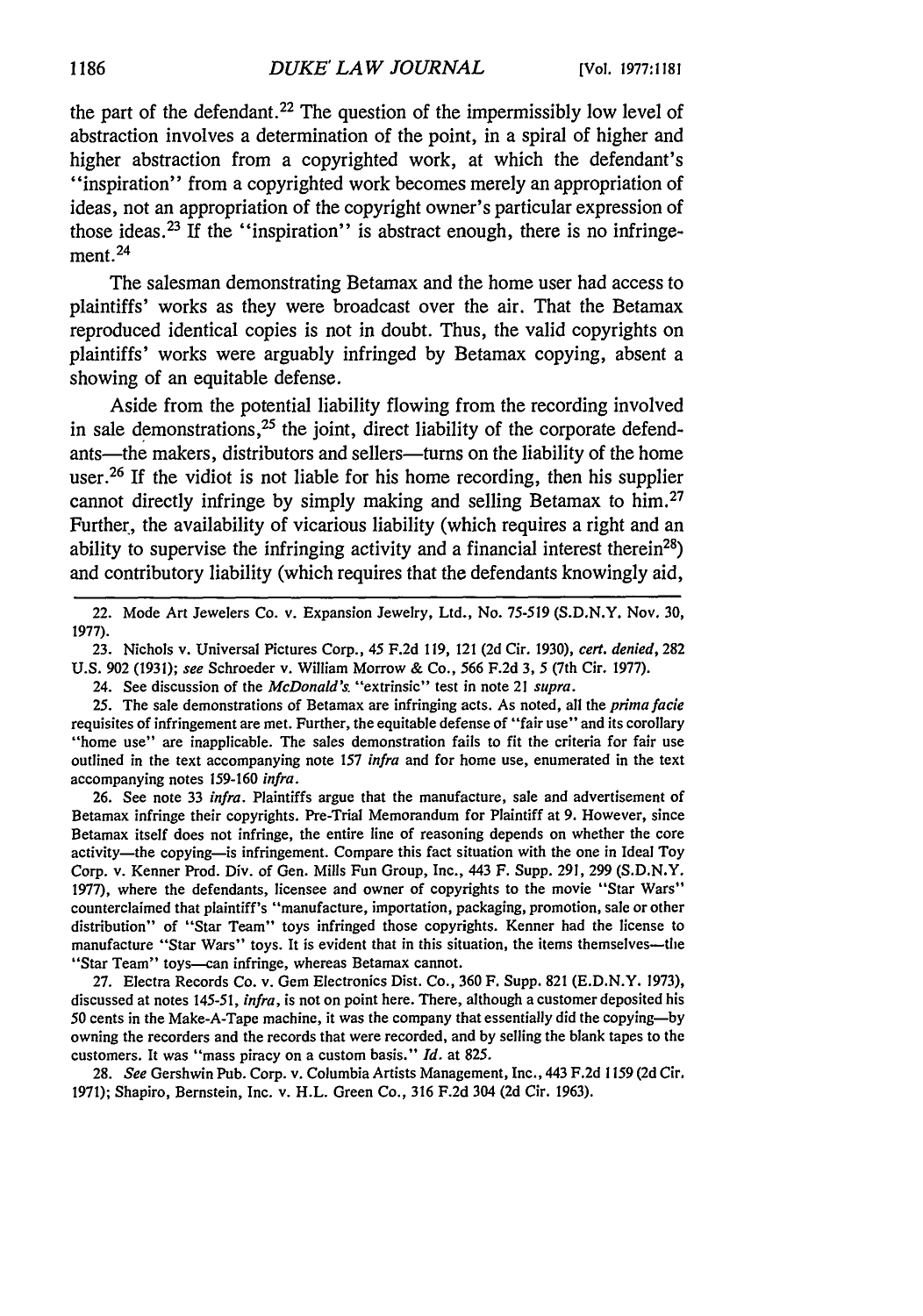the part of the defendant.[22] The question of the impermissibly low level of abstraction involves a determination of the point, in a spiral of higher and higher abstraction from a copyrighted work, at which the defendant's "inspiration" from a copyrighted work becomes merely an appropriation of ideas, not an appropriation of the copyright owner's particular expression of those ideas.[23] If the "inspiration" is abstract enough, there is no infringement.[24]

The salesman demonstrating Betamax and the home user had access to plaintiffs' works as they were broadcast over the air. That the Betamax reproduced identical copies is not in doubt. Thus, the valid copyrights on plaintiffs' works were arguably infringed by Betamax copying, absent a showing of an equitable defense.

Aside from the potential liability flowing from the recording involved in sale demonstrations,[25] the joint, direct liability of the corporate defendants—the makers, distributors and sellers—turns on the liability of the home user.[26] If the vidiot is not liable for his home recording, then his supplier cannot directly infringe by simply making and selling Betamax to him.[27] Further, the availability of vicarious liability (which requires a right and an ability to supervise the infringing activity and a financial interest therein[28]) and contributory liability (which requires that the defendants knowingly aid,

---

22. Mode Art Jewelers Co. v. Expansion Jewelry, Ltd., No. 75-519 (S.D.N.Y. Nov. 30, 1977).

23. Nichols v. Universal Pictures Corp., 45 F.2d 119, 121 (2d Cir. 1930), *cert. denied*, 282 U.S. 902 (1931); *see* Schroeder v. William Morrow & Co., 566 F.2d 3, 5 (7th Cir. 1977).

24. See discussion of the *McDonald's* "extrinsic" test in note 21 *supra*.

25. The sale demonstrations of Betamax are infringing acts. As noted, all the *prima facie* requisites of infringement are met. Further, the equitable defense of "fair use" and its corollary "home use" are inapplicable. The sales demonstration fails to fit the criteria for fair use outlined in the text accompanying note 157 *infra* and for home use, enumerated in the text accompanying notes 159-160 *infra*.

26. See note 33 *infra*. Plaintiffs argue that the manufacture, sale and advertisement of Betamax infringe their copyrights. Pre-Trial Memorandum for Plaintiff at 9. However, since Betamax itself does not infringe, the entire line of reasoning depends on whether the core activity—the copying—is infringement. Compare this fact situation with the one in Ideal Toy Corp. v. Kenner Prod. Div. of Gen. Mills Fun Group, Inc., 443 F. Supp. 291, 299 (S.D.N.Y. 1977), where the defendants, licensee and owner of copyrights to the movie "Star Wars" counterclaimed that plaintiff's "manufacture, importation, packaging, promotion, sale or other distribution" of "Star Team" toys infringed those copyrights. Kenner had the license to manufacture "Star Wars" toys. It is evident that in this situation, the items themselves—the "Star Team" toys—can infringe, whereas Betamax cannot.

27. Electra Records Co. v. Gem Electronics Dist. Co., 360 F. Supp. 821 (E.D.N.Y. 1973), discussed at notes 145-51, *infra*, is not on point here. There, although a customer deposited his 50 cents in the Make-A-Tape machine, it was the company that essentially did the copying—by owning the recorders and the records that were recorded, and by selling the blank tapes to the customers. It was "mass piracy on a custom basis." *Id.* at 825.

28. *See* Gershwin Pub. Corp. v. Columbia Artists Management, Inc., 443 F.2d 1159 (2d Cir. 1971); Shapiro, Bernstein, Inc. v. H.L. Green Co., 316 F.2d 304 (2d Cir. 1963).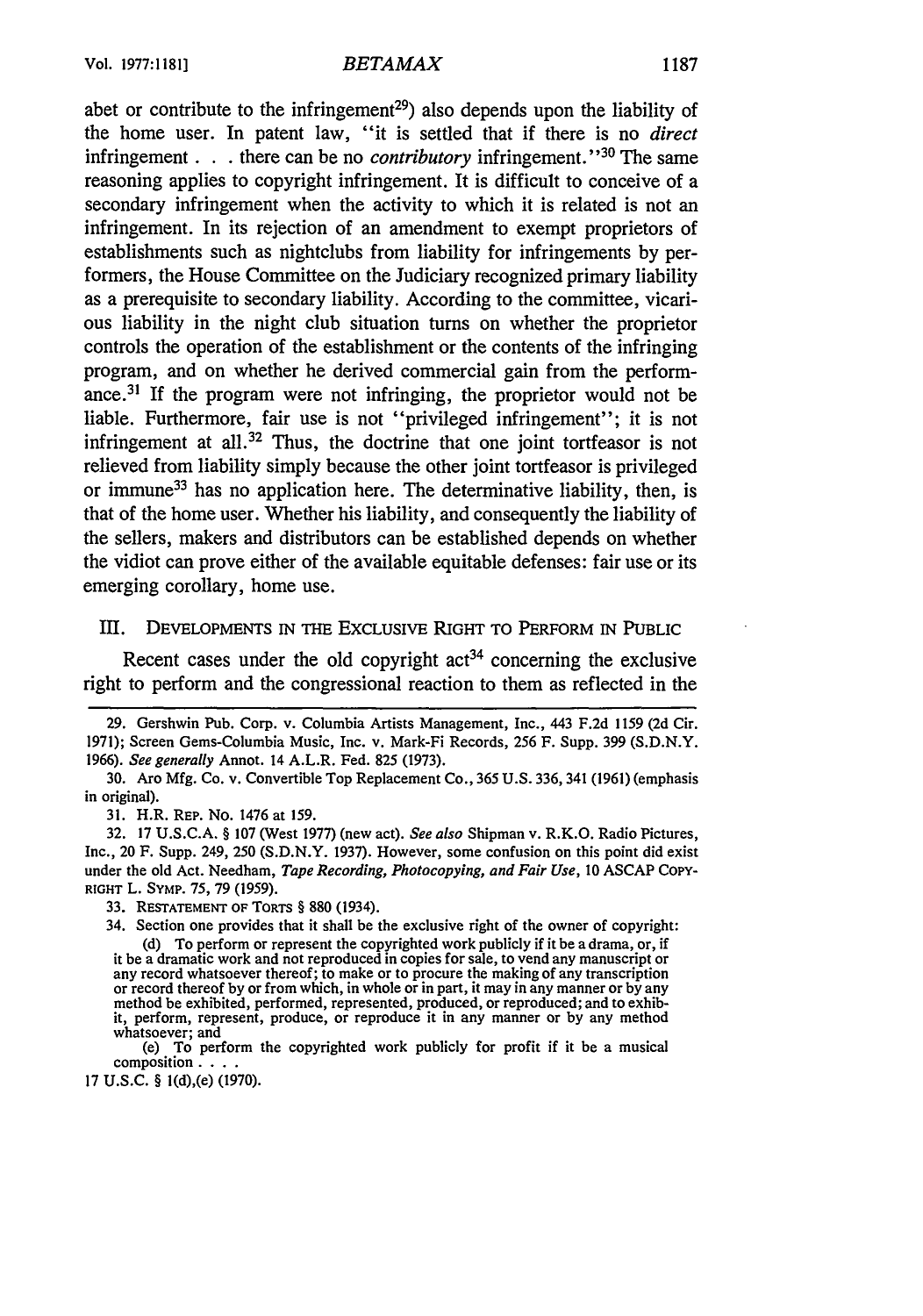abet or contribute to the infringement[29]) also depends upon the liability of the home user. In patent law, "it is settled that if there is no *direct* infringement . . . there can be no *contributory* infringement."[30] The same reasoning applies to copyright infringement. It is difficult to conceive of a secondary infringement when the activity to which it is related is not an infringement. In its rejection of an amendment to exempt proprietors of establishments such as nightclubs from liability for infringements by performers, the House Committee on the Judiciary recognized primary liability as a prerequisite to secondary liability. According to the committee, vicarious liability in the night club situation turns on whether the proprietor controls the operation of the establishment or the contents of the infringing program, and on whether he derived commercial gain from the performance.[31] If the program were not infringing, the proprietor would not be liable. Furthermore, fair use is not "privileged infringement"; it is not infringement at all.[32] Thus, the doctrine that one joint tortfeasor is not relieved from liability simply because the other joint tortfeasor is privileged or immune[33] has no application here. The determinative liability, then, is that of the home user. Whether his liability, and consequently the liability of the sellers, makers and distributors can be established depends on whether the vidiot can prove either of the available equitable defenses: fair use or its emerging corollary, home use.

## III. Developments in the Exclusive Right to Perform in Public

Recent cases under the old copyright act[34] concerning the exclusive right to perform and the congressional reaction to them as reflected in the

---

29. Gershwin Pub. Corp. v. Columbia Artists Management, Inc., 443 F.2d 1159 (2d Cir. 1971); Screen Gems-Columbia Music, Inc. v. Mark-Fi Records, 256 F. Supp. 399 (S.D.N.Y. 1966). *See generally* Annot. 14 A.L.R. Fed. 825 (1973).

30. Aro Mfg. Co. v. Convertible Top Replacement Co., 365 U.S. 336, 341 (1961) (emphasis in original).

31. H.R. Rep. No. 1476 at 159.

32. 17 U.S.C.A. § 107 (West 1977) (new act). *See also* Shipman v. R.K.O. Radio Pictures, Inc., 20 F. Supp. 249, 250 (S.D.N.Y. 1937). However, some confusion on this point did exist under the old Act. Needham, *Tape Recording, Photocopying, and Fair Use*, 10 ASCAP Copyright L. Symp. 75, 79 (1959).

33. Restatement of Torts § 880 (1934).

34. Section one provides that it shall be the exclusive right of the owner of copyright:

> (d) To perform or represent the copyrighted work publicly if it be a drama, or, if it be a dramatic work and not reproduced in copies for sale, to vend any manuscript or any record whatsoever thereof; to make or to procure the making of any transcription or record thereof by or from which, in whole or in part, it may in any manner or by any method be exhibited, performed, represented, produced, or reproduced; and to exhibit, perform, represent, produce, or reproduce it in any manner or by any method whatsoever; and
>
> (e) To perform the copyrighted work publicly for profit if it be a musical composition . . . .

17 U.S.C. § 1(d),(e) (1970).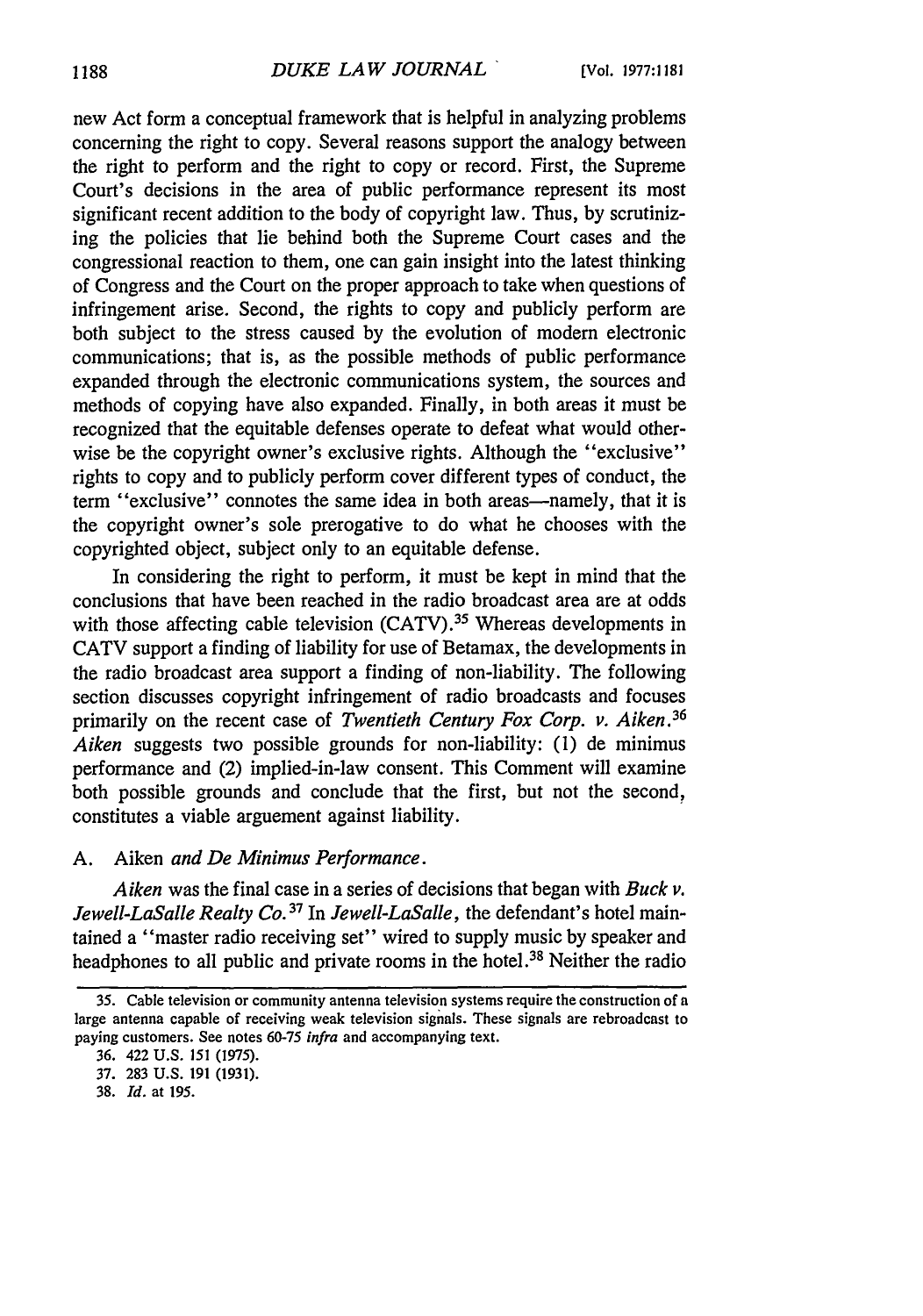new Act form a conceptual framework that is helpful in analyzing problems concerning the right to copy. Several reasons support the analogy between the right to perform and the right to copy or record. First, the Supreme Court's decisions in the area of public performance represent its most significant recent addition to the body of copyright law. Thus, by scrutinizing the policies that lie behind both the Supreme Court cases and the congressional reaction to them, one can gain insight into the latest thinking of Congress and the Court on the proper approach to take when questions of infringement arise. Second, the rights to copy and publicly perform are both subject to the stress caused by the evolution of modern electronic communications; that is, as the possible methods of public performance expanded through the electronic communications system, the sources and methods of copying have also expanded. Finally, in both areas it must be recognized that the equitable defenses operate to defeat what would otherwise be the copyright owner's exclusive rights. Although the "exclusive" rights to copy and to publicly perform cover different types of conduct, the term "exclusive" connotes the same idea in both areas—namely, that it is the copyright owner's sole prerogative to do what he chooses with the copyrighted object, subject only to an equitable defense.

In considering the right to perform, it must be kept in mind that the conclusions that have been reached in the radio broadcast area are at odds with those affecting cable television (CATV).[35] Whereas developments in CATV support a finding of liability for use of Betamax, the developments in the radio broadcast area support a finding of non-liability. The following section discusses copyright infringement of radio broadcasts and focuses primarily on the recent case of *Twentieth Century Fox Corp. v. Aiken*.[36] *Aiken* suggests two possible grounds for non-liability: (1) de minimus performance and (2) implied-in-law consent. This Comment will examine both possible grounds and conclude that the first, but not the second, constitutes a viable arguement against liability.

### A. *Aiken and De Minimus Performance.*

*Aiken* was the final case in a series of decisions that began with *Buck v. Jewell-LaSalle Realty Co.*[37] In *Jewell-LaSalle*, the defendant's hotel maintained a "master radio receiving set" wired to supply music by speaker and headphones to all public and private rooms in the hotel.[38] Neither the radio

---

35. Cable television or community antenna television systems require the construction of a large antenna capable of receiving weak television signals. These signals are rebroadcast to paying customers. See notes 60-75 *infra* and accompanying text.

36. 422 U.S. 151 (1975).

37. 283 U.S. 191 (1931).

38. *Id.* at 195.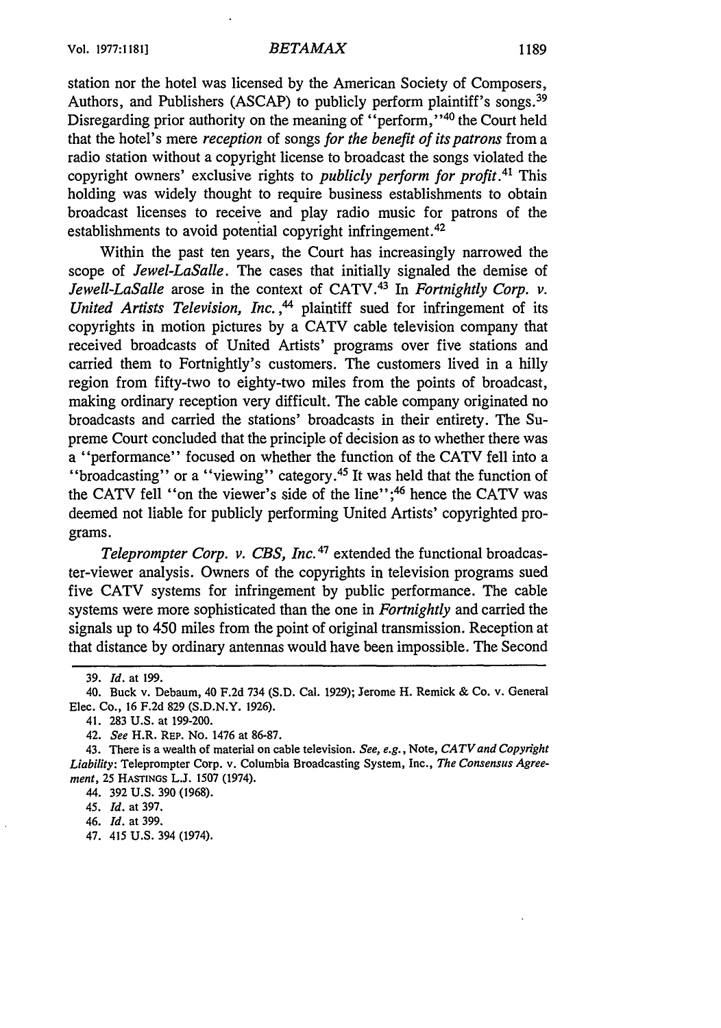station nor the hotel was licensed by the American Society of Composers, Authors, and Publishers (ASCAP) to publicly perform plaintiff's songs.[39] Disregarding prior authority on the meaning of "perform,"[40] the Court held that the hotel's mere *reception* of songs *for the benefit of its patrons* from a radio station without a copyright license to broadcast the songs violated the copyright owners' exclusive rights to *publicly perform for profit*.[41] This holding was widely thought to require business establishments to obtain broadcast licenses to receive and play radio music for patrons of the establishments to avoid potential copyright infringement.[42]

Within the past ten years, the Court has increasingly narrowed the scope of *Jewel-LaSalle*. The cases that initially signaled the demise of *Jewell-LaSalle* arose in the context of CATV.[43] In *Fortnightly Corp. v. United Artists Television, Inc.*,[44] plaintiff sued for infringement of its copyrights in motion pictures by a CATV cable television company that received broadcasts of United Artists' programs over five stations and carried them to Fortnightly's customers. The customers lived in a hilly region from fifty-two to eighty-two miles from the points of broadcast, making ordinary reception very difficult. The cable company originated no broadcasts and carried the stations' broadcasts in their entirety. The Supreme Court concluded that the principle of decision as to whether there was a "performance" focused on whether the function of the CATV fell into a "broadcasting" or a "viewing" category.[45] It was held that the function of the CATV fell "on the viewer's side of the line";[46] hence the CATV was deemed not liable for publicly performing United Artists' copyrighted programs.

*Teleprompter Corp. v. CBS, Inc.*[47] extended the functional broadcaster-viewer analysis. Owners of the copyrights in television programs sued five CATV systems for infringement by public performance. The cable systems were more sophisticated than the one in *Fortnightly* and carried the signals up to 450 miles from the point of original transmission. Reception at that distance by ordinary antennas would have been impossible. The Second

---

39. *Id.* at 199.

40. Buck v. Debaum, 40 F.2d 734 (S.D. Cal. 1929); Jerome H. Remick & Co. v. General Elec. Co., 16 F.2d 829 (S.D.N.Y. 1926).

41. 283 U.S. at 199-200.

42. *See* H.R. REP. No. 1476 at 86-87.

43. There is a wealth of material on cable television. *See, e.g.*, Note, *CATV and Copyright Liability:* Teleprompter Corp. v. Columbia Broadcasting System, Inc., *The Consensus Agreement*, 25 HASTINGS L.J. 1507 (1974).

44. 392 U.S. 390 (1968).

45. *Id.* at 397.

46. *Id.* at 399.

47. 415 U.S. 394 (1974).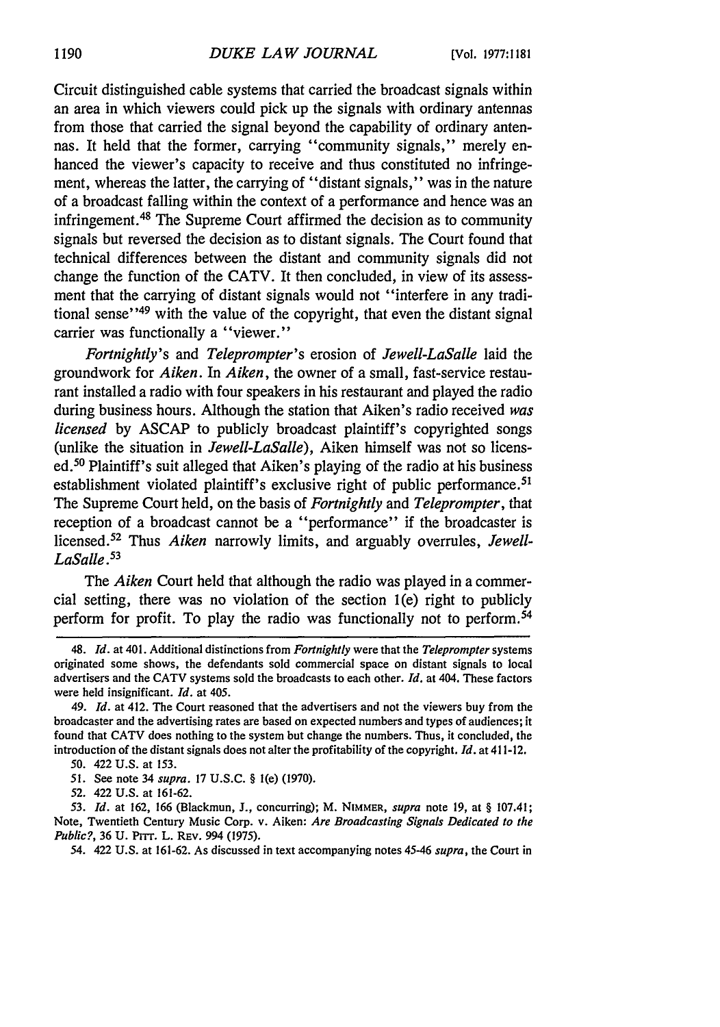Circuit distinguished cable systems that carried the broadcast signals within an area in which viewers could pick up the signals with ordinary antennas from those that carried the signal beyond the capability of ordinary antennas. It held that the former, carrying "community signals," merely enhanced the viewer's capacity to receive and thus constituted no infringement, whereas the latter, the carrying of "distant signals," was in the nature of a broadcast falling within the context of a performance and hence was an infringement.[48] The Supreme Court affirmed the decision as to community signals but reversed the decision as to distant signals. The Court found that technical differences between the distant and community signals did not change the function of the CATV. It then concluded, in view of its assessment that the carrying of distant signals would not "interfere in any traditional sense"[49] with the value of the copyright, that even the distant signal carrier was functionally a "viewer."

*Fortnightly*'s and *Teleprompter*'s erosion of *Jewell-LaSalle* laid the groundwork for *Aiken*. In *Aiken*, the owner of a small, fast-service restaurant installed a radio with four speakers in his restaurant and played the radio during business hours. Although the station that Aiken's radio received *was licensed* by ASCAP to publicly broadcast plaintiff's copyrighted songs (unlike the situation in *Jewell-LaSalle*), Aiken himself was not so licensed.[50] Plaintiff's suit alleged that Aiken's playing of the radio at his business establishment violated plaintiff's exclusive right of public performance.[51] The Supreme Court held, on the basis of *Fortnightly* and *Teleprompter*, that reception of a broadcast cannot be a "performance" if the broadcaster is licensed.[52] Thus *Aiken* narrowly limits, and arguably overrules, *Jewell-LaSalle*.[53]

The *Aiken* Court held that although the radio was played in a commercial setting, there was no violation of the section 1(e) right to publicly perform for profit. To play the radio was functionally not to perform.[54]

---

48. *Id.* at 401. Additional distinctions from *Fortnightly* were that the *Teleprompter* systems originated some shows, the defendants sold commercial space on distant signals to local advertisers and the CATV systems sold the broadcasts to each other. *Id.* at 404. These factors were held insignificant. *Id.* at 405.

49. *Id.* at 412. The Court reasoned that the advertisers and not the viewers buy from the broadcaster and the advertising rates are based on expected numbers and types of audiences; it found that CATV does nothing to the system but change the numbers. Thus, it concluded, the introduction of the distant signals does not alter the profitability of the copyright. *Id.* at 411-12.

50. 422 U.S. at 153.

51. See note 34 *supra*. 17 U.S.C. § 1(e) (1970).

52. 422 U.S. at 161-62.

53. *Id.* at 162, 166 (Blackmun, J., concurring); M. NIMMER, *supra* note 19, at § 107.41; Note, Twentieth Century Music Corp. v. Aiken: *Are Broadcasting Signals Dedicated to the Public?*, 36 U. PITT. L. REV. 994 (1975).

54. 422 U.S. at 161-62. As discussed in text accompanying notes 45-46 *supra*, the Court in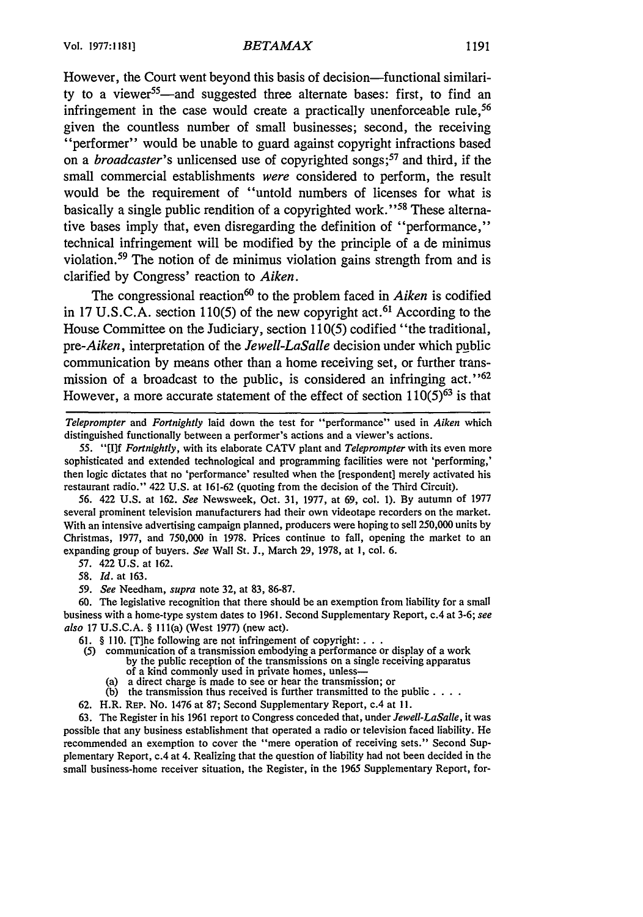However, the Court went beyond this basis of decision—functional similarity to a viewer[55]—and suggested three alternate bases: first, to find an infringement in the case would create a practically unenforceable rule,[56] given the countless number of small businesses; second, the receiving "performer" would be unable to guard against copyright infractions based on a *broadcaster*'s unlicensed use of copyrighted songs;[57] and third, if the small commercial establishments *were* considered to perform, the result would be the requirement of "untold numbers of licenses for what is basically a single public rendition of a copyrighted work."[58] These alternative bases imply that, even disregarding the definition of "performance," technical infringement will be modified by the principle of a de minimus violation.[59] The notion of de minimus violation gains strength from and is clarified by Congress' reaction to *Aiken*.

The congressional reaction[60] to the problem faced in *Aiken* is codified in 17 U.S.C.A. section 110(5) of the new copyright act.[61] According to the House Committee on the Judiciary, section 110(5) codified "the traditional, pre-*Aiken*, interpretation of the *Jewell-LaSalle* decision under which public communication by means other than a home receiving set, or further transmission of a broadcast to the public, is considered an infringing act."[62] However, a more accurate statement of the effect of section 110(5)[63] is that

---

*Teleprompter* and *Fortnightly* laid down the test for "performance" used in *Aiken* which distinguished functionally between a performer's actions and a viewer's actions.

55. "[I]f *Fortnightly*, with its elaborate CATV plant and *Teleprompter* with its even more sophisticated and extended technological and programming facilities were not 'performing,' then logic dictates that no 'performance' resulted when the [respondent] merely activated his restaurant radio." 422 U.S. at 161-62 (quoting from the decision of the Third Circuit).

56. 422 U.S. at 162. *See* Newsweek, Oct. 31, 1977, at 69, col. 1). By autumn of 1977 several prominent television manufacturers had their own videotape recorders on the market. With an intensive advertising campaign planned, producers were hoping to sell 250,000 units by Christmas, 1977, and 750,000 in 1978. Prices continue to fall, opening the market to an expanding group of buyers. *See* Wall St. J., March 29, 1978, at 1, col. 6.

57. 422 U.S. at 162.

58. *Id.* at 163.

59. *See* Needham, *supra* note 32, at 83, 86-87.

60. The legislative recognition that there should be an exemption from liability for a small business with a home-type system dates to 1961. Second Supplementary Report, c.4 at 3-6; *see also* 17 U.S.C.A. § 111(a) (West 1977) (new act).

61. § 110. [T]he following are not infringement of copyright: . . .

(5) communication of a transmission embodying a performance or display of a work by the public reception of the transmissions on a single receiving apparatus of a kind commonly used in private homes, unless—

(a) a direct charge is made to see or hear the transmission; or

(b) the transmission thus received is further transmitted to the public . . . .

62. H.R. Rep. No. 1476 at 87; Second Supplementary Report, c.4 at 11.

63. The Register in his 1961 report to Congress conceded that, under *Jewell-LaSalle*, it was possible that any business establishment that operated a radio or television faced liability. He recommended an exemption to cover the "mere operation of receiving sets." Second Supplementary Report, c.4 at 4. Realizing that the question of liability had not been decided in the small business-home receiver situation, the Register, in the 1965 Supplementary Report, for-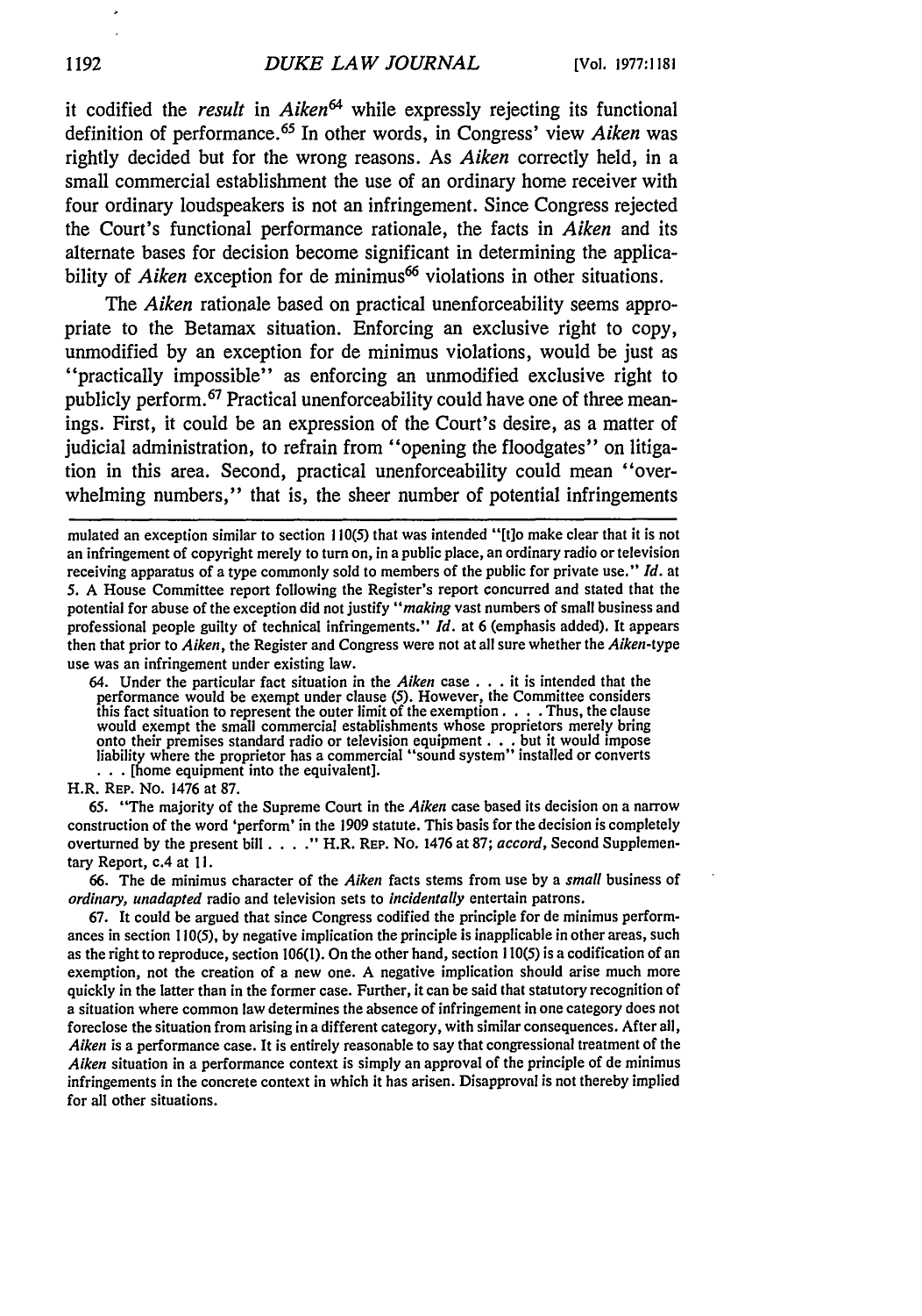it codified the *result* in *Aiken*[64] while expressly rejecting its functional definition of performance.[65] In other words, in Congress' view *Aiken* was rightly decided but for the wrong reasons. As *Aiken* correctly held, in a small commercial establishment the use of an ordinary home receiver with four ordinary loudspeakers is not an infringement. Since Congress rejected the Court's functional performance rationale, the facts in *Aiken* and its alternate bases for decision become significant in determining the applicability of *Aiken* exception for de minimus[66] violations in other situations.

The *Aiken* rationale based on practical unenforceability seems appropriate to the Betamax situation. Enforcing an exclusive right to copy, unmodified by an exception for de minimus violations, would be just as "practically impossible" as enforcing an unmodified exclusive right to publicly perform.[67] Practical unenforceability could have one of three meanings. First, it could be an expression of the Court's desire, as a matter of judicial administration, to refrain from "opening the floodgates" on litigation in this area. Second, practical unenforceability could mean "overwhelming numbers," that is, the sheer number of potential infringements

---

mulated an exception similar to section 110(5) that was intended "[t]o make clear that it is not an infringement of copyright merely to turn on, in a public place, an ordinary radio or television receiving apparatus of a type commonly sold to members of the public for private use." *Id.* at 5. A House Committee report following the Register's report concurred and stated that the potential for abuse of the exception did not justify "*making* vast numbers of small business and professional people guilty of technical infringements." *Id.* at 6 (emphasis added). It appears then that prior to *Aiken*, the Register and Congress were not at all sure whether the *Aiken*-type use was an infringement under existing law.

64. Under the particular fact situation in the *Aiken* case . . . it is intended that the performance would be exempt under clause (5). However, the Committee considers this fact situation to represent the outer limit of the exemption . . . . Thus, the clause would exempt the small commercial establishments whose proprietors merely bring onto their premises standard radio or television equipment . . . but it would impose liability where the proprietor has a commercial "sound system" installed or converts . . . [home equipment into the equivalent].

H.R. REP. NO. 1476 at 87.

65. "The majority of the Supreme Court in the *Aiken* case based its decision on a narrow construction of the word 'perform' in the 1909 statute. This basis for the decision is completely overturned by the present bill . . . ." H.R. REP. NO. 1476 at 87; *accord*, Second Supplementary Report, c.4 at 11.

66. The de minimus character of the *Aiken* facts stems from use by a *small* business of *ordinary, unadapted* radio and television sets to *incidentally* entertain patrons.

67. It could be argued that since Congress codified the principle for de minimus performances in section 110(5), by negative implication the principle is inapplicable in other areas, such as the right to reproduce, section 106(1). On the other hand, section 110(5) is a codification of an exemption, not the creation of a new one. A negative implication should arise much more quickly in the latter than in the former case. Further, it can be said that statutory recognition of a situation where common law determines the absence of infringement in one category does not foreclose the situation from arising in a different category, with similar consequences. After all, *Aiken* is a performance case. It is entirely reasonable to say that congressional treatment of the *Aiken* situation in a performance context is simply an approval of the principle of de minimus infringements in the concrete context in which it has arisen. Disapproval is not thereby implied for all other situations.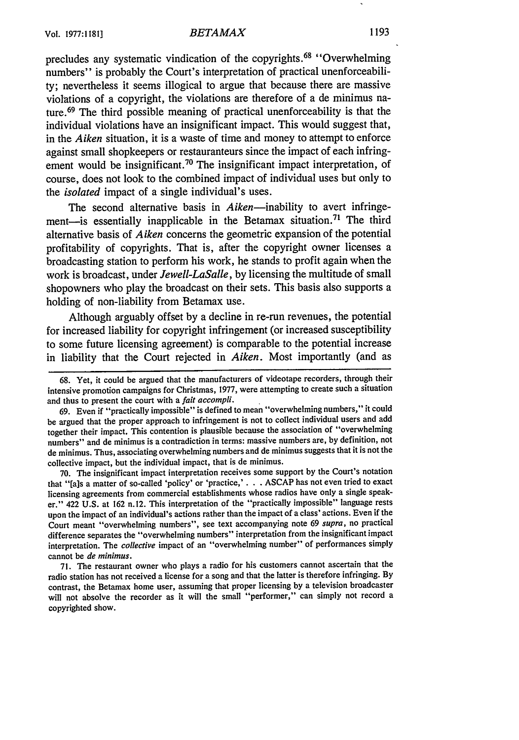precludes any systematic vindication of the copyrights.[68] "Overwhelming numbers" is probably the Court's interpretation of practical unenforceability; nevertheless it seems illogical to argue that because there are massive violations of a copyright, the violations are therefore of a de minimus nature.[69] The third possible meaning of practical unenforceability is that the individual violations have an insignificant impact. This would suggest that, in the *Aiken* situation, it is a waste of time and money to attempt to enforce against small shopkeepers or restauranteurs since the impact of each infringement would be insignificant.[70] The insignificant impact interpretation, of course, does not look to the combined impact of individual uses but only to the *isolated* impact of a single individual's uses.

The second alternative basis in *Aiken*—inability to avert infringement—is essentially inapplicable in the Betamax situation.[71] The third alternative basis of *Aiken* concerns the geometric expansion of the potential profitability of copyrights. That is, after the copyright owner licenses a broadcasting station to perform his work, he stands to profit again when the work is broadcast, under *Jewell-LaSalle*, by licensing the multitude of small shopowners who play the broadcast on their sets. This basis also supports a holding of non-liability from Betamax use.

Although arguably offset by a decline in re-run revenues, the potential for increased liability for copyright infringement (or increased susceptibility to some future licensing agreement) is comparable to the potential increase in liability that the Court rejected in *Aiken*. Most importantly (and as

---

68. Yet, it could be argued that the manufacturers of videotape recorders, through their intensive promotion campaigns for Christmas, 1977, were attempting to create such a situation and thus to present the court with a *fait accompli*.

69. Even if "practically impossible" is defined to mean "overwhelming numbers," it could be argued that the proper approach to infringement is not to collect individual users and add together their impact. This contention is plausible because the association of "overwhelming numbers" and de minimus is a contradiction in terms: massive numbers are, by definition, not de minimus. Thus, associating overwhelming numbers and de minimus suggests that it is not the collective impact, but the individual impact, that is de minimus.

70. The insignificant impact interpretation receives some support by the Court's notation that "[a]s a matter of so-called 'policy' or 'practice,' . . . ASCAP has not even tried to exact licensing agreements from commercial establishments whose radios have only a single speaker." 422 U.S. at 162 n.12. This interpretation of the "practically impossible" language rests upon the impact of an individual's actions rather than the impact of a class' actions. Even if the Court meant "overwhelming numbers", see text accompanying note 69 *supra*, no practical difference separates the "overwhelming numbers" interpretation from the insignificant impact interpretation. The *collective* impact of an "overwhelming number" of performances simply cannot be *de minimus*.

71. The restaurant owner who plays a radio for his customers cannot ascertain that the radio station has not received a license for a song and that the latter is therefore infringing. By contrast, the Betamax home user, assuming that proper licensing by a television broadcaster will not absolve the recorder as it will the small "performer," can simply not record a copyrighted show.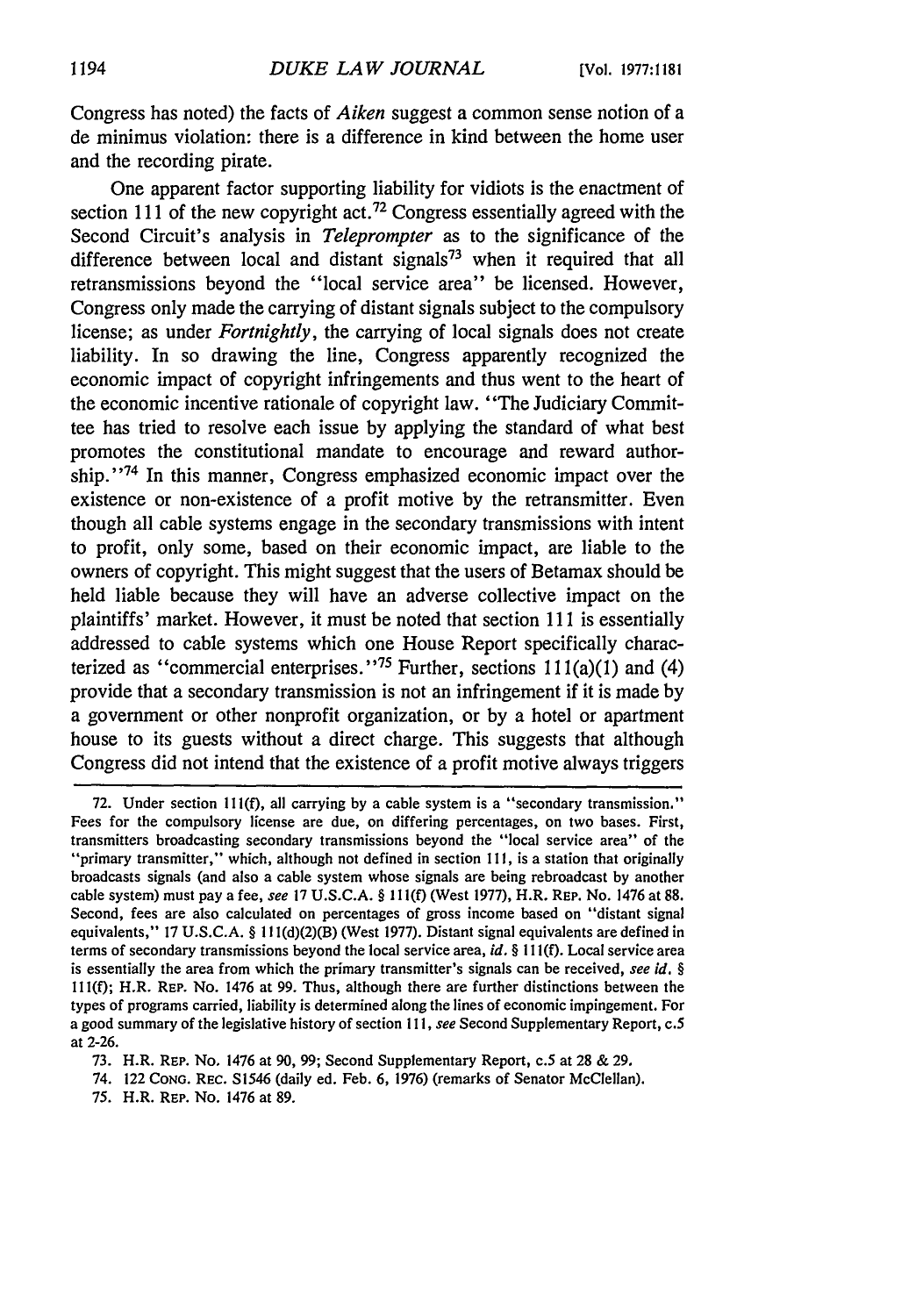Congress has noted) the facts of *Aiken* suggest a common sense notion of a de minimus violation: there is a difference in kind between the home user and the recording pirate.

One apparent factor supporting liability for vidiots is the enactment of section 111 of the new copyright act.[72] Congress essentially agreed with the Second Circuit's analysis in *Teleprompter* as to the significance of the difference between local and distant signals[73] when it required that all retransmissions beyond the "local service area" be licensed. However, Congress only made the carrying of distant signals subject to the compulsory license; as under *Fortnightly*, the carrying of local signals does not create liability. In so drawing the line, Congress apparently recognized the economic impact of copyright infringements and thus went to the heart of the economic incentive rationale of copyright law. "The Judiciary Committee has tried to resolve each issue by applying the standard of what best promotes the constitutional mandate to encourage and reward authorship."[74] In this manner, Congress emphasized economic impact over the existence or non-existence of a profit motive by the retransmitter. Even though all cable systems engage in the secondary transmissions with intent to profit, only some, based on their economic impact, are liable to the owners of copyright. This might suggest that the users of Betamax should be held liable because they will have an adverse collective impact on the plaintiffs' market. However, it must be noted that section 111 is essentially addressed to cable systems which one House Report specifically characterized as "commercial enterprises."[75] Further, sections 111(a)(1) and (4) provide that a secondary transmission is not an infringement if it is made by a government or other nonprofit organization, or by a hotel or apartment house to its guests without a direct charge. This suggests that although Congress did not intend that the existence of a profit motive always triggers

---

72. Under section 111(f), all carrying by a cable system is a "secondary transmission." Fees for the compulsory license are due, on differing percentages, on two bases. First, transmitters broadcasting secondary transmissions beyond the "local service area" of the "primary transmitter," which, although not defined in section 111, is a station that originally broadcasts signals (and also a cable system whose signals are being rebroadcast by another cable system) must pay a fee, *see* 17 U.S.C.A. § 111(f) (West 1977), H.R. REP. No. 1476 at 88. Second, fees are also calculated on percentages of gross income based on "distant signal equivalents," 17 U.S.C.A. § 111(d)(2)(B) (West 1977). Distant signal equivalents are defined in terms of secondary transmissions beyond the local service area, *id.* § 111(f). Local service area is essentially the area from which the primary transmitter's signals can be received, *see id.* § 111(f); H.R. REP. No. 1476 at 99. Thus, although there are further distinctions between the types of programs carried, liability is determined along the lines of economic impingement. For a good summary of the legislative history of section 111, *see* Second Supplementary Report, c.5 at 2-26.

73. H.R. REP. No. 1476 at 90, 99; Second Supplementary Report, c.5 at 28 & 29.

74. 122 CONG. REC. S1546 (daily ed. Feb. 6, 1976) (remarks of Senator McClellan).

75. H.R. REP. No. 1476 at 89.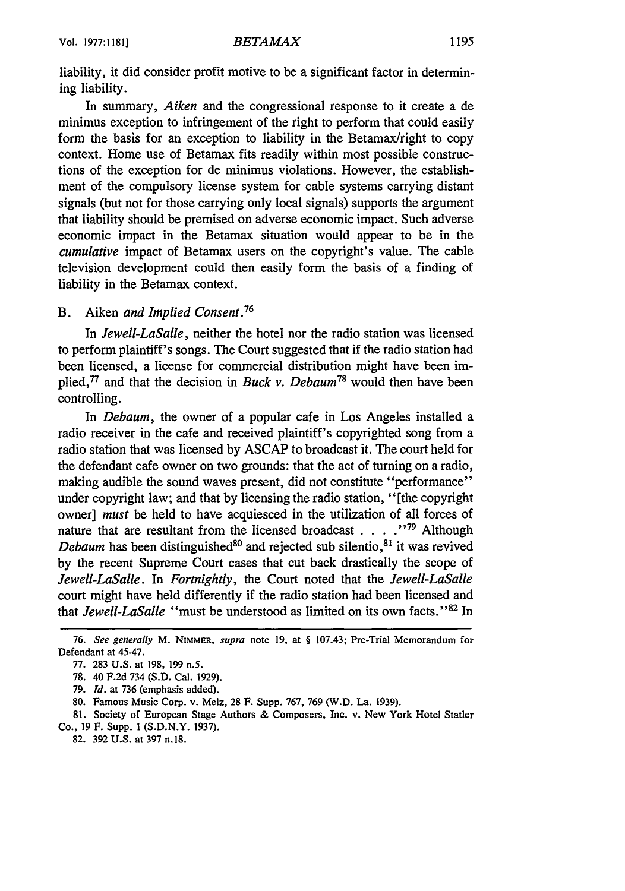liability, it did consider profit motive to be a significant factor in determining liability.

In summary, *Aiken* and the congressional response to it create a de minimus exception to infringement of the right to perform that could easily form the basis for an exception to liability in the Betamax/right to copy context. Home use of Betamax fits readily within most possible constructions of the exception for de minimus violations. However, the establishment of the compulsory license system for cable systems carrying distant signals (but not for those carrying only local signals) supports the argument that liability should be premised on adverse economic impact. Such adverse economic impact in the Betamax situation would appear to be in the *cumulative* impact of Betamax users on the copyright's value. The cable television development could then easily form the basis of a finding of liability in the Betamax context.

### B. Aiken *and Implied Consent.*[76]

In *Jewell-LaSalle*, neither the hotel nor the radio station was licensed to perform plaintiff's songs. The Court suggested that if the radio station had been licensed, a license for commercial distribution might have been implied,[77] and that the decision in *Buck v. Debaum*[78] would then have been controlling.

In *Debaum*, the owner of a popular cafe in Los Angeles installed a radio receiver in the cafe and received plaintiff's copyrighted song from a radio station that was licensed by ASCAP to broadcast it. The court held for the defendant cafe owner on two grounds: that the act of turning on a radio, making audible the sound waves present, did not constitute "performance" under copyright law; and that by licensing the radio station, "[the copyright owner] *must* be held to have acquiesced in the utilization of all forces of nature that are resultant from the licensed broadcast . . . ."[79] Although *Debaum* has been distinguished[80] and rejected sub silentio,[81] it was revived by the recent Supreme Court cases that cut back drastically the scope of *Jewell-LaSalle*. In *Fortnightly*, the Court noted that the *Jewell-LaSalle* court might have held differently if the radio station had been licensed and that *Jewell-LaSalle* "must be understood as limited on its own facts."[82] In

---

76. *See generally* M. NIMMER, *supra* note 19, at § 107.43; Pre-Trial Memorandum for Defendant at 45-47.

77. 283 U.S. at 198, 199 n.5.

78. 40 F.2d 734 (S.D. Cal. 1929).

79. *Id.* at 736 (emphasis added).

80. Famous Music Corp. v. Melz, 28 F. Supp. 767, 769 (W.D. La. 1939).

81. Society of European Stage Authors & Composers, Inc. v. New York Hotel Statler Co., 19 F. Supp. 1 (S.D.N.Y. 1937).

82. 392 U.S. at 397 n.18.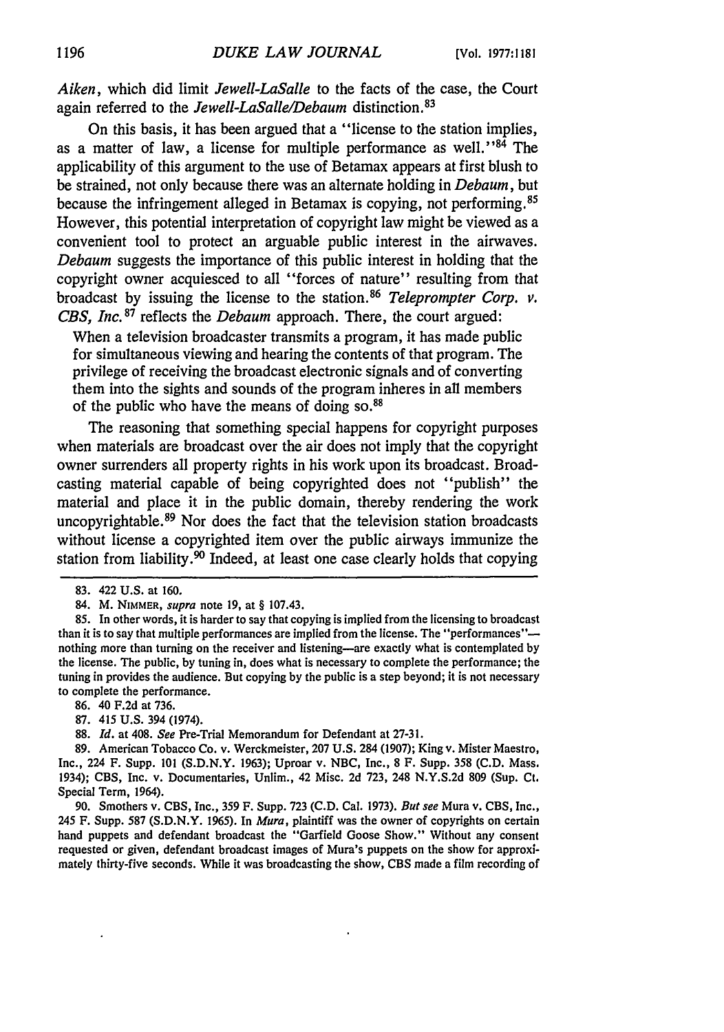*Aiken*, which did limit *Jewell-LaSalle* to the facts of the case, the Court again referred to the *Jewell-LaSalle/Debaum* distinction.[83]

On this basis, it has been argued that a "license to the station implies, as a matter of law, a license for multiple performance as well."[84] The applicability of this argument to the use of Betamax appears at first blush to be strained, not only because there was an alternate holding in *Debaum*, but because the infringement alleged in Betamax is copying, not performing.[85] However, this potential interpretation of copyright law might be viewed as a convenient tool to protect an arguable public interest in the airwaves. *Debaum* suggests the importance of this public interest in holding that the copyright owner acquiesced to all "forces of nature" resulting from that broadcast by issuing the license to the station.[86] *Teleprompter Corp. v. CBS, Inc.*[87] reflects the *Debaum* approach. There, the court argued:

> When a television broadcaster transmits a program, it has made public for simultaneous viewing and hearing the contents of that program. The privilege of receiving the broadcast electronic signals and of converting them into the sights and sounds of the program inheres in all members of the public who have the means of doing so.[88]

The reasoning that something special happens for copyright purposes when materials are broadcast over the air does not imply that the copyright owner surrenders all property rights in his work upon its broadcast. Broadcasting material capable of being copyrighted does not "publish" the material and place it in the public domain, thereby rendering the work uncopyrightable.[89] Nor does the fact that the television station broadcasts without license a copyrighted item over the public airways immunize the station from liability.[90] Indeed, at least one case clearly holds that copying

---

83. 422 U.S. at 160.

84. M. NIMMER, *supra* note 19, at § 107.43.

85. In other words, it is harder to say that copying is implied from the licensing to broadcast than it is to say that multiple performances are implied from the license. The "performances"—nothing more than turning on the receiver and listening—are exactly what is contemplated by the license. The public, by tuning in, does what is necessary to complete the performance; the tuning in provides the audience. But copying by the public is a step beyond; it is not necessary to complete the performance.

86. 40 F.2d at 736.

87. 415 U.S. 394 (1974).

88. *Id.* at 408. *See* Pre-Trial Memorandum for Defendant at 27-31.

89. American Tobacco Co. v. Werckmeister, 207 U.S. 284 (1907); King v. Mister Maestro, Inc., 224 F. Supp. 101 (S.D.N.Y. 1963); Uproar v. NBC, Inc., 8 F. Supp. 358 (C.D. Mass. 1934); CBS, Inc. v. Documentaries, Unlim., 42 Misc. 2d 723, 248 N.Y.S.2d 809 (Sup. Ct. Special Term, 1964).

90. Smothers v. CBS, Inc., 359 F. Supp. 723 (C.D. Cal. 1973). *But see* Mura v. CBS, Inc., 245 F. Supp. 587 (S.D.N.Y. 1965). In *Mura*, plaintiff was the owner of copyrights on certain hand puppets and defendant broadcast the "Garfield Goose Show." Without any consent requested or given, defendant broadcast images of Mura's puppets on the show for approximately thirty-five seconds. While it was broadcasting the show, CBS made a film recording of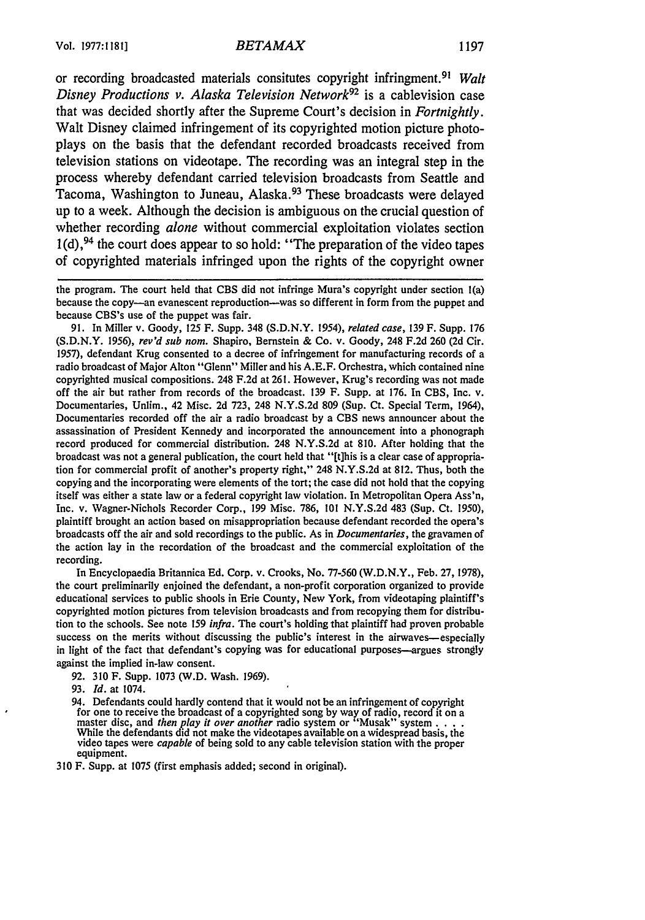or recording broadcasted materials consitutes copyright infringment.[91] *Walt Disney Productions v. Alaska Television Network*[92] is a cablevision case that was decided shortly after the Supreme Court's decision in *Fortnightly*. Walt Disney claimed infringement of its copyrighted motion picture photoplays on the basis that the defendant recorded broadcasts received from television stations on videotape. The recording was an integral step in the process whereby defendant carried television broadcasts from Seattle and Tacoma, Washington to Juneau, Alaska.[93] These broadcasts were delayed up to a week. Although the decision is ambiguous on the crucial question of whether recording *alone* without commercial exploitation violates section 1(d),[94] the court does appear to so hold: "The preparation of the video tapes of copyrighted materials infringed upon the rights of the copyright owner

---

the program. The court held that CBS did not infringe Mura's copyright under section 1(a) because the copy—an evanescent reproduction—was so different in form from the puppet and because CBS's use of the puppet was fair.

91. In Miller v. Goody, 125 F. Supp. 348 (S.D.N.Y. 1954), *related case*, 139 F. Supp. 176 (S.D.N.Y. 1956), *rev'd sub nom.* Shapiro, Bernstein & Co. v. Goody, 248 F.2d 260 (2d Cir. 1957), defendant Krug consented to a decree of infringement for manufacturing records of a radio broadcast of Major Alton "Glenn" Miller and his A.E.F. Orchestra, which contained nine copyrighted musical compositions. 248 F.2d at 261. However, Krug's recording was not made off the air but rather from records of the broadcast. 139 F. Supp. at 176. In CBS, Inc. v. Documentaries, Unlim., 42 Misc. 2d 723, 248 N.Y.S.2d 809 (Sup. Ct. Special Term, 1964), Documentaries recorded off the air a radio broadcast by a CBS news announcer about the assassination of President Kennedy and incorporated the announcement into a phonograph record produced for commercial distribution. 248 N.Y.S.2d at 810. After holding that the broadcast was not a general publication, the court held that "[t]his is a clear case of appropriation for commercial profit of another's property right," 248 N.Y.S.2d at 812. Thus, both the copying and the incorporating were elements of the tort; the case did not hold that the copying itself was either a state law or a federal copyright law violation. In Metropolitan Opera Ass'n, Inc. v. Wagner-Nichols Recorder Corp., 199 Misc. 786, 101 N.Y.S.2d 483 (Sup. Ct. 1950), plaintiff brought an action based on misappropriation because defendant recorded the opera's broadcasts off the air and sold recordings to the public. As in *Documentaries*, the gravamen of the action lay in the recordation of the broadcast and the commercial exploitation of the recording.

In Encyclopaedia Britannica Ed. Corp. v. Crooks, No. 77-560 (W.D.N.Y., Feb. 27, 1978), the court preliminarily enjoined the defendant, a non-profit corporation organized to provide educational services to public shools in Erie County, New York, from videotaping plaintiff's copyrighted motion pictures from television broadcasts and from recopying them for distribution to the schools. See note 159 *infra*. The court's holding that plaintiff had proven probable success on the merits without discussing the public's interest in the airwaves—especially in light of the fact that defendant's copying was for educational purposes—argues strongly against the implied in-law consent.

92. 310 F. Supp. 1073 (W.D. Wash. 1969).

93. *Id.* at 1074.

94. Defendants could hardly contend that it would not be an infringement of copyright for one to receive the broadcast of a copyrighted song by way of radio, *record* it on a master disc, and *then play it over another* radio system or "Musak" system . . . . While the defendants did not make the videotapes available on a widespread basis, the video tapes were *capable* of being sold to any cable television station with the proper equipment.

310 F. Supp. at 1075 (first emphasis added; second in original).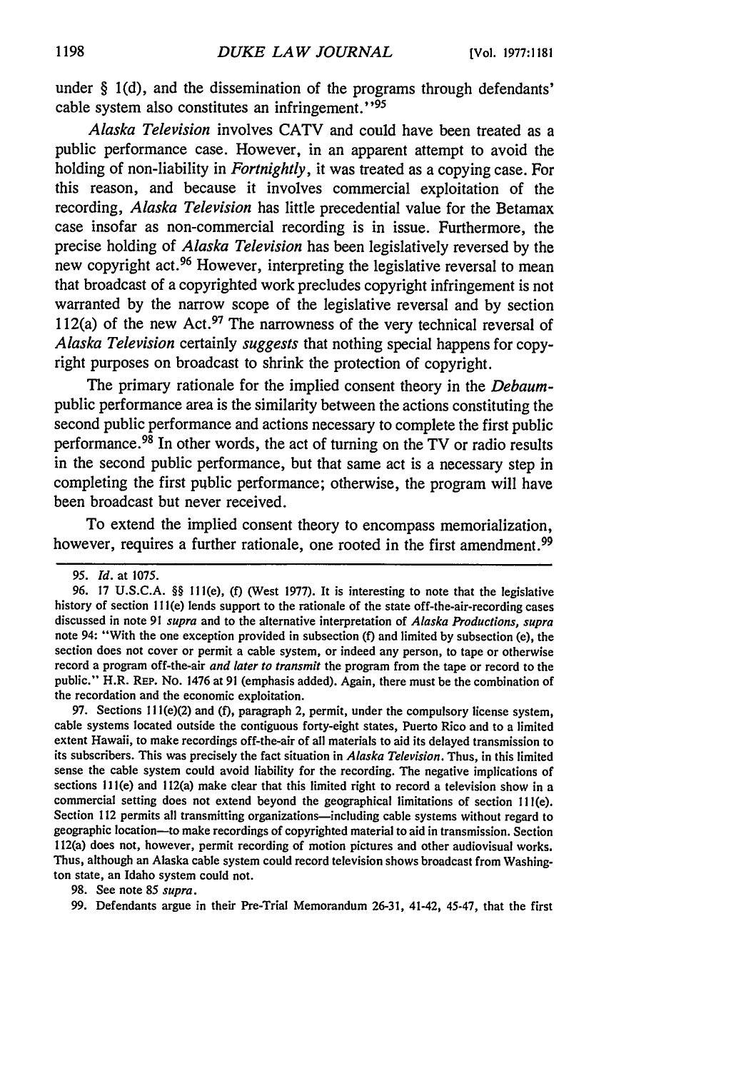under § 1(d), and the dissemination of the programs through defendants' cable system also constitutes an infringement."[95]

*Alaska Television* involves CATV and could have been treated as a public performance case. However, in an apparent attempt to avoid the holding of non-liability in *Fortnightly*, it was treated as a copying case. For this reason, and because it involves commercial exploitation of the recording, *Alaska Television* has little precedential value for the Betamax case insofar as non-commercial recording is in issue. Furthermore, the precise holding of *Alaska Television* has been legislatively reversed by the new copyright act.[96] However, interpreting the legislative reversal to mean that broadcast of a copyrighted work precludes copyright infringement is not warranted by the narrow scope of the legislative reversal and by section 112(a) of the new Act.[97] The narrowness of the very technical reversal of *Alaska Television* certainly *suggests* that nothing special happens for copyright purposes on broadcast to shrink the protection of copyright.

The primary rationale for the implied consent theory in the *Debaum*-public performance area is the similarity between the actions constituting the second public performance and actions necessary to complete the first public performance.[98] In other words, the act of turning on the TV or radio results in the second public performance, but that same act is a necessary step in completing the first public performance; otherwise, the program will have been broadcast but never received.

To extend the implied consent theory to encompass memorialization, however, requires a further rationale, one rooted in the first amendment.[99]

---

95. *Id.* at 1075.

96. 17 U.S.C.A. §§ 111(e), (f) (West 1977). It is interesting to note that the legislative history of section 111(e) lends support to the rationale of the state off-the-air-recording cases discussed in note 91 *supra* and to the alternative interpretation of *Alaska Productions, supra* note 94: "With the one exception provided in subsection (f) and limited by subsection (e), the section does not cover or permit a cable system, or indeed any person, to tape or otherwise record a program off-the-air *and later to transmit* the program from the tape or record to the public." H.R. REP. NO. 1476 at 91 (emphasis added). Again, there must be the combination of the recordation and the economic exploitation.

97. Sections 111(e)(2) and (f), paragraph 2, permit, under the compulsory license system, cable systems located outside the contiguous forty-eight states, Puerto Rico and to a limited extent Hawaii, to make recordings off-the-air of all materials to aid its delayed transmission to its subscribers. This was precisely the fact situation in *Alaska Television*. Thus, in this limited sense the cable system could avoid liability for the recording. The negative implications of sections 111(e) and 112(a) make clear that this limited right to record a television show in a commercial setting does not extend beyond the geographical limitations of section 111(e). Section 112 permits all transmitting organizations—including cable systems without regard to geographic location—to make recordings of copyrighted material to aid in transmission. Section 112(a) does not, however, permit recording of motion pictures and other audiovisual works. Thus, although an Alaska cable system could record television shows broadcast from Washington state, an Idaho system could not.

98. See note 85 *supra*.

99. Defendants argue in their Pre-Trial Memorandum 26-31, 41-42, 45-47, that the first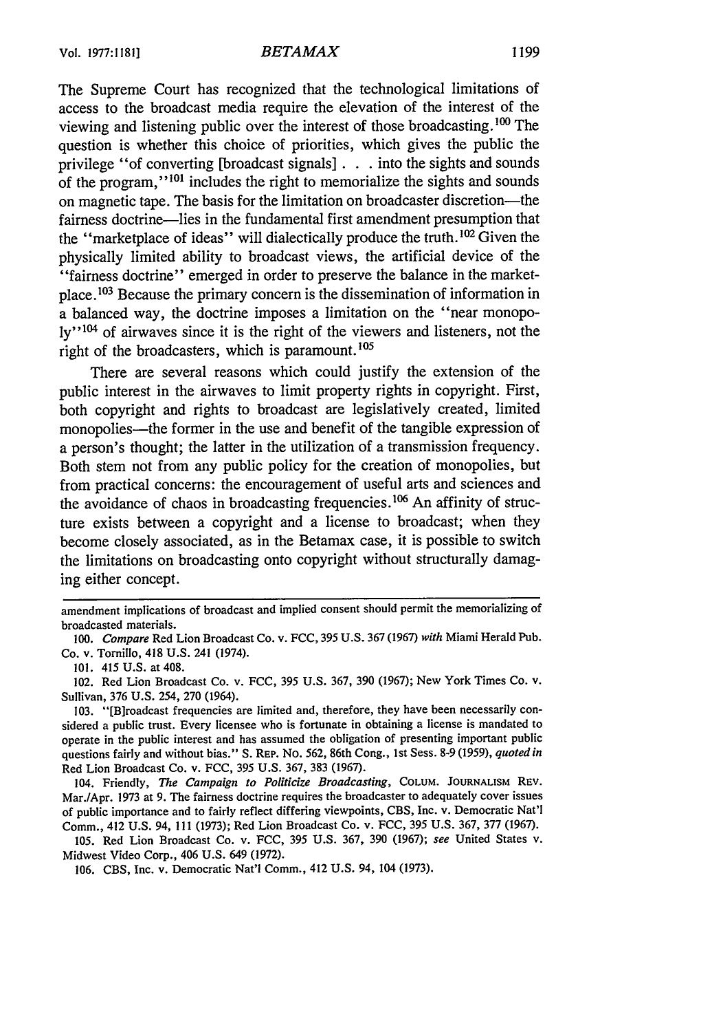The Supreme Court has recognized that the technological limitations of access to the broadcast media require the elevation of the interest of the viewing and listening public over the interest of those broadcasting.[100] The question is whether this choice of priorities, which gives the public the privilege "of converting [broadcast signals] . . . into the sights and sounds of the program,"[101] includes the right to memorialize the sights and sounds on magnetic tape. The basis for the limitation on broadcaster discretion—the fairness doctrine—lies in the fundamental first amendment presumption that the "marketplace of ideas" will dialectically produce the truth.[102] Given the physically limited ability to broadcast views, the artificial device of the "fairness doctrine" emerged in order to preserve the balance in the marketplace.[103] Because the primary concern is the dissemination of information in a balanced way, the doctrine imposes a limitation on the "near monopoly"[104] of airwaves since it is the right of the viewers and listeners, not the right of the broadcasters, which is paramount.[105]

There are several reasons which could justify the extension of the public interest in the airwaves to limit property rights in copyright. First, both copyright and rights to broadcast are legislatively created, limited monopolies—the former in the use and benefit of the tangible expression of a person's thought; the latter in the utilization of a transmission frequency. Both stem not from any public policy for the creation of monopolies, but from practical concerns: the encouragement of useful arts and sciences and the avoidance of chaos in broadcasting frequencies.[106] An affinity of structure exists between a copyright and a license to broadcast; when they become closely associated, as in the Betamax case, it is possible to switch the limitations on broadcasting onto copyright without structurally damaging either concept.

---

amendment implications of broadcast and implied consent should permit the memorializing of broadcasted materials.

100. *Compare* Red Lion Broadcast Co. v. FCC, 395 U.S. 367 (1967) *with* Miami Herald Pub. Co. v. Tornillo, 418 U.S. 241 (1974).

101. 415 U.S. at 408.

102. Red Lion Broadcast Co. v. FCC, 395 U.S. 367, 390 (1967); New York Times Co. v. Sullivan, 376 U.S. 254, 270 (1964).

103. "[B]roadcast frequencies are limited and, therefore, they have been necessarily considered a public trust. Every licensee who is fortunate in obtaining a license is mandated to operate in the public interest and has assumed the obligation of presenting important public questions fairly and without bias." S. REP. NO. 562, 86th Cong., 1st Sess. 8-9 (1959), *quoted in* Red Lion Broadcast Co. v. FCC, 395 U.S. 367, 383 (1967).

104. Friendly, *The Campaign to Politicize Broadcasting*, COLUM. JOURNALISM REV. Mar./Apr. 1973 at 9. The fairness doctrine requires the broadcaster to adequately cover issues of public importance and to fairly reflect differing viewpoints, CBS, Inc. v. Democratic Nat'l Comm., 412 U.S. 94, 111 (1973); Red Lion Broadcast Co. v. FCC, 395 U.S. 367, 377 (1967).

105. Red Lion Broadcast Co. v. FCC, 395 U.S. 367, 390 (1967); *see* United States v. Midwest Video Corp., 406 U.S. 649 (1972).

106. CBS, Inc. v. Democratic Nat'l Comm., 412 U.S. 94, 104 (1973).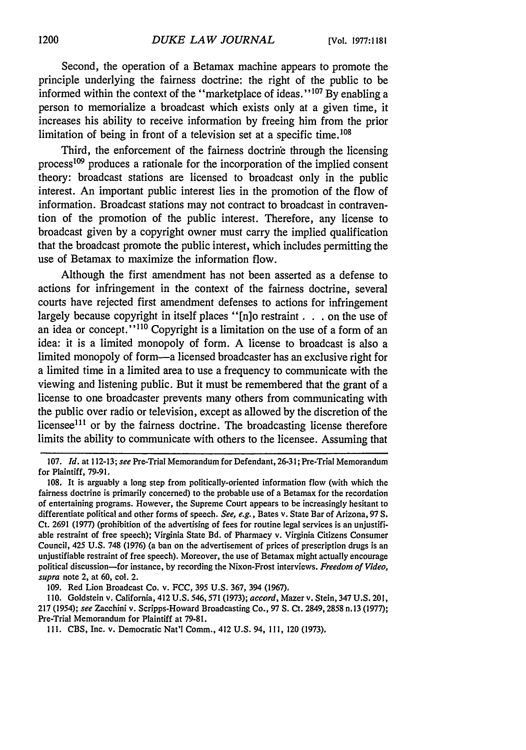Second, the operation of a Betamax machine appears to promote the principle underlying the fairness doctrine: the right of the public to be informed within the context of the "marketplace of ideas."[107] By enabling a person to memorialize a broadcast which exists only at a given time, it increases his ability to receive information by freeing him from the prior limitation of being in front of a television set at a specific time.[108]

Third, the enforcement of the fairness doctrine through the licensing process[109] produces a rationale for the incorporation of the implied consent theory: broadcast stations are licensed to broadcast only in the public interest. An important public interest lies in the promotion of the flow of information. Broadcast stations may not contract to broadcast in contravention of the promotion of the public interest. Therefore, any license to broadcast given by a copyright owner must carry the implied qualification that the broadcast promote the public interest, which includes permitting the use of Betamax to maximize the information flow.

Although the first amendment has not been asserted as a defense to actions for infringement in the context of the fairness doctrine, several courts have rejected first amendment defenses to actions for infringement largely because copyright in itself places "[n]o restraint . . . on the use of an idea or concept."[110] Copyright is a limitation on the use of a form of an idea: it is a limited monopoly of form. A license to broadcast is also a limited monopoly of form—a licensed broadcaster has an exclusive right for a limited time in a limited area to use a frequency to communicate with the viewing and listening public. But it must be remembered that the grant of a license to one broadcaster prevents many others from communicating with the public over radio or television, except as allowed by the discretion of the licensee[111] or by the fairness doctrine. The broadcasting license therefore limits the ability to communicate with others to the licensee. Assuming that

---

107. *Id.* at 112-13; *see* Pre-Trial Memorandum for Defendant, 26-31; Pre-Trial Memorandum for Plaintiff, 79-91.

108. It is arguably a long step from politically-oriented information flow (with which the fairness doctrine is primarily concerned) to the probable use of a Betamax for the recordation of entertaining programs. However, the Supreme Court appears to be increasingly hesitant to differentiate political and other forms of speech. *See, e.g.*, Bates v. State Bar of Arizona, 97 S. Ct. 2691 (1977) (prohibition of the advertising of fees for routine legal services is an unjustifiable restraint of free speech); Virginia State Bd. of Pharmacy v. Virginia Citizens Consumer Council, 425 U.S. 748 (1976) (a ban on the advertisement of prices of prescription drugs is an unjustifiable restraint of free speech). Moreover, the use of Betamax might actually encourage political discussion—for instance, by recording the Nixon-Frost interviews. *Freedom of Video*, *supra* note 2, at 60, col. 2.

109. Red Lion Broadcast Co. v. FCC, 395 U.S. 367, 394 (1967).

110. Goldstein v. California, 412 U.S. 546, 571 (1973); *accord*, Mazer v. Stein, 347 U.S. 201, 217 (1954); *see* Zacchini v. Scripps-Howard Broadcasting Co., 97 S. Ct. 2849, 2858 n.13 (1977); Pre-Trial Memorandum for Plaintiff at 79-81.

111. CBS, Inc. v. Democratic Nat'l Comm., 412 U.S. 94, 111, 120 (1973).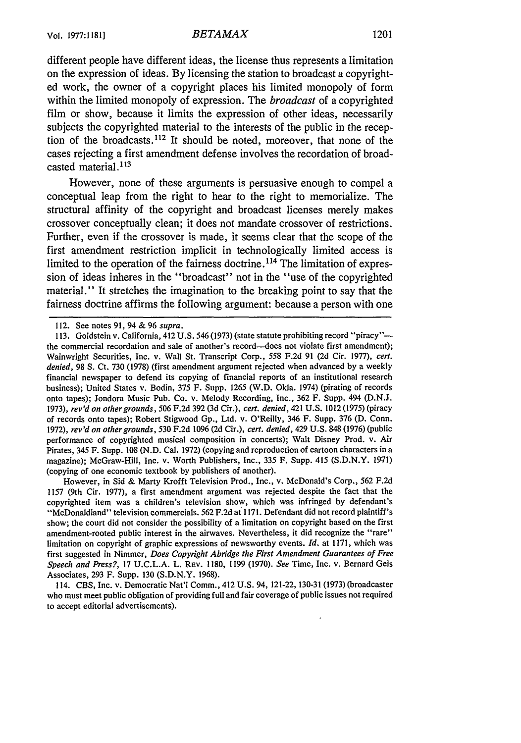different people have different ideas, the license thus represents a limitation on the expression of ideas. By licensing the station to broadcast a copyrighted work, the owner of a copyright places his limited monopoly of form within the limited monopoly of expression. The *broadcast* of a copyrighted film or show, because it limits the expression of other ideas, necessarily subjects the copyrighted material to the interests of the public in the reception of the broadcasts.[112] It should be noted, moreover, that none of the cases rejecting a first amendment defense involves the recordation of broadcasted material.[113]

However, none of these arguments is persuasive enough to compel a conceptual leap from the right to hear to the right to memorialize. The structural affinity of the copyright and broadcast licenses merely makes crossover conceptually clean; it does not mandate crossover of restrictions. Further, even if the crossover is made, it seems clear that the scope of the first amendment restriction implicit in technologically limited access is limited to the operation of the fairness doctrine.[114] The limitation of expression of ideas inheres in the "broadcast" not in the "use of the copyrighted material." It stretches the imagination to the breaking point to say that the fairness doctrine affirms the following argument: because a person with one

---

112. See notes 91, 94 & 96 *supra*.

113. Goldstein v. California, 412 U.S. 546 (1973) (state statute prohibiting record "piracy"—the commercial recordation and sale of another's record—does not violate first amendment); Wainwright Securities, Inc. v. Wall St. Transcript Corp., 558 F.2d 91 (2d Cir. 1977), *cert. denied*, 98 S. Ct. 730 (1978) (first amendment argument rejected when advanced by a weekly financial newspaper to defend its copying of financial reports of an institutional research business); United States v. Bodin, 375 F. Supp. 1265 (W.D. Okla. 1974) (pirating of records onto tapes); Jondora Music Pub. Co. v. Melody Recording, Inc., 362 F. Supp. 494 (D.N.J. 1973), *rev'd on other grounds*, 506 F.2d 392 (3d Cir.), *cert. denied*, 421 U.S. 1012 (1975) (piracy of records onto tapes); Robert Stigwood Gp., Ltd. v. O'Reilly, 346 F. Supp. 376 (D. Conn. 1972), *rev'd on other grounds*, 530 F.2d 1096 (2d Cir.), *cert. denied*, 429 U.S. 848 (1976) (public performance of copyrighted musical composition in concerts); Walt Disney Prod. v. Air Pirates, 345 F. Supp. 108 (N.D. Cal. 1972) (copying and reproduction of cartoon characters in a magazine); McGraw-Hill, Inc. v. Worth Publishers, Inc., 335 F. Supp. 415 (S.D.N.Y. 1971) (copying of one economic textbook by publishers of another).

However, in Sid & Marty Krofft Television Prod., Inc., v. McDonald's Corp., 562 F.2d 1157 (9th Cir. 1977), a first amendment argument was rejected despite the fact that the copyrighted item was a children's television show, which was infringed by defendant's "McDonaldland" television commercials. 562 F.2d at 1171. Defendant did not record plaintiff's show; the court did not consider the possibility of a limitation on copyright based on the first amendment-rooted public interest in the airwaves. Nevertheless, it did recognize the "rare" limitation on copyright of graphic expressions of newsworthy events. *Id.* at 1171, which was first suggested in Nimmer, *Does Copyright Abridge the First Amendment Guarantees of Free Speech and Press?*, 17 U.C.L.A. L. REV. 1180, 1199 (1970). *See* Time, Inc. v. Bernard Geis Associates, 293 F. Supp. 130 (S.D.N.Y. 1968).

114. CBS, Inc. v. Democratic Nat'l Comm., 412 U.S. 94, 121-22, 130-31 (1973) (broadcaster who must meet public obligation of providing full and fair coverage of public issues not required to accept editorial advertisements).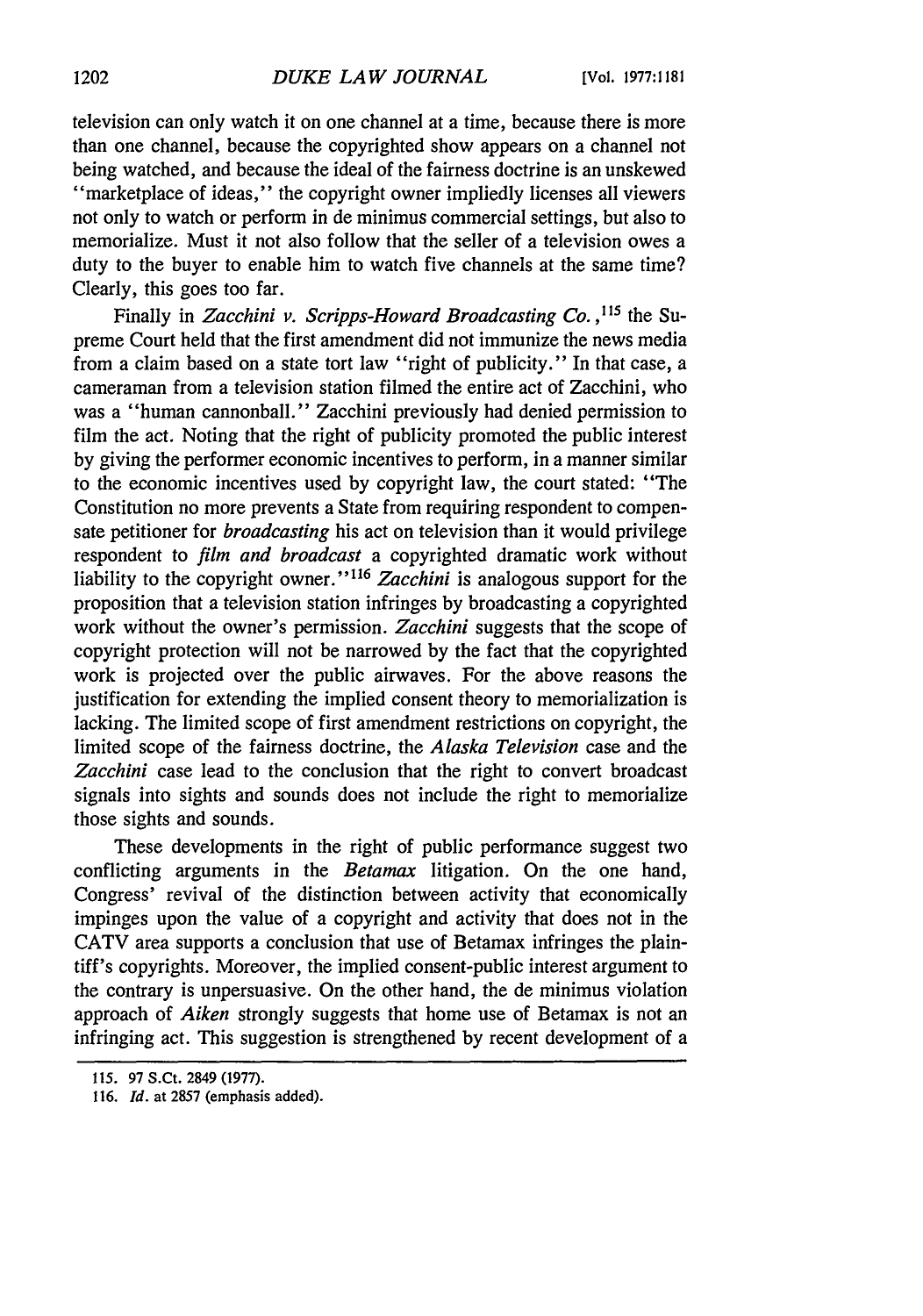television can only watch it on one channel at a time, because there is more than one channel, because the copyrighted show appears on a channel not being watched, and because the ideal of the fairness doctrine is an unskewed "marketplace of ideas," the copyright owner impliedly licenses all viewers not only to watch or perform in de minimus commercial settings, but also to memorialize. Must it not also follow that the seller of a television owes a duty to the buyer to enable him to watch five channels at the same time? Clearly, this goes too far.

Finally in *Zacchini v. Scripps-Howard Broadcasting Co.*,[115] the Supreme Court held that the first amendment did not immunize the news media from a claim based on a state tort law "right of publicity." In that case, a cameraman from a television station filmed the entire act of Zacchini, who was a "human cannonball." Zacchini previously had denied permission to film the act. Noting that the right of publicity promoted the public interest by giving the performer economic incentives to perform, in a manner similar to the economic incentives used by copyright law, the court stated: "The Constitution no more prevents a State from requiring respondent to compensate petitioner for *broadcasting* his act on television than it would privilege respondent to *film and broadcast* a copyrighted dramatic work without liability to the copyright owner."[116] *Zacchini* is analogous support for the proposition that a television station infringes by broadcasting a copyrighted work without the owner's permission. *Zacchini* suggests that the scope of copyright protection will not be narrowed by the fact that the copyrighted work is projected over the public airwaves. For the above reasons the justification for extending the implied consent theory to memorialization is lacking. The limited scope of first amendment restrictions on copyright, the limited scope of the fairness doctrine, the *Alaska Television* case and the *Zacchini* case lead to the conclusion that the right to convert broadcast signals into sights and sounds does not include the right to memorialize those sights and sounds.

These developments in the right of public performance suggest two conflicting arguments in the *Betamax* litigation. On the one hand, Congress' revival of the distinction between activity that economically impinges upon the value of a copyright and activity that does not in the CATV area supports a conclusion that use of Betamax infringes the plaintiff's copyrights. Moreover, the implied consent-public interest argument to the contrary is unpersuasive. On the other hand, the de minimus violation approach of *Aiken* strongly suggests that home use of Betamax is not an infringing act. This suggestion is strengthened by recent development of a

---

115. 97 S.Ct. 2849 (1977).

116. *Id.* at 2857 (emphasis added).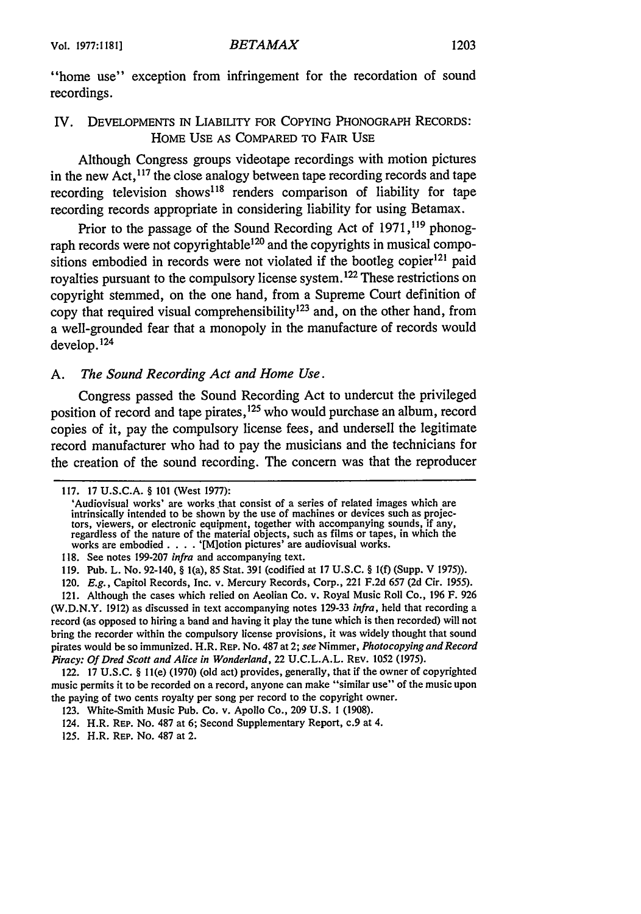"home use" exception from infringement for the recordation of sound recordings.

## IV. Developments in Liability for Copying Phonograph Records: Home Use as Compared to Fair Use

Although Congress groups videotape recordings with motion pictures in the new Act,[117] the close analogy between tape recording records and tape recording television shows[118] renders comparison of liability for tape recording records appropriate in considering liability for using Betamax.

Prior to the passage of the Sound Recording Act of 1971,[119] phonograph records were not copyrightable[120] and the copyrights in musical compositions embodied in records were not violated if the bootleg copier[121] paid royalties pursuant to the compulsory license system.[122] These restrictions on copyright stemmed, on the one hand, from a Supreme Court definition of copy that required visual comprehensibility[123] and, on the other hand, from a well-grounded fear that a monopoly in the manufacture of records would develop.[124]

### A. *The Sound Recording Act and Home Use.*

Congress passed the Sound Recording Act to undercut the privileged position of record and tape pirates,[125] who would purchase an album, record copies of it, pay the compulsory license fees, and undersell the legitimate record manufacturer who had to pay the musicians and the technicians for the creation of the sound recording. The concern was that the reproducer

---

117. 17 U.S.C.A. § 101 (West 1977):

> 'Audiovisual works' are works that consist of a series of related images which are intrinsically intended to be shown by the use of machines or devices such as projectors, viewers, or electronic equipment, together with accompanying sounds, if any, regardless of the nature of the material objects, such as films or tapes, in which the works are embodied . . . . '[M]otion pictures' are audiovisual works.

118. See notes 199-207 *infra* and accompanying text.

119. Pub. L. No. 92-140, § 1(a), 85 Stat. 391 (codified at 17 U.S.C. § 1(f) (Supp. V 1975)).

120. *E.g.*, Capitol Records, Inc. v. Mercury Records, Corp., 221 F.2d 657 (2d Cir. 1955).

121. Although the cases which relied on Aeolian Co. v. Royal Music Roll Co., 196 F. 926 (W.D.N.Y. 1912) as discussed in text accompanying notes 129-33 *infra*, held that recording a record (as opposed to hiring a band and having it play the tune which is then recorded) will not bring the recorder within the compulsory license provisions, it was widely thought that sound pirates would be so immunized. H.R. Rep. No. 487 at 2; *see* Nimmer, *Photocopying and Record Piracy: Of Dred Scott and Alice in Wonderland*, 22 U.C.L.A.L. Rev. 1052 (1975).

122. 17 U.S.C. § 11(e) (1970) (old act) provides, generally, that if the owner of copyrighted music permits it to be recorded on a record, anyone can make "similar use" of the music upon the paying of two cents royalty per song per record to the copyright owner.

123. White-Smith Music Pub. Co. v. Apollo Co., 209 U.S. 1 (1908).

124. H.R. Rep. No. 487 at 6; Second Supplementary Report, c.9 at 4.

125. H.R. Rep. No. 487 at 2.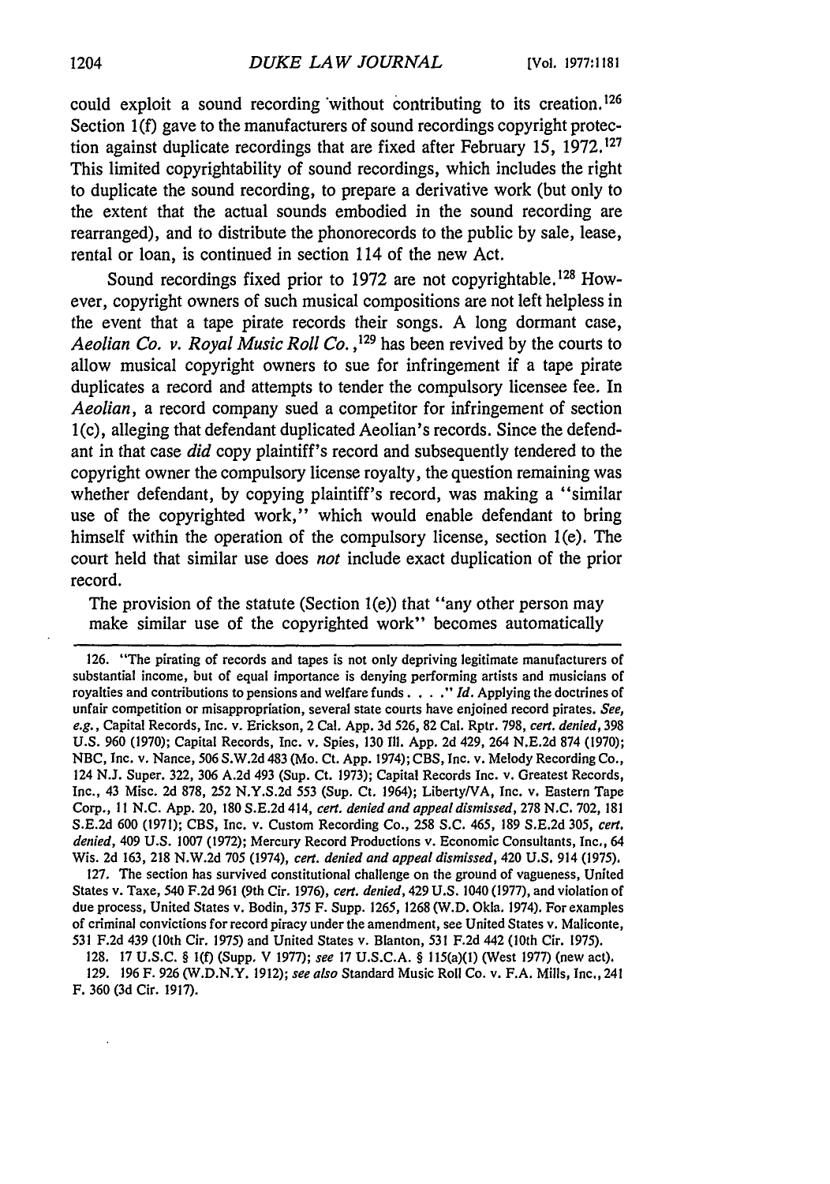could exploit a sound recording without contributing to its creation.[126] Section 1(f) gave to the manufacturers of sound recordings copyright protection against duplicate recordings that are fixed after February 15, 1972.[127] This limited copyrightability of sound recordings, which includes the right to duplicate the sound recording, to prepare a derivative work (but only to the extent that the actual sounds embodied in the sound recording are rearranged), and to distribute the phonorecords to the public by sale, lease, rental or loan, is continued in section 114 of the new Act.

Sound recordings fixed prior to 1972 are not copyrightable.[128] However, copyright owners of such musical compositions are not left helpless in the event that a tape pirate records their songs. A long dormant case, *Aeolian Co. v. Royal Music Roll Co.*,[129] has been revived by the courts to allow musical copyright owners to sue for infringement if a tape pirate duplicates a record and attempts to tender the compulsory licensee fee. In *Aeolian*, a record company sued a competitor for infringement of section 1(c), alleging that defendant duplicated Aeolian's records. Since the defendant in that case *did* copy plaintiff's record and subsequently tendered to the copyright owner the compulsory license royalty, the question remaining was whether defendant, by copying plaintiff's record, was making a "similar use of the copyrighted work," which would enable defendant to bring himself within the operation of the compulsory license, section 1(e). The court held that similar use does *not* include exact duplication of the prior record.

> The provision of the statute (Section 1(e)) that "any other person may make similar use of the copyrighted work" becomes automatically

---

126. "The pirating of records and tapes is not only depriving legitimate manufacturers of substantial income, but of equal importance is denying performing artists and musicians of royalties and contributions to pensions and welfare funds . . . ." *Id.* Applying the doctrines of unfair competition or misappropriation, several state courts have enjoined record pirates. *See, e.g.*, Capital Records, Inc. v. Erickson, 2 Cal. App. 3d 526, 82 Cal. Rptr. 798, *cert. denied*, 398 U.S. 960 (1970); Capital Records, Inc. v. Spies, 130 Ill. App. 2d 429, 264 N.E.2d 874 (1970); NBC, Inc. v. Nance, 506 S.W.2d 483 (Mo. Ct. App. 1974); CBS, Inc. v. Melody Recording Co., 124 N.J. Super. 322, 306 A.2d 493 (Sup. Ct. 1973); Capital Records Inc. v. Greatest Records, Inc., 43 Misc. 2d 878, 252 N.Y.S.2d 553 (Sup. Ct. 1964); Liberty/VA, Inc. v. Eastern Tape Corp., 11 N.C. App. 20, 180 S.E.2d 414, *cert. denied and appeal dismissed*, 278 N.C. 702, 181 S.E.2d 600 (1971); CBS, Inc. v. Custom Recording Co., 258 S.C. 465, 189 S.E.2d 305, *cert. denied*, 409 U.S. 1007 (1972); Mercury Record Productions v. Economic Consultants, Inc., 64 Wis. 2d 163, 218 N.W.2d 705 (1974), *cert. denied and appeal dismissed*, 420 U.S. 914 (1975).

127. The section has survived constitutional challenge on the ground of vagueness, United States v. Taxe, 540 F.2d 961 (9th Cir. 1976), *cert. denied*, 429 U.S. 1040 (1977), and violation of due process, United States v. Bodin, 375 F. Supp. 1265, 1268 (W.D. Okla. 1974). For examples of criminal convictions for record piracy under the amendment, see United States v. Maliconte, 531 F.2d 439 (10th Cir. 1975) and United States v. Blanton, 531 F.2d 442 (10th Cir. 1975).

128. 17 U.S.C. § 1(f) (Supp. V 1977); *see* 17 U.S.C.A. § 115(a)(1) (West 1977) (new act).

129. 196 F. 926 (W.D.N.Y. 1912); *see also* Standard Music Roll Co. v. F.A. Mills, Inc., 241 F. 360 (3d Cir. 1917).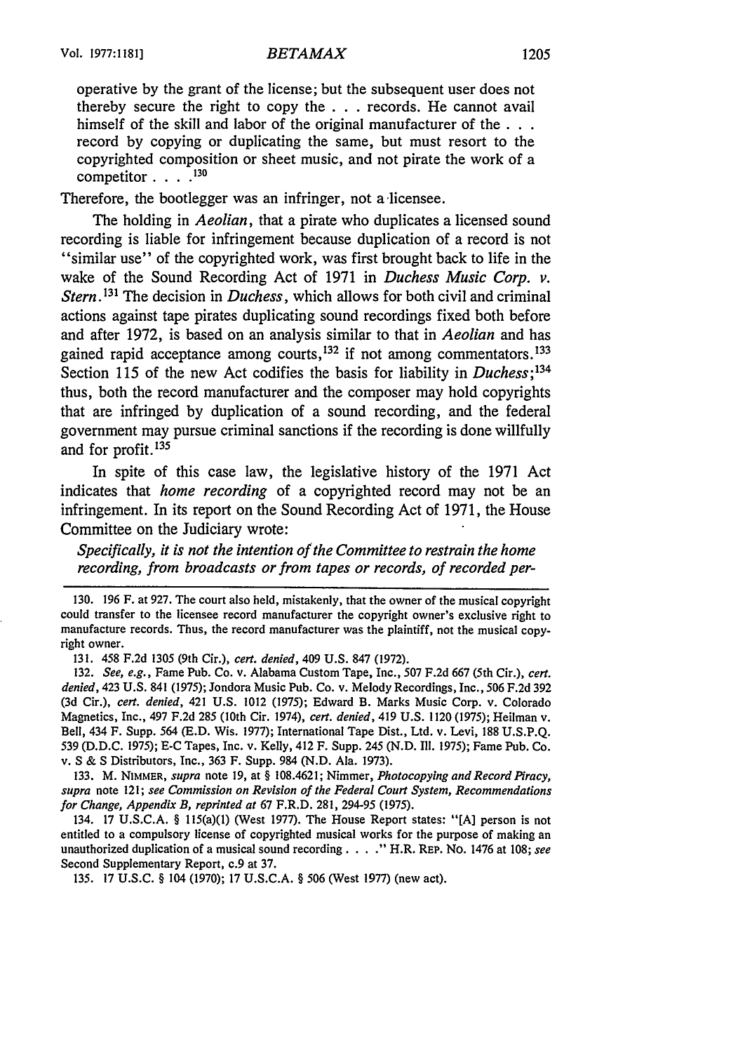operative by the grant of the license; but the subsequent user does not thereby secure the right to copy the . . . records. He cannot avail himself of the skill and labor of the original manufacturer of the . . . record by copying or duplicating the same, but must resort to the copyrighted composition or sheet music, and not pirate the work of a competitor . . . .[130]

Therefore, the bootlegger was an infringer, not a licensee.

The holding in *Aeolian*, that a pirate who duplicates a licensed sound recording is liable for infringement because duplication of a record is not "similar use" of the copyrighted work, was first brought back to life in the wake of the Sound Recording Act of 1971 in *Duchess Music Corp. v. Stern*.[131] The decision in *Duchess*, which allows for both civil and criminal actions against tape pirates duplicating sound recordings fixed both before and after 1972, is based on an analysis similar to that in *Aeolian* and has gained rapid acceptance among courts,[132] if not among commentators.[133] Section 115 of the new Act codifies the basis for liability in *Duchess*;[134] thus, both the record manufacturer and the composer may hold copyrights that are infringed by duplication of a sound recording, and the federal government may pursue criminal sanctions if the recording is done willfully and for profit.[135]

In spite of this case law, the legislative history of the 1971 Act indicates that *home recording* of a copyrighted record may not be an infringement. In its report on the Sound Recording Act of 1971, the House Committee on the Judiciary wrote:

*Specifically, it is not the intention of the Committee to restrain the home recording, from broadcasts or from tapes or records, of recorded per-*

---

130. 196 F. at 927. The court also held, mistakenly, that the owner of the musical copyright could transfer to the licensee record manufacturer the copyright owner's exclusive right to manufacture records. Thus, the record manufacturer was the plaintiff, not the musical copyright owner.

131. 458 F.2d 1305 (9th Cir.), *cert. denied*, 409 U.S. 847 (1972).

132. *See, e.g.*, Fame Pub. Co. v. Alabama Custom Tape, Inc., 507 F.2d 667 (5th Cir.), *cert. denied*, 423 U.S. 841 (1975); Jondora Music Pub. Co. v. Melody Recordings, Inc., 506 F.2d 392 (3d Cir.), *cert. denied*, 421 U.S. 1012 (1975); Edward B. Marks Music Corp. v. Colorado Magnetics, Inc., 497 F.2d 285 (10th Cir. 1974), *cert. denied*, 419 U.S. 1120 (1975); Heilman v. Bell, 434 F. Supp. 564 (E.D. Wis. 1977); International Tape Dist., Ltd. v. Levi, 188 U.S.P.Q. 539 (D.D.C. 1975); E-C Tapes, Inc. v. Kelly, 412 F. Supp. 245 (N.D. Ill. 1975); Fame Pub. Co. v. S & S Distributors, Inc., 363 F. Supp. 984 (N.D. Ala. 1973).

133. M. NIMMER, *supra* note 19, at § 108.4621; Nimmer, *Photocopying and Record Piracy*, *supra* note 121; *see Commission on Revision of the Federal Court System, Recommendations for Change, Appendix B, reprinted at* 67 F.R.D. 281, 294-95 (1975).

134. 17 U.S.C.A. § 115(a)(1) (West 1977). The House Report states: "[A] person is not entitled to a compulsory license of copyrighted musical works for the purpose of making an unauthorized duplication of a musical sound recording . . . ." H.R. REP. NO. 1476 at 108; *see* Second Supplementary Report, c.9 at 37.

135. 17 U.S.C. § 104 (1970); 17 U.S.C.A. § 506 (West 1977) (new act).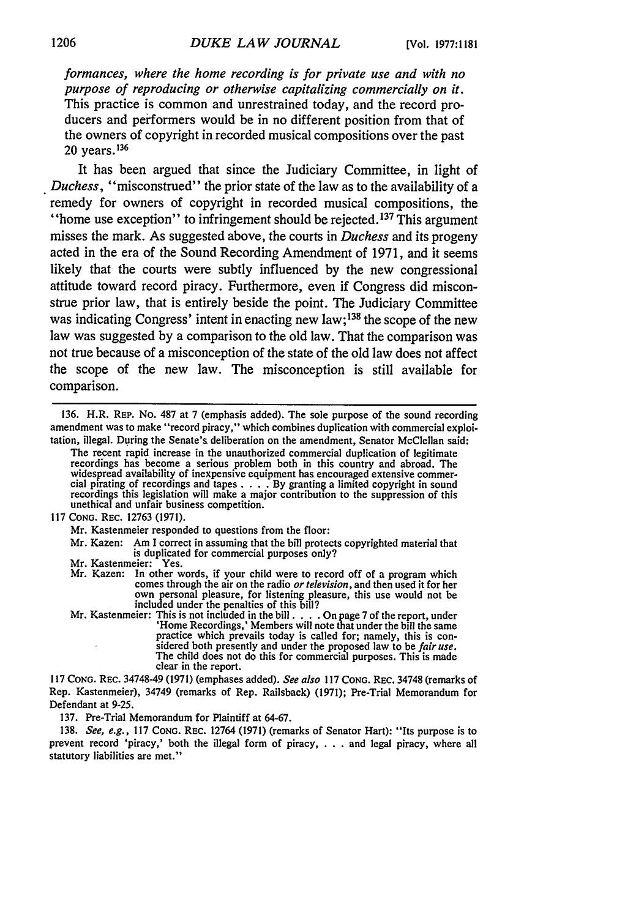*formances, where the home recording is for private use and with no purpose of reproducing or otherwise capitalizing commercially on it.* This practice is common and unrestrained today, and the record producers and performers would be in no different position from that of the owners of copyright in recorded musical compositions over the past 20 years.[136]

It has been argued that since the Judiciary Committee, in light of *Duchess*, "misconstrued" the prior state of the law as to the availability of a remedy for owners of copyright in recorded musical compositions, the "home use exception" to infringement should be rejected.[137] This argument misses the mark. As suggested above, the courts in *Duchess* and its progeny acted in the era of the Sound Recording Amendment of 1971, and it seems likely that the courts were subtly influenced by the new congressional attitude toward record piracy. Furthermore, even if Congress did misconstrue prior law, that is entirely beside the point. The Judiciary Committee was indicating Congress' intent in enacting new law;[138] the scope of the new law was suggested by a comparison to the old law. That the comparison was not true because of a misconception of the state of the old law does not affect the scope of the new law. The misconception is still available for comparison.

---

136. H.R. REP. NO. 487 at 7 (emphasis added). The sole purpose of the sound recording amendment was to make "record piracy," which combines duplication with commercial exploitation, illegal. During the Senate's deliberation on the amendment, Senator McClellan said:

> The recent rapid increase in the unauthorized commercial duplication of legitimate recordings has become a serious problem both in this country and abroad. The widespread availability of inexpensive equipment has encouraged extensive commercial pirating of recordings and tapes . . . . By granting a limited copyright in sound recordings this legislation will make a major contribution to the suppression of this unethical and unfair business competition.

117 CONG. REC. 12763 (1971).

Mr. Kastenmeier responded to questions from the floor:

> Mr. Kazen: Am I correct in assuming that the bill protects copyrighted material that is duplicated for commercial purposes only?
>
> Mr. Kastenmeier: Yes.
>
> Mr. Kazen: In other words, if your child were to record off of a program which comes through the air on the radio *or television*, and then used it for her own personal pleasure, for listening pleasure, this use would not be included under the penalties of this bill?
>
> Mr. Kastenmeier: This is not included in the bill . . . . On page 7 of the report, under 'Home Recordings,' Members will note that under the bill the same practice which prevails today is called for; namely, this is considered both presently and under the proposed law to be *fair use*. The child does not do this for commercial purposes. This is made clear in the report.

117 CONG. REC. 34748-49 (1971) (emphases added). *See also* 117 CONG. REC. 34748 (remarks of Rep. Kastenmeier), 34749 (remarks of Rep. Railsback) (1971); Pre-Trial Memorandum for Defendant at 9-25.

137. Pre-Trial Memorandum for Plaintiff at 64-67.

138. *See, e.g.*, 117 CONG. REC. 12764 (1971) (remarks of Senator Hart): "Its purpose is to prevent record 'piracy,' both the illegal form of piracy, . . . and legal piracy, where all statutory liabilities are met."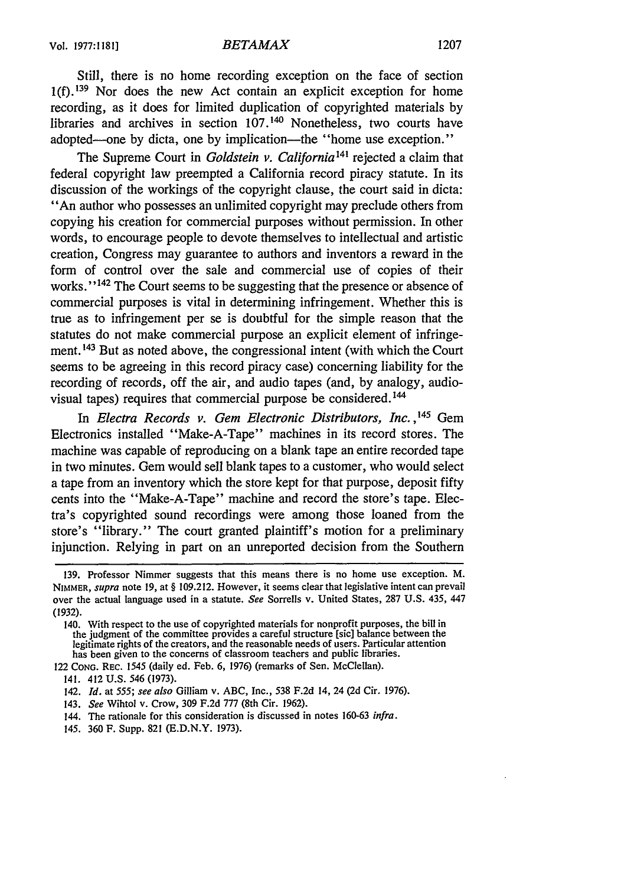Still, there is no home recording exception on the face of section 1(f).[139] Nor does the new Act contain an explicit exception for home recording, as it does for limited duplication of copyrighted materials by libraries and archives in section 107.[140] Nonetheless, two courts have adopted—one by dicta, one by implication—the "home use exception."

The Supreme Court in *Goldstein v. California*[141] rejected a claim that federal copyright law preempted a California record piracy statute. In its discussion of the workings of the copyright clause, the court said in dicta: "An author who possesses an unlimited copyright may preclude others from copying his creation for commercial purposes without permission. In other words, to encourage people to devote themselves to intellectual and artistic creation, Congress may guarantee to authors and inventors a reward in the form of control over the sale and commercial use of copies of their works."[142] The Court seems to be suggesting that the presence or absence of commercial purposes is vital in determining infringement. Whether this is true as to infringement per se is doubtful for the simple reason that the statutes do not make commercial purpose an explicit element of infringement.[143] But as noted above, the congressional intent (with which the Court seems to be agreeing in this record piracy case) concerning liability for the recording of records, off the air, and audio tapes (and, by analogy, audio-visual tapes) requires that commercial purpose be considered.[144]

In *Electra Records v. Gem Electronic Distributors, Inc.*,[145] Gem Electronics installed "Make-A-Tape" machines in its record stores. The machine was capable of reproducing on a blank tape an entire recorded tape in two minutes. Gem would sell blank tapes to a customer, who would select a tape from an inventory which the store kept for that purpose, deposit fifty cents into the "Make-A-Tape" machine and record the store's tape. Electra's copyrighted sound recordings were among those loaned from the store's "library." The court granted plaintiff's motion for a preliminary injunction. Relying in part on an unreported decision from the Southern

---

139. Professor Nimmer suggests that this means there is no home use exception. M. NIMMER, *supra* note 19, at § 109.212. However, it seems clear that legislative intent can prevail over the actual language used in a statute. *See* Sorrells v. United States, 287 U.S. 435, 447 (1932).

140. With respect to the use of copyrighted materials for nonprofit purposes, the bill in the judgment of the committee provides a careful structure [sic] balance between the legitimate rights of the creators, and the reasonable needs of users. Particular attention has been given to the concerns of classroom teachers and public libraries.

122 CONG. REC. 1545 (daily ed. Feb. 6, 1976) (remarks of Sen. McClellan).

141. 412 U.S. 546 (1973).

142. *Id.* at 555; *see also* Gilliam v. ABC, Inc., 538 F.2d 14, 24 (2d Cir. 1976).

143. *See* Wihtol v. Crow, 309 F.2d 777 (8th Cir. 1962).

144. The rationale for this consideration is discussed in notes 160-63 *infra*.

145. 360 F. Supp. 821 (E.D.N.Y. 1973).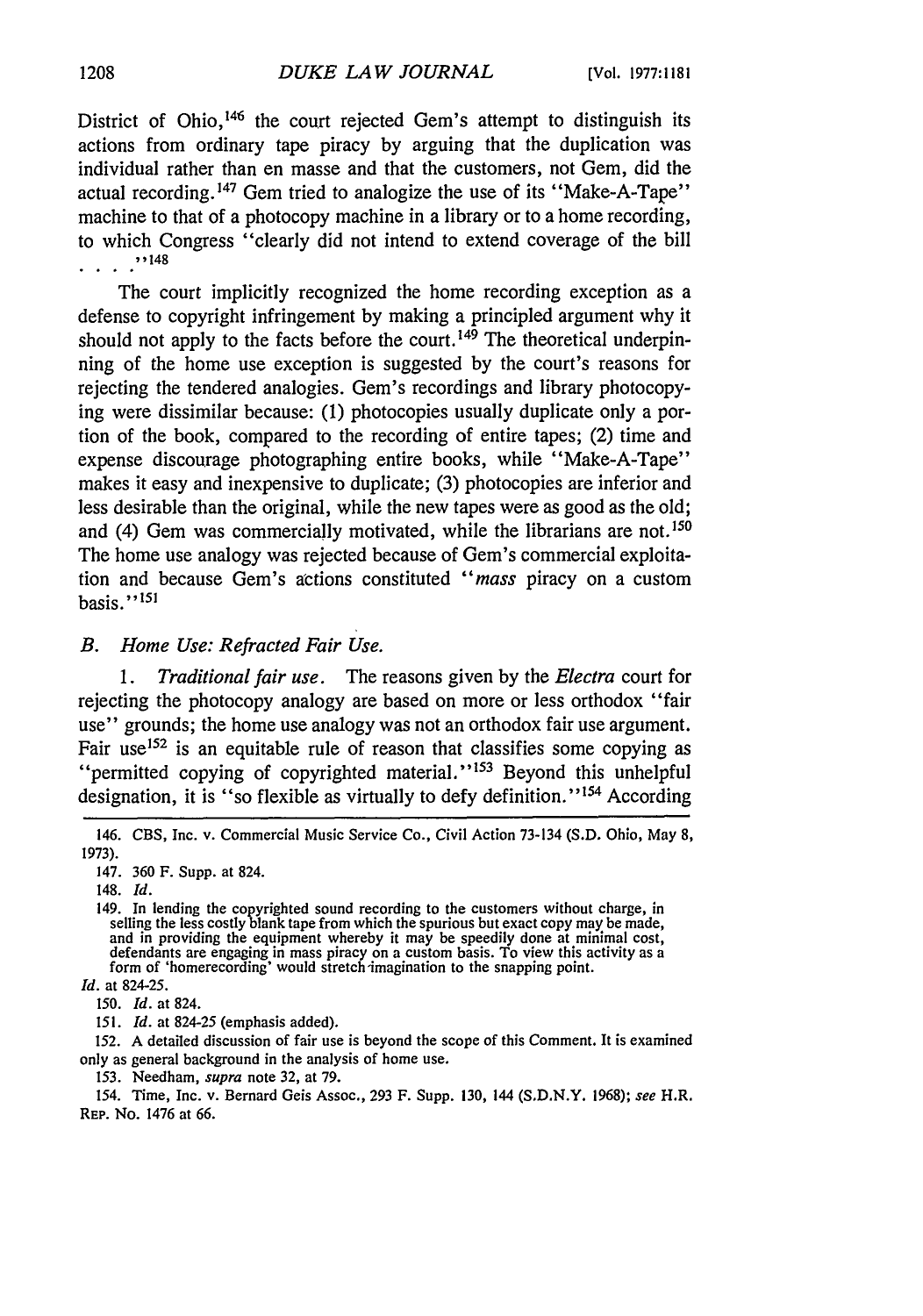District of Ohio,[146] the court rejected Gem's attempt to distinguish its actions from ordinary tape piracy by arguing that the duplication was individual rather than en masse and that the customers, not Gem, did the actual recording.[147] Gem tried to analogize the use of its "Make-A-Tape" machine to that of a photocopy machine in a library or to a home recording, to which Congress "clearly did not intend to extend coverage of the bill . . . ."[148]

The court implicitly recognized the home recording exception as a defense to copyright infringement by making a principled argument why it should not apply to the facts before the court.[149] The theoretical underpinning of the home use exception is suggested by the court's reasons for rejecting the tendered analogies. Gem's recordings and library photocopying were dissimilar because: (1) photocopies usually duplicate only a portion of the book, compared to the recording of entire tapes; (2) time and expense discourage photographing entire books, while "Make-A-Tape" makes it easy and inexpensive to duplicate; (3) photocopies are inferior and less desirable than the original, while the new tapes were as good as the old; and (4) Gem was commercially motivated, while the librarians are not.[150] The home use analogy was rejected because of Gem's commercial exploitation and because Gem's actions constituted "*mass* piracy on a custom basis."[151]

### *B. Home Use: Refracted Fair Use.*

1. *Traditional fair use.* The reasons given by the *Electra* court for rejecting the photocopy analogy are based on more or less orthodox "fair use" grounds; the home use analogy was not an orthodox fair use argument. Fair use[152] is an equitable rule of reason that classifies some copying as "permitted copying of copyrighted material."[153] Beyond this unhelpful designation, it is "so flexible as virtually to defy definition."[154] According

---

146. CBS, Inc. v. Commercial Music Service Co., Civil Action 73-134 (S.D. Ohio, May 8, 1973).

147. 360 F. Supp. at 824.

148. *Id.*

149. In lending the copyrighted sound recording to the customers without charge, in selling the less costly blank tape from which the spurious but exact copy may be made, and in providing the equipment whereby it may be speedily done at minimal cost, defendants are engaging in mass piracy on a custom basis. To view this activity as a form of 'homerecording' would stretch imagination to the snapping point.

*Id.* at 824-25.

150. *Id.* at 824.

151. *Id.* at 824-25 (emphasis added).

152. A detailed discussion of fair use is beyond the scope of this Comment. It is examined only as general background in the analysis of home use.

153. Needham, *supra* note 32, at 79.

154. Time, Inc. v. Bernard Geis Assoc., 293 F. Supp. 130, 144 (S.D.N.Y. 1968); *see* H.R. REP. No. 1476 at 66.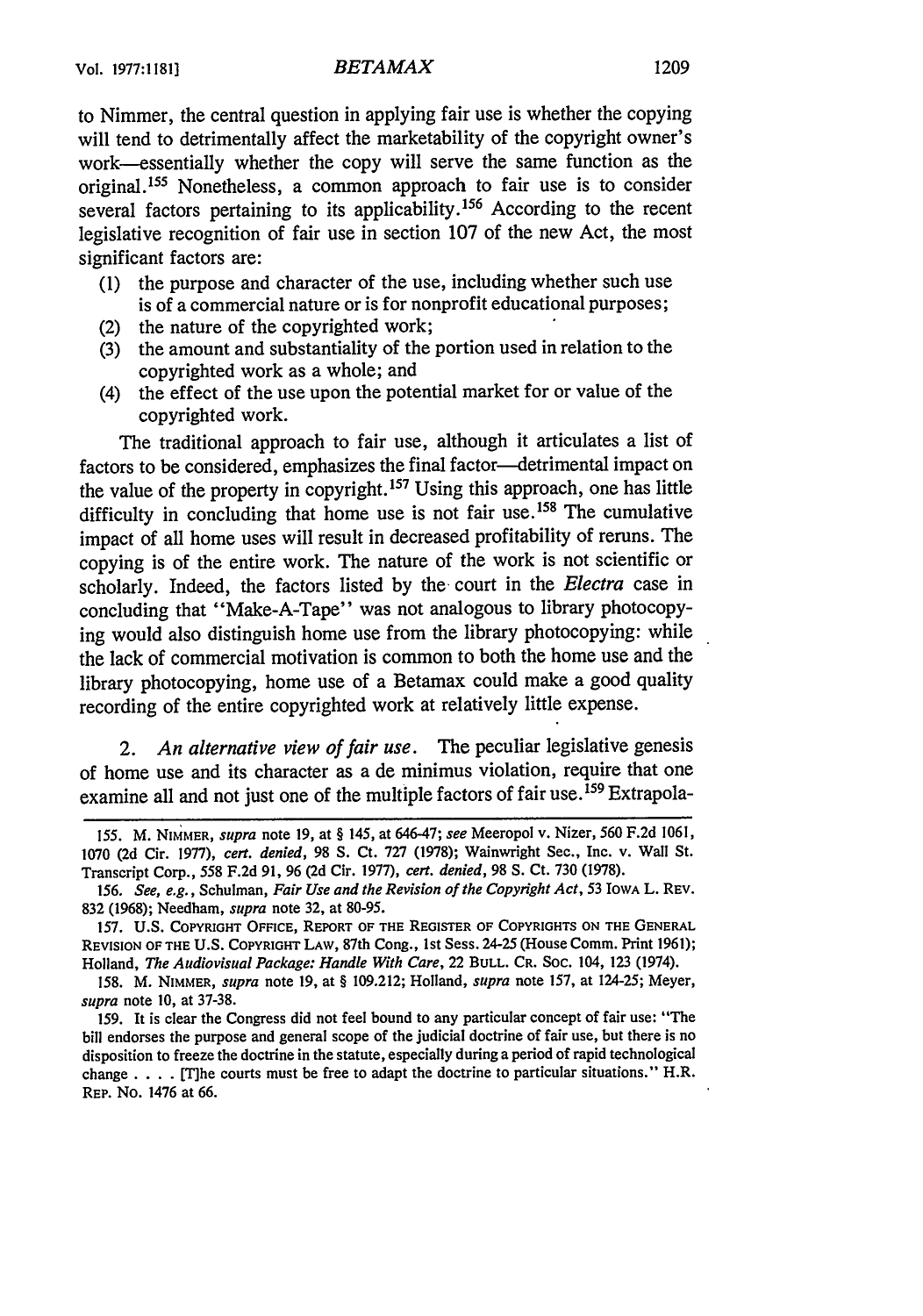to Nimmer, the central question in applying fair use is whether the copying will tend to detrimentally affect the marketability of the copyright owner's work—essentially whether the copy will serve the same function as the original.[155] Nonetheless, a common approach to fair use is to consider several factors pertaining to its applicability.[156] According to the recent legislative recognition of fair use in section 107 of the new Act, the most significant factors are:

(1) the purpose and character of the use, including whether such use is of a commercial nature or is for nonprofit educational purposes;
(2) the nature of the copyrighted work;
(3) the amount and substantiality of the portion used in relation to the copyrighted work as a whole; and
(4) the effect of the use upon the potential market for or value of the copyrighted work.

The traditional approach to fair use, although it articulates a list of factors to be considered, emphasizes the final factor—detrimental impact on the value of the property in copyright.[157] Using this approach, one has little difficulty in concluding that home use is not fair use.[158] The cumulative impact of all home uses will result in decreased profitability of reruns. The copying is of the entire work. The nature of the work is not scientific or scholarly. Indeed, the factors listed by the court in the *Electra* case in concluding that "Make-A-Tape" was not analogous to library photocopying would also distinguish home use from the library photocopying: while the lack of commercial motivation is common to both the home use and the library photocopying, home use of a Betamax could make a good quality recording of the entire copyrighted work at relatively little expense.

2. *An alternative view of fair use.* The peculiar legislative genesis of home use and its character as a de minimus violation, require that one examine all and not just one of the multiple factors of fair use.[159] Extrapola-

---

155. M. NIMMER, *supra* note 19, at § 145, at 646-47; *see* Meeropol v. Nizer, 560 F.2d 1061, 1070 (2d Cir. 1977), *cert. denied*, 98 S. Ct. 727 (1978); Wainwright Sec., Inc. v. Wall St. Transcript Corp., 558 F.2d 91, 96 (2d Cir. 1977), *cert. denied*, 98 S. Ct. 730 (1978).

156. *See, e.g.*, Schulman, *Fair Use and the Revision of the Copyright Act*, 53 IOWA L. REV. 832 (1968); Needham, *supra* note 32, at 80-95.

157. U.S. COPYRIGHT OFFICE, REPORT OF THE REGISTER OF COPYRIGHTS ON THE GENERAL REVISION OF THE U.S. COPYRIGHT LAW, 87th Cong., 1st Sess. 24-25 (House Comm. Print 1961); Holland, *The Audiovisual Package: Handle With Care*, 22 BULL. CR. SOC. 104, 123 (1974).

158. M. NIMMER, *supra* note 19, at § 109.212; Holland, *supra* note 157, at 124-25; Meyer, *supra* note 10, at 37-38.

159. It is clear the Congress did not feel bound to any particular concept of fair use: "The bill endorses the purpose and general scope of the judicial doctrine of fair use, but there is no disposition to freeze the doctrine in the statute, especially during a period of rapid technological change . . . . [T]he courts must be free to adapt the doctrine to particular situations." H.R. REP. No. 1476 at 66.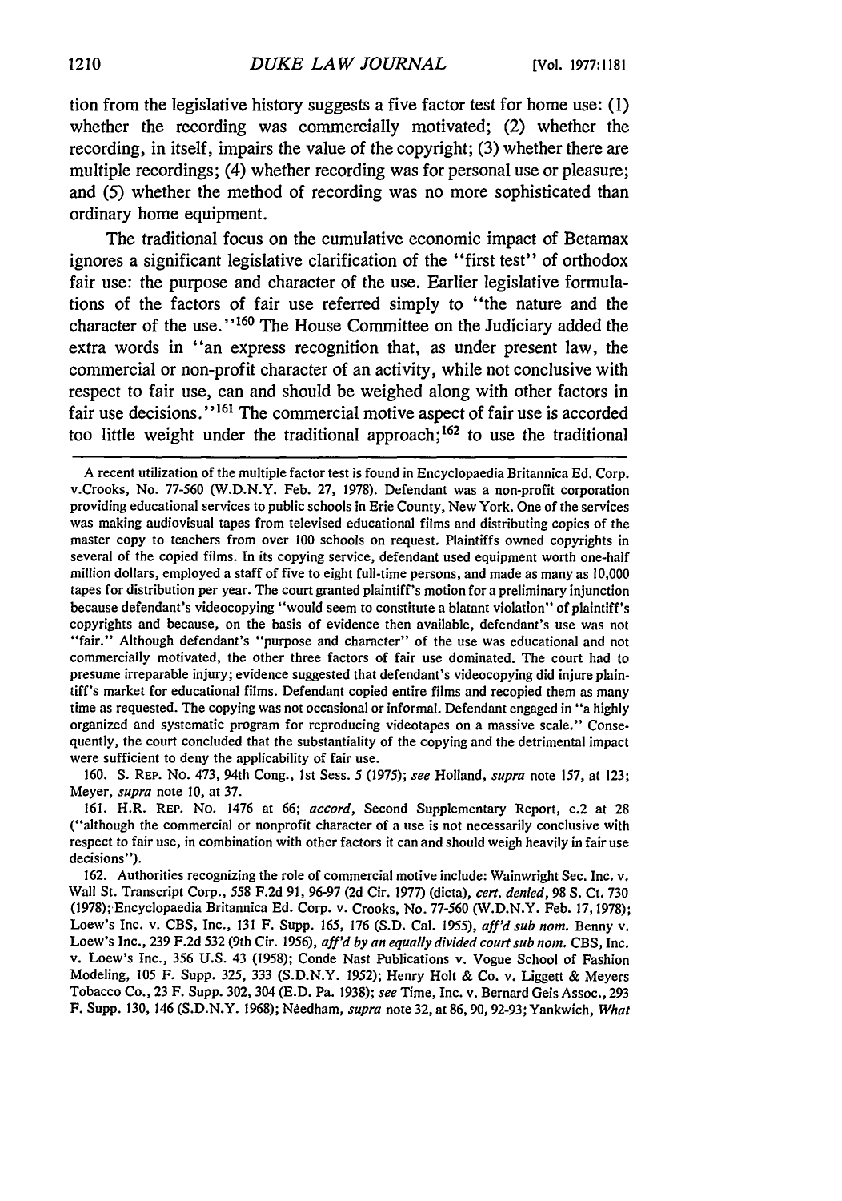tion from the legislative history suggests a five factor test for home use: (1) whether the recording was commercially motivated; (2) whether the recording, in itself, impairs the value of the copyright; (3) whether there are multiple recordings; (4) whether recording was for personal use or pleasure; and (5) whether the method of recording was no more sophisticated than ordinary home equipment.

The traditional focus on the cumulative economic impact of Betamax ignores a significant legislative clarification of the "first test" of orthodox fair use: the purpose and character of the use. Earlier legislative formulations of the factors of fair use referred simply to "the nature and the character of the use."[160] The House Committee on the Judiciary added the extra words in "an express recognition that, as under present law, the commercial or non-profit character of an activity, while not conclusive with respect to fair use, can and should be weighed along with other factors in fair use decisions."[161] The commercial motive aspect of fair use is accorded too little weight under the traditional approach;[162] to use the traditional

---

A recent utilization of the multiple factor test is found in Encyclopaedia Britannica Ed. Corp. v.Crooks, No. 77-560 (W.D.N.Y. Feb. 27, 1978). Defendant was a non-profit corporation providing educational services to public schools in Erie County, New York. One of the services was making audiovisual tapes from televised educational films and distributing copies of the master copy to teachers from over 100 schools on request. Plaintiffs owned copyrights in several of the copied films. In its copying service, defendant used equipment worth one-half million dollars, employed a staff of five to eight full-time persons, and made as many as 10,000 tapes for distribution per year. The court granted plaintiff's motion for a preliminary injunction because defendant's videocopying "would seem to constitute a blatant violation" of plaintiff's copyrights and because, on the basis of evidence then available, defendant's use was not "fair." Although defendant's "purpose and character" of the use was educational and not commercially motivated, the other three factors of fair use dominated. The court had to presume irreparable injury; evidence suggested that defendant's videocopying did injure plaintiff's market for educational films. Defendant copied entire films and recopied them as many time as requested. The copying was not occasional or informal. Defendant engaged in "a highly organized and systematic program for reproducing videotapes on a massive scale." Consequently, the court concluded that the substantiality of the copying and the detrimental impact were sufficient to deny the applicability of fair use.

160. S. REP. NO. 473, 94th Cong., 1st Sess. 5 (1975); *see* Holland, *supra* note 157, at 123; Meyer, *supra* note 10, at 37.

161. H.R. REP. NO. 1476 at 66; *accord*, Second Supplementary Report, c.2 at 28 ("although the commercial or nonprofit character of a use is not necessarily conclusive with respect to fair use, in combination with other factors it can and should weigh heavily in fair use decisions").

162. Authorities recognizing the role of commercial motive include: Wainwright Sec. Inc. v. Wall St. Transcript Corp., 558 F.2d 91, 96-97 (2d Cir. 1977) (dicta), *cert. denied*, 98 S. Ct. 730 (1978); Encyclopaedia Britannica Ed. Corp. v. Crooks, No. 77-560 (W.D.N.Y. Feb. 17, 1978); Loew's Inc. v. CBS, Inc., 131 F. Supp. 165, 176 (S.D. Cal. 1955), *aff'd sub nom.* Benny v. Loew's Inc., 239 F.2d 532 (9th Cir. 1956), *aff'd by an equally divided court sub nom.* CBS, Inc. v. Loew's Inc., 356 U.S. 43 (1958); Conde Nast Publications v. Vogue School of Fashion Modeling, 105 F. Supp. 325, 333 (S.D.N.Y. 1952); Henry Holt & Co. v. Liggett & Meyers Tobacco Co., 23 F. Supp. 302, 304 (E.D. Pa. 1938); *see* Time, Inc. v. Bernard Geis Assoc., 293 F. Supp. 130, 146 (S.D.N.Y. 1968); Needham, *supra* note 32, at 86, 90, 92-93; Yankwich, *What*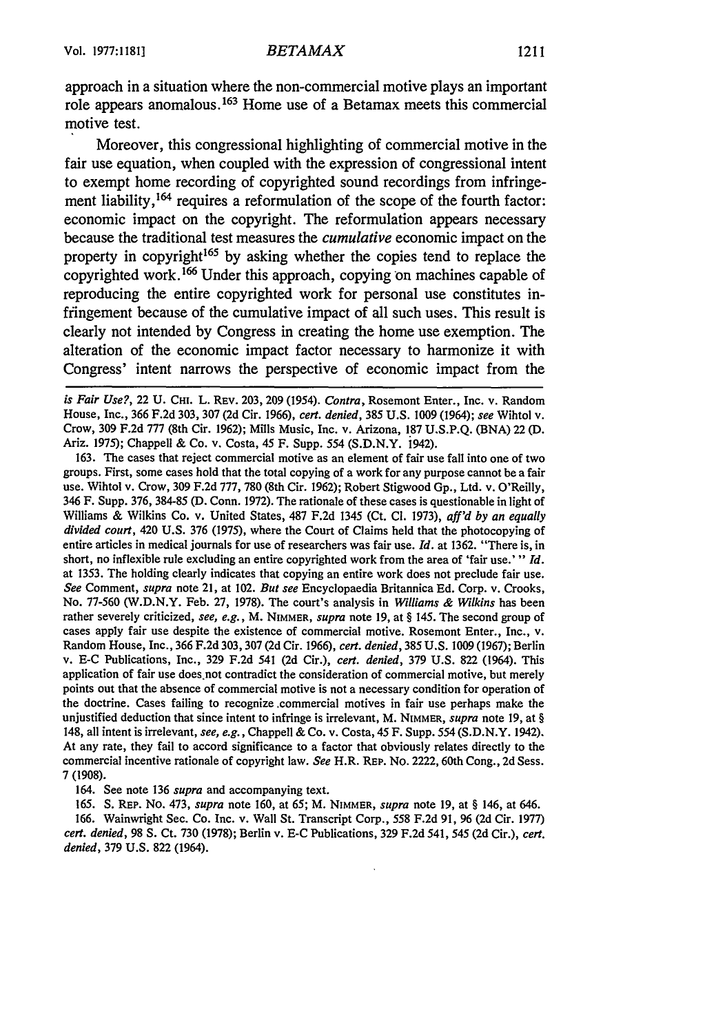approach in a situation where the non-commercial motive plays an important role appears anomalous.[163] Home use of a Betamax meets this commercial motive test.

Moreover, this congressional highlighting of commercial motive in the fair use equation, when coupled with the expression of congressional intent to exempt home recording of copyrighted sound recordings from infringement liability,[164] requires a reformulation of the scope of the fourth factor: economic impact on the copyright. The reformulation appears necessary because the traditional test measures the *cumulative* economic impact on the property in copyright[165] by asking whether the copies tend to replace the copyrighted work.[166] Under this approach, copying on machines capable of reproducing the entire copyrighted work for personal use constitutes infringement because of the cumulative impact of all such uses. This result is clearly not intended by Congress in creating the home use exemption. The alteration of the economic impact factor necessary to harmonize it with Congress' intent narrows the perspective of economic impact from the

---

*is Fair Use?*, 22 U. CHI. L. REV. 203, 209 (1954). *Contra*, Rosemont Enter., Inc. v. Random House, Inc., 366 F.2d 303, 307 (2d Cir. 1966), *cert. denied*, 385 U.S. 1009 (1964); *see* Wihtol v. Crow, 309 F.2d 777, 780 (8th Cir. 1962); Mills Music, Inc. v. Arizona, 187 U.S.P.Q. (BNA) 22 (D. Ariz. 1975); Chappell & Co. v. Costa, 45 F. Supp. 554 (S.D.N.Y. 1942).

163. The cases that reject commercial motive as an element of fair use fall into one of two groups. First, some cases hold that the total copying of a work for any purpose cannot be a fair use. Wihtol v. Crow, 309 F.2d 777, 780 (8th Cir. 1962); Robert Stigwood Gp., Ltd. v. O'Reilly, 346 F. Supp. 376, 384-85 (D. Conn. 1972). The rationale of these cases is questionable in light of Williams & Wilkins Co. v. United States, 487 F.2d 1345 (Ct. Cl. 1973), *aff'd by an equally divided court*, 420 U.S. 376 (1975), where the Court of Claims held that the photocopying of entire articles in medical journals for use of researchers was fair use. *Id.* at 1362. "There is, in short, no inflexible rule excluding an entire copyrighted work from the area of 'fair use.'" *Id.* at 1353. The holding clearly indicates that copying an entire work does not preclude fair use. *See* Comment, *supra* note 21, at 102. *But see* Encyclopaedia Britannica Ed. Corp. v. Crooks, No. 77-560 (W.D.N.Y. Feb. 27, 1978). The court's analysis in *Williams & Wilkins* has been rather severely criticized, *see, e.g.*, M. NIMMER, *supra* note 19, at § 145. The second group of cases apply fair use despite the existence of commercial motive. Rosemont Enter., Inc., v. Random House, Inc., 366 F.2d 303, 307 (2d Cir. 1966), *cert. denied*, 385 U.S. 1009 (1967); Berlin v. E-C Publications, Inc., 329 F.2d 541 (2d Cir.), *cert. denied*, 379 U.S. 822 (1964). This application of fair use does not contradict the consideration of commercial motive, but merely points out that the absence of commercial motive is not a necessary condition for operation of the doctrine. Cases failing to recognize commercial motives in fair use perhaps make the unjustified deduction that since intent to infringe is irrelevant, M. NIMMER, *supra* note 19, at § 148, all intent is irrelevant, *see, e.g.*, Chappell & Co. v. Costa, 45 F. Supp. 554 (S.D.N.Y. 1942). At any rate, they fail to accord significance to a factor that obviously relates directly to the commercial incentive rationale of copyright law. *See* H.R. REP. NO. 2222, 60th Cong., 2d Sess. 7 (1908).

164. See note 136 *supra* and accompanying text.

165. S. REP. NO. 473, *supra* note 160, at 65; M. NIMMER, *supra* note 19, at § 146, at 646.

166. Wainwright Sec. Co. Inc. v. Wall St. Transcript Corp., 558 F.2d 91, 96 (2d Cir. 1977) *cert. denied*, 98 S. Ct. 730 (1978); Berlin v. E-C Publications, 329 F.2d 541, 545 (2d Cir.), *cert. denied*, 379 U.S. 822 (1964).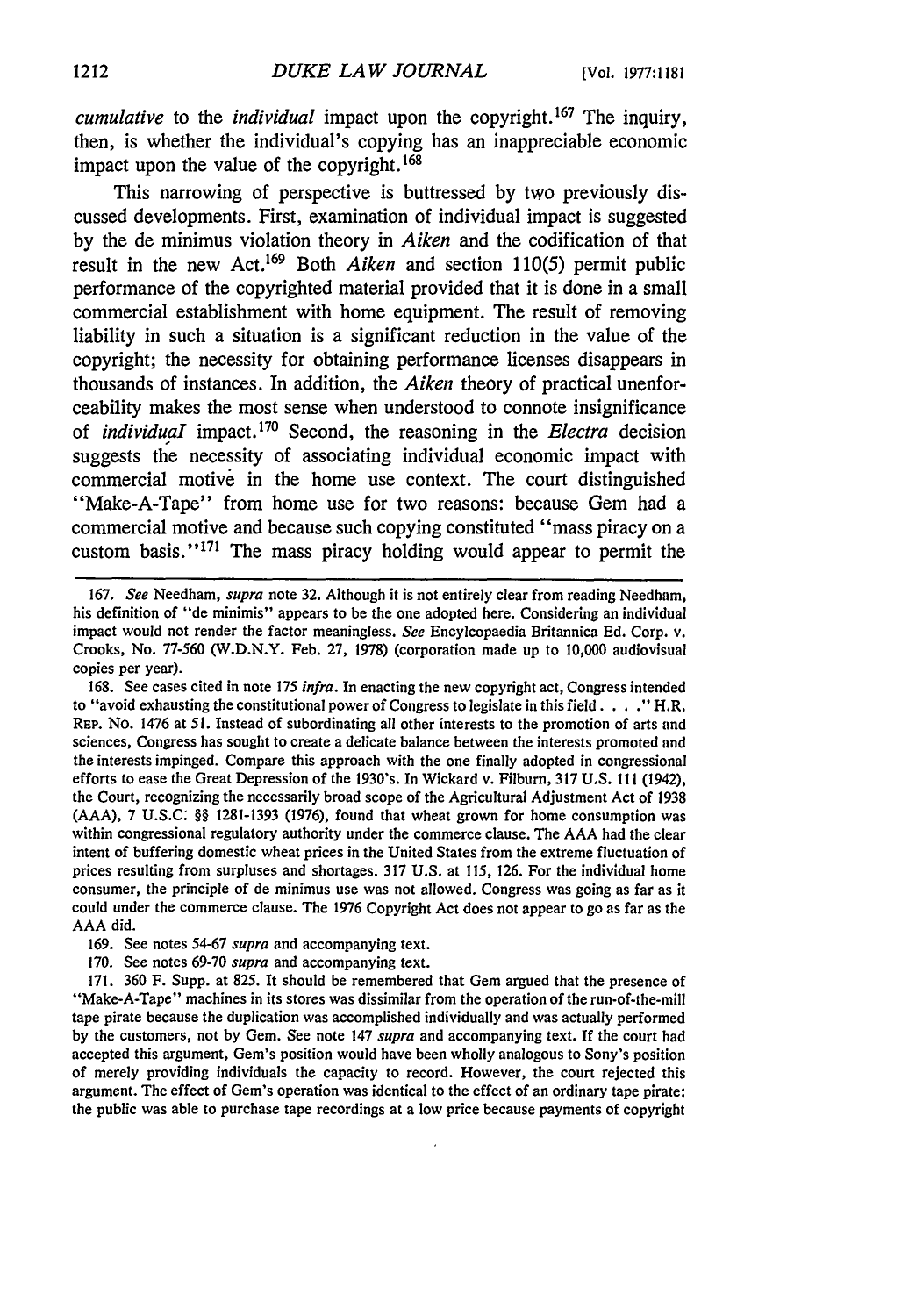*cumulative* to the *individual* impact upon the copyright.[167] The inquiry, then, is whether the individual's copying has an inappreciable economic impact upon the value of the copyright.[168]

This narrowing of perspective is buttressed by two previously discussed developments. First, examination of individual impact is suggested by the de minimus violation theory in *Aiken* and the codification of that result in the new Act.[169] Both *Aiken* and section 110(5) permit public performance of the copyrighted material provided that it is done in a small commercial establishment with home equipment. The result of removing liability in such a situation is a significant reduction in the value of the copyright; the necessity for obtaining performance licenses disappears in thousands of instances. In addition, the *Aiken* theory of practical unenforceability makes the most sense when understood to connote insignificance of *individual* impact.[170] Second, the reasoning in the *Electra* decision suggests the necessity of associating individual economic impact with commercial motive in the home use context. The court distinguished "Make-A-Tape" from home use for two reasons: because Gem had a commercial motive and because such copying constituted "mass piracy on a custom basis."[171] The mass piracy holding would appear to permit the

---

167. *See* Needham, *supra* note 32. Although it is not entirely clear from reading Needham, his definition of "de minimis" appears to be the one adopted here. Considering an individual impact would not render the factor meaningless. *See* Encylcopaedia Britannica Ed. Corp. v. Crooks, No. 77-560 (W.D.N.Y. Feb. 27, 1978) (corporation made up to 10,000 audiovisual copies per year).

168. See cases cited in note 175 *infra*. In enacting the new copyright act, Congress intended to "avoid exhausting the constitutional power of Congress to legislate in this field . . . ." H.R. REP. No. 1476 at 51. Instead of subordinating all other interests to the promotion of arts and sciences, Congress has sought to create a delicate balance between the interests promoted and the interests impinged. Compare this approach with the one finally adopted in congressional efforts to ease the Great Depression of the 1930's. In Wickard v. Filburn, 317 U.S. 111 (1942), the Court, recognizing the necessarily broad scope of the Agricultural Adjustment Act of 1938 (AAA), 7 U.S.C. §§ 1281-1393 (1976), found that wheat grown for home consumption was within congressional regulatory authority under the commerce clause. The AAA had the clear intent of buffering domestic wheat prices in the United States from the extreme fluctuation of prices resulting from surpluses and shortages. 317 U.S. at 115, 126. For the individual home consumer, the principle of de minimus use was not allowed. Congress was going as far as it could under the commerce clause. The 1976 Copyright Act does not appear to go as far as the AAA did.

169. See notes 54-67 *supra* and accompanying text.

170. See notes 69-70 *supra* and accompanying text.

171. 360 F. Supp. at 825. It should be remembered that Gem argued that the presence of "Make-A-Tape" machines in its stores was dissimilar from the operation of the run-of-the-mill tape pirate because the duplication was accomplished individually and was actually performed by the customers, not by Gem. See note 147 *supra* and accompanying text. If the court had accepted this argument, Gem's position would have been wholly analogous to Sony's position of merely providing individuals the capacity to record. However, the court rejected this argument. The effect of Gem's operation was identical to the effect of an ordinary tape pirate: the public was able to purchase tape recordings at a low price because payments of copyright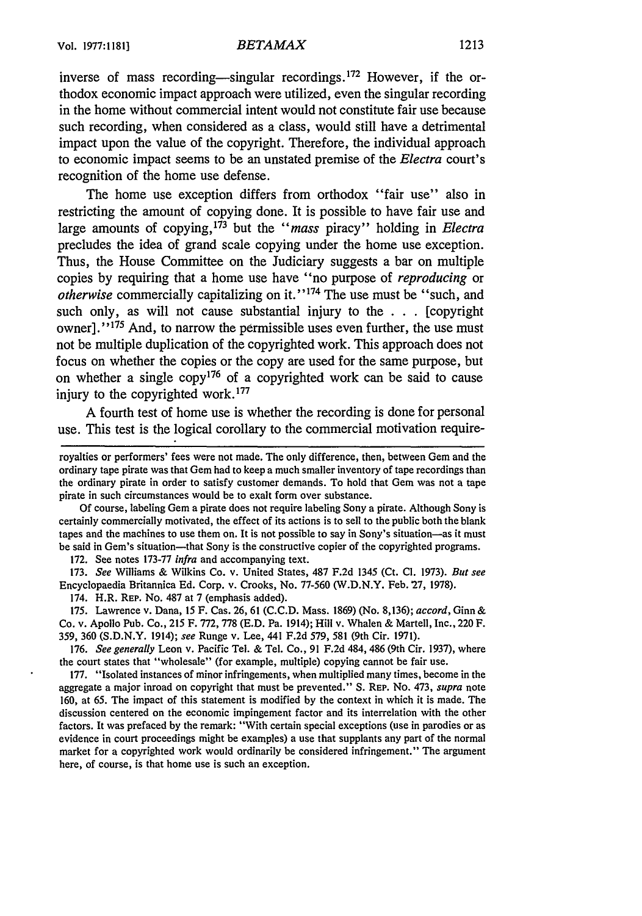inverse of mass recording—singular recordings.[172] However, if the orthodox economic impact approach were utilized, even the singular recording in the home without commercial intent would not constitute fair use because such recording, when considered as a class, would still have a detrimental impact upon the value of the copyright. Therefore, the individual approach to economic impact seems to be an unstated premise of the *Electra* court's recognition of the home use defense.

The home use exception differs from orthodox "fair use" also in restricting the amount of copying done. It is possible to have fair use and large amounts of copying,[173] but the "*mass* piracy" holding in *Electra* precludes the idea of grand scale copying under the home use exception. Thus, the House Committee on the Judiciary suggests a bar on multiple copies by requiring that a home use have "no purpose of *reproducing* or *otherwise* commercially capitalizing on it."[174] The use must be "such, and such only, as will not cause substantial injury to the . . . [copyright owner]."[175] And, to narrow the permissible uses even further, the use must not be multiple duplication of the copyrighted work. This approach does not focus on whether the copies or the copy are used for the same purpose, but on whether a single copy[176] of a copyrighted work can be said to cause injury to the copyrighted work.[177]

A fourth test of home use is whether the recording is done for personal use. This test is the logical corollary to the commercial motivation require-

---

royalties or performers' fees were not made. The only difference, then, between Gem and the ordinary tape pirate was that Gem had to keep a much smaller inventory of tape recordings than the ordinary pirate in order to satisfy customer demands. To hold that Gem was not a tape pirate in such circumstances would be to exalt form over substance.

Of course, labeling Gem a pirate does not require labeling Sony a pirate. Although Sony is certainly commercially motivated, the effect of its actions is to sell to the public both the blank tapes and the machines to use them on. It is not possible to say in Sony's situation—as it must be said in Gem's situation—that Sony is the constructive copier of the copyrighted programs.

172. See notes 173-77 *infra* and accompanying text.

173. *See* Williams & Wilkins Co. v. United States, 487 F.2d 1345 (Ct. Cl. 1973). *But see* Encyclopaedia Britannica Ed. Corp. v. Crooks, No. 77-560 (W.D.N.Y. Feb. 27, 1978).

174. H.R. REP. No. 487 at 7 (emphasis added).

175. Lawrence v. Dana, 15 F. Cas. 26, 61 (C.C.D. Mass. 1869) (No. 8,136); *accord*, Ginn & Co. v. Apollo Pub. Co., 215 F. 772, 778 (E.D. Pa. 1914); Hill v. Whalen & Martell, Inc., 220 F. 359, 360 (S.D.N.Y. 1914); *see* Runge v. Lee, 441 F.2d 579, 581 (9th Cir. 1971).

176. *See generally* Leon v. Pacific Tel. & Tel. Co., 91 F.2d 484, 486 (9th Cir. 1937), where the court states that "wholesale" (for example, multiple) copying cannot be fair use.

177. "Isolated instances of minor infringements, when multiplied many times, become in the aggregate a major inroad on copyright that must be prevented." S. REP. No. 473, *supra* note 160, at 65. The impact of this statement is modified by the context in which it is made. The discussion centered on the economic impingement factor and its interrelation with the other factors. It was prefaced by the remark: "With certain special exceptions (use in parodies or as evidence in court proceedings might be examples) a use that supplants any part of the normal market for a copyrighted work would ordinarily be considered infringement." The argument here, of course, is that home use is such an exception.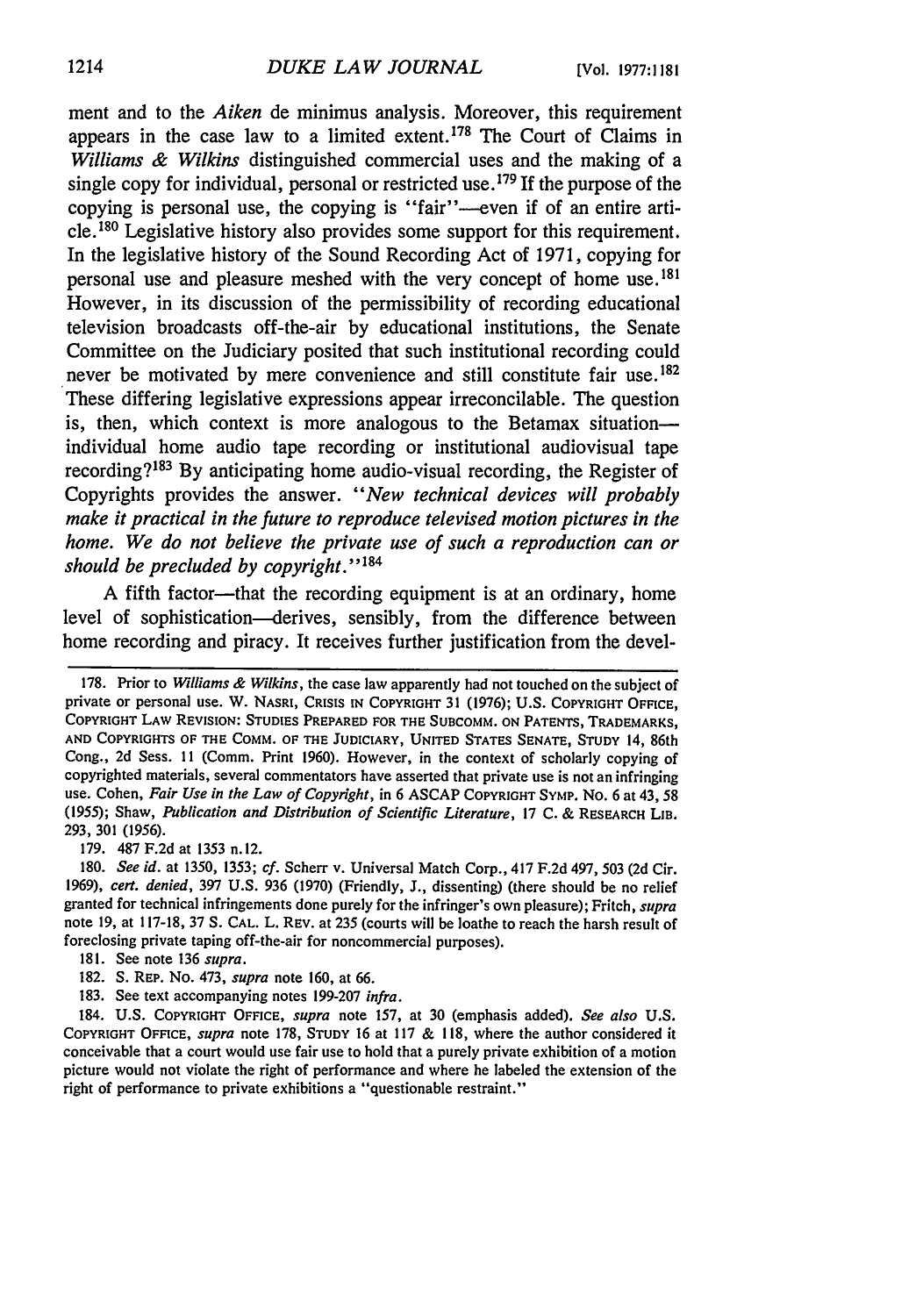ment and to the *Aiken* de minimus analysis. Moreover, this requirement appears in the case law to a limited extent.[178] The Court of Claims in *Williams & Wilkins* distinguished commercial uses and the making of a single copy for individual, personal or restricted use.[179] If the purpose of the copying is personal use, the copying is "fair"—even if of an entire article.[180] Legislative history also provides some support for this requirement. In the legislative history of the Sound Recording Act of 1971, copying for personal use and pleasure meshed with the very concept of home use.[181] However, in its discussion of the permissibility of recording educational television broadcasts off-the-air by educational institutions, the Senate Committee on the Judiciary posited that such institutional recording could never be motivated by mere convenience and still constitute fair use.[182] These differing legislative expressions appear irreconcilable. The question is, then, which context is more analogous to the Betamax situation—individual home audio tape recording or institutional audiovisual tape recording?[183] By anticipating home audio-visual recording, the Register of Copyrights provides the answer. "*New technical devices will probably make it practical in the future to reproduce televised motion pictures in the home. We do not believe the private use of such a reproduction can or should be precluded by copyright.*"[184]

A fifth factor—that the recording equipment is at an ordinary, home level of sophistication—derives, sensibly, from the difference between home recording and piracy. It receives further justification from the devel-

---

178. Prior to *Williams & Wilkins*, the case law apparently had not touched on the subject of private or personal use. W. NASRI, CRISIS IN COPYRIGHT 31 (1976); U.S. COPYRIGHT OFFICE, COPYRIGHT LAW REVISION: STUDIES PREPARED FOR THE SUBCOMM. ON PATENTS, TRADEMARKS, AND COPYRIGHTS OF THE COMM. OF THE JUDICIARY, UNITED STATES SENATE, STUDY 14, 86th Cong., 2d Sess. 11 (Comm. Print 1960). However, in the context of scholarly copying of copyrighted materials, several commentators have asserted that private use is not an infringing use. Cohen, *Fair Use in the Law of Copyright*, in 6 ASCAP COPYRIGHT SYMP. NO. 6 at 43, 58 (1955); Shaw, *Publication and Distribution of Scientific Literature*, 17 C. & RESEARCH LIB. 293, 301 (1956).

179. 487 F.2d at 1353 n.12.

180. *See id.* at 1350, 1353; *cf.* Scherr v. Universal Match Corp., 417 F.2d 497, 503 (2d Cir. 1969), *cert. denied*, 397 U.S. 936 (1970) (Friendly, J., dissenting) (there should be no relief granted for technical infringements done purely for the infringer's own pleasure); Fritch, *supra* note 19, at 117-18, 37 S. CAL. L. REV. at 235 (courts will be loathe to reach the harsh result of foreclosing private taping off-the-air for noncommercial purposes).

181. See note 136 *supra*.

182. S. REP. NO. 473, *supra* note 160, at 66.

183. See text accompanying notes 199-207 *infra*.

184. U.S. COPYRIGHT OFFICE, *supra* note 157, at 30 (emphasis added). *See also* U.S. COPYRIGHT OFFICE, *supra* note 178, STUDY 16 at 117 & 118, where the author considered it conceivable that a court would use fair use to hold that a purely private exhibition of a motion picture would not violate the right of performance and where he labeled the extension of the right of performance to private exhibitions a "questionable restraint."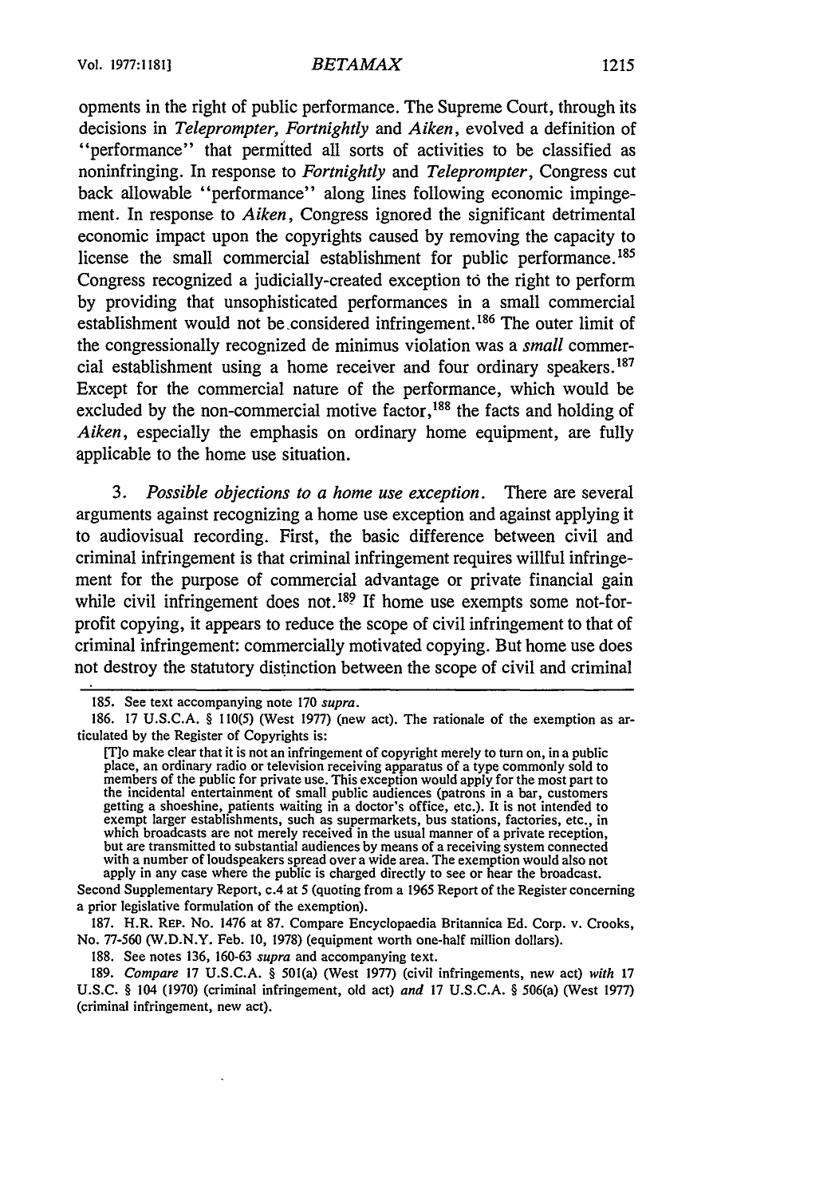opments in the right of public performance. The Supreme Court, through its decisions in *Teleprompter, Fortnightly* and *Aiken*, evolved a definition of "performance" that permitted all sorts of activities to be classified as noninfringing. In response to *Fortnightly* and *Teleprompter*, Congress cut back allowable "performance" along lines following economic impingement. In response to *Aiken*, Congress ignored the significant detrimental economic impact upon the copyrights caused by removing the capacity to license the small commercial establishment for public performance.[185] Congress recognized a judicially-created exception to the right to perform by providing that unsophisticated performances in a small commercial establishment would not be considered infringement.[186] The outer limit of the congressionally recognized de minimus violation was a *small* commercial establishment using a home receiver and four ordinary speakers.[187] Except for the commercial nature of the performance, which would be excluded by the non-commercial motive factor,[188] the facts and holding of *Aiken*, especially the emphasis on ordinary home equipment, are fully applicable to the home use situation.

3. *Possible objections to a home use exception.* There are several arguments against recognizing a home use exception and against applying it to audiovisual recording. First, the basic difference between civil and criminal infringement is that criminal infringement requires willful infringement for the purpose of commercial advantage or private financial gain while civil infringement does not.[189] If home use exempts some not-for-profit copying, it appears to reduce the scope of civil infringement to that of criminal infringement: commercially motivated copying. But home use does not destroy the statutory distinction between the scope of civil and criminal

---

185. See text accompanying note 170 *supra*.

186. 17 U.S.C.A. § 110(5) (West 1977) (new act). The rationale of the exemption as articulated by the Register of Copyrights is:

> [T]o make clear that it is not an infringement of copyright merely to turn on, in a public place, an ordinary radio or television receiving apparatus of a type commonly sold to members of the public for private use. This exception would apply for the most part to the incidental entertainment of small public audiences (patrons in a bar, customers getting a shoeshine, patients waiting in a doctor's office, etc.). It is not intended to exempt larger establishments, such as supermarkets, bus stations, factories, etc., in which broadcasts are not merely received in the usual manner of a private reception, but are transmitted to substantial audiences by means of a receiving system connected with a number of loudspeakers spread over a wide area. The exemption would also not apply in any case where the public is charged directly to see or hear the broadcast.

Second Supplementary Report, c.4 at 5 (quoting from a 1965 Report of the Register concerning a prior legislative formulation of the exemption).

187. H.R. REP. NO. 1476 at 87. Compare Encyclopaedia Britannica Ed. Corp. v. Crooks, No. 77-560 (W.D.N.Y. Feb. 10, 1978) (equipment worth one-half million dollars).

188. See notes 136, 160-63 *supra* and accompanying text.

189. *Compare* 17 U.S.C.A. § 501(a) (West 1977) (civil infringements, new act) *with* 17 U.S.C. § 104 (1970) (criminal infringement, old act) *and* 17 U.S.C.A. § 506(a) (West 1977) (criminal infringement, new act).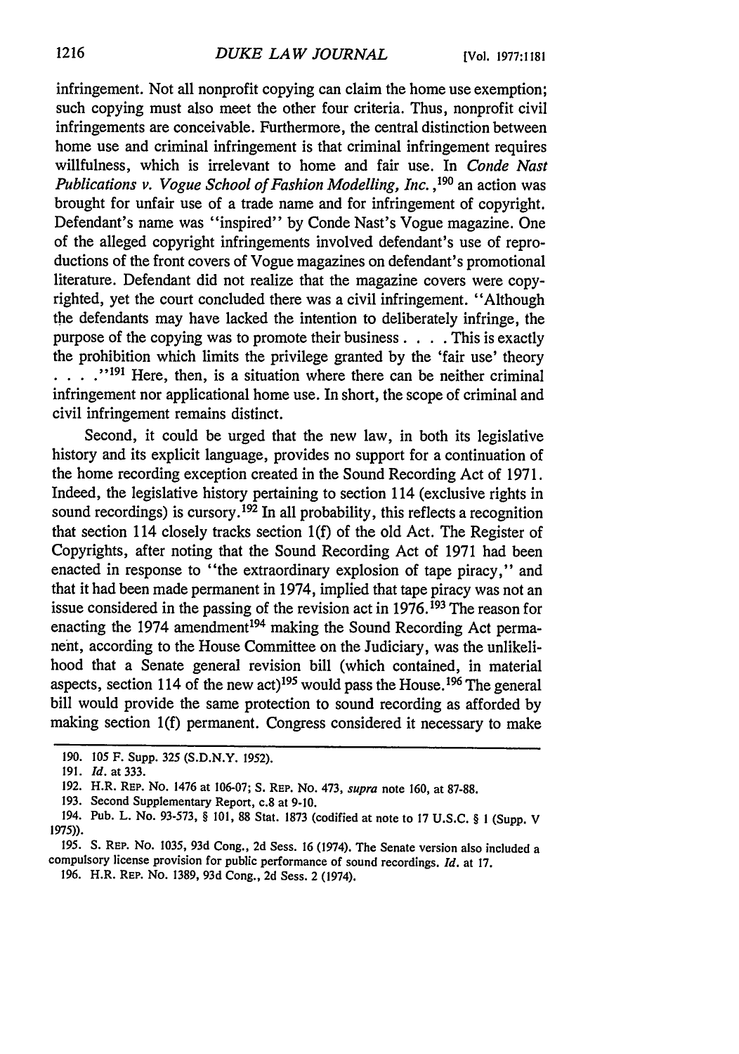infringement. Not all nonprofit copying can claim the home use exemption; such copying must also meet the other four criteria. Thus, nonprofit civil infringements are conceivable. Furthermore, the central distinction between home use and criminal infringement is that criminal infringement requires willfulness, which is irrelevant to home and fair use. In *Conde Nast Publications v. Vogue School of Fashion Modelling, Inc.*,[190] an action was brought for unfair use of a trade name and for infringement of copyright. Defendant's name was "inspired" by Conde Nast's Vogue magazine. One of the alleged copyright infringements involved defendant's use of reproductions of the front covers of Vogue magazines on defendant's promotional literature. Defendant did not realize that the magazine covers were copyrighted, yet the court concluded there was a civil infringement. "Although the defendants may have lacked the intention to deliberately infringe, the purpose of the copying was to promote their business . . . . This is exactly the prohibition which limits the privilege granted by the 'fair use' theory . . . ."[191] Here, then, is a situation where there can be neither criminal infringement nor applicational home use. In short, the scope of criminal and civil infringement remains distinct.

Second, it could be urged that the new law, in both its legislative history and its explicit language, provides no support for a continuation of the home recording exception created in the Sound Recording Act of 1971. Indeed, the legislative history pertaining to section 114 (exclusive rights in sound recordings) is cursory.[192] In all probability, this reflects a recognition that section 114 closely tracks section 1(f) of the old Act. The Register of Copyrights, after noting that the Sound Recording Act of 1971 had been enacted in response to "the extraordinary explosion of tape piracy," and that it had been made permanent in 1974, implied that tape piracy was not an issue considered in the passing of the revision act in 1976.[193] The reason for enacting the 1974 amendment[194] making the Sound Recording Act permanent, according to the House Committee on the Judiciary, was the unlikelihood that a Senate general revision bill (which contained, in material aspects, section 114 of the new act)[195] would pass the House.[196] The general bill would provide the same protection to sound recording as afforded by making section 1(f) permanent. Congress considered it necessary to make

---

190. 105 F. Supp. 325 (S.D.N.Y. 1952).

191. *Id.* at 333.

192. H.R. REP. No. 1476 at 106-07; S. REP. No. 473, *supra* note 160, at 87-88.

193. Second Supplementary Report, c.8 at 9-10.

194. Pub. L. No. 93-573, § 101, 88 Stat. 1873 (codified at note to 17 U.S.C. § 1 (Supp. V 1975)).

195. S. REP. No. 1035, 93d Cong., 2d Sess. 16 (1974). The Senate version also included a compulsory license provision for public performance of sound recordings. *Id.* at 17.

196. H.R. REP. No. 1389, 93d Cong., 2d Sess. 2 (1974).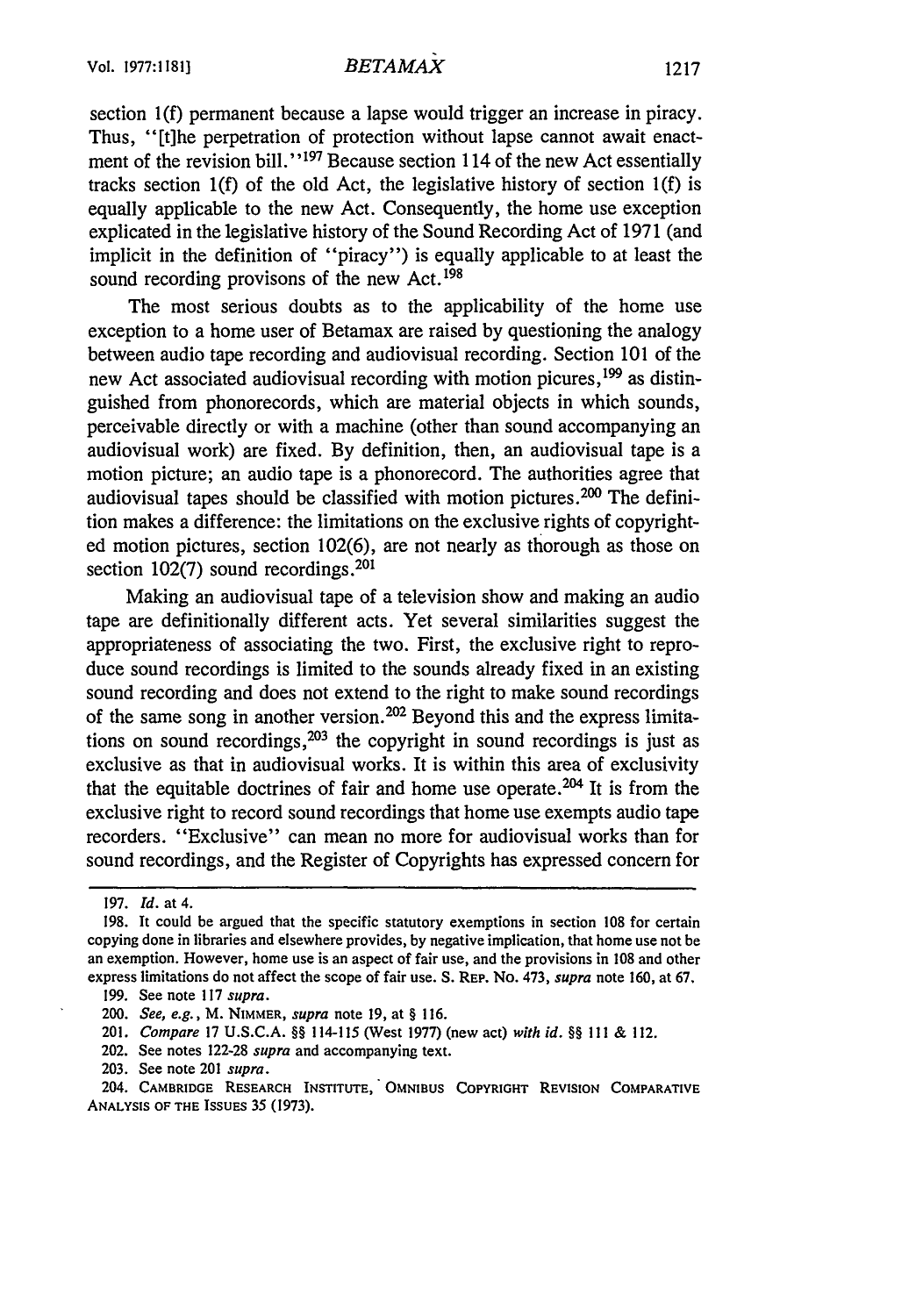section 1(f) permanent because a lapse would trigger an increase in piracy. Thus, "[t]he perpetration of protection without lapse cannot await enactment of the revision bill."[197] Because section 114 of the new Act essentially tracks section 1(f) of the old Act, the legislative history of section 1(f) is equally applicable to the new Act. Consequently, the home use exception explicated in the legislative history of the Sound Recording Act of 1971 (and implicit in the definition of "piracy") is equally applicable to at least the sound recording provisons of the new Act.[198]

The most serious doubts as to the applicability of the home use exception to a home user of Betamax are raised by questioning the analogy between audio tape recording and audiovisual recording. Section 101 of the new Act associated audiovisual recording with motion picures,[199] as distinguished from phonorecords, which are material objects in which sounds, perceivable directly or with a machine (other than sound accompanying an audiovisual work) are fixed. By definition, then, an audiovisual tape is a motion picture; an audio tape is a phonorecord. The authorities agree that audiovisual tapes should be classified with motion pictures.[200] The definition makes a difference: the limitations on the exclusive rights of copyrighted motion pictures, section 102(6), are not nearly as thorough as those on section 102(7) sound recordings.[201]

Making an audiovisual tape of a television show and making an audio tape are definitionally different acts. Yet several similarities suggest the appropriateness of associating the two. First, the exclusive right to reproduce sound recordings is limited to the sounds already fixed in an existing sound recording and does not extend to the right to make sound recordings of the same song in another version.[202] Beyond this and the express limitations on sound recordings,[203] the copyright in sound recordings is just as exclusive as that in audiovisual works. It is within this area of exclusivity that the equitable doctrines of fair and home use operate.[204] It is from the exclusive right to record sound recordings that home use exempts audio tape recorders. "Exclusive" can mean no more for audiovisual works than for sound recordings, and the Register of Copyrights has expressed concern for

---

197. *Id.* at 4.

198. It could be argued that the specific statutory exemptions in section 108 for certain copying done in libraries and elsewhere provides, by negative implication, that home use not be an exemption. However, home use is an aspect of fair use, and the provisions in 108 and other express limitations do not affect the scope of fair use. S. REP. NO. 473, *supra* note 160, at 67.

199. See note 117 *supra*.

200. *See, e.g.*, M. NIMMER, *supra* note 19, at § 116.

201. *Compare* 17 U.S.C.A. §§ 114-115 (West 1977) (new act) *with id.* §§ 111 & 112.

202. See notes 122-28 *supra* and accompanying text.

203. See note 201 *supra*.

204. CAMBRIDGE RESEARCH INSTITUTE, OMNIBUS COPYRIGHT REVISION COMPARATIVE ANALYSIS OF THE ISSUES 35 (1973).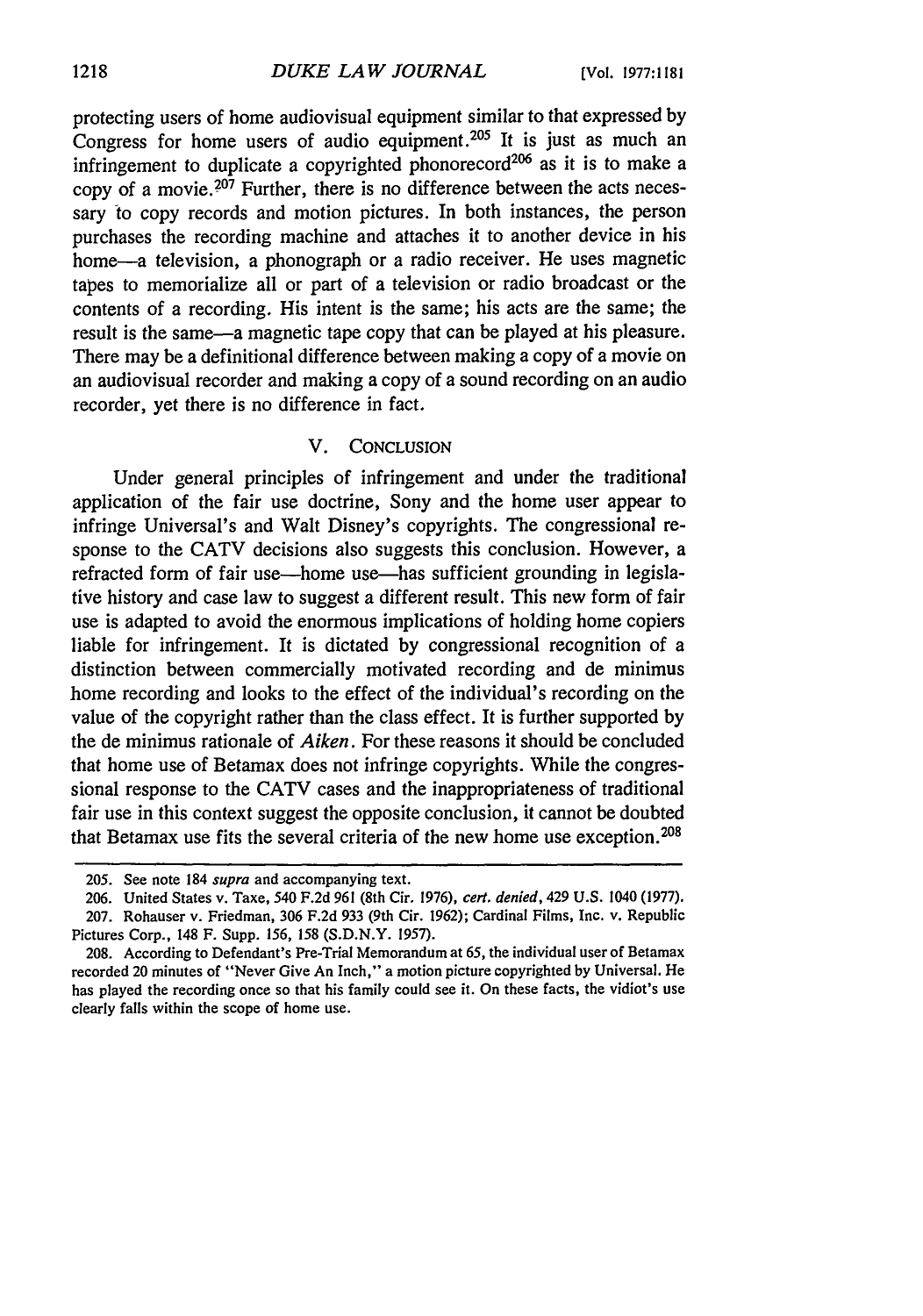protecting users of home audiovisual equipment similar to that expressed by Congress for home users of audio equipment.[205] It is just as much an infringement to duplicate a copyrighted phonorecord[206] as it is to make a copy of a movie.[207] Further, there is no difference between the acts necessary to copy records and motion pictures. In both instances, the person purchases the recording machine and attaches it to another device in his home—a television, a phonograph or a radio receiver. He uses magnetic tapes to memorialize all or part of a television or radio broadcast or the contents of a recording. His intent is the same; his acts are the same; the result is the same—a magnetic tape copy that can be played at his pleasure. There may be a definitional difference between making a copy of a movie on an audiovisual recorder and making a copy of a sound recording on an audio recorder, yet there is no difference in fact.

## V. CONCLUSION

Under general principles of infringement and under the traditional application of the fair use doctrine, Sony and the home user appear to infringe Universal's and Walt Disney's copyrights. The congressional response to the CATV decisions also suggests this conclusion. However, a refracted form of fair use—home use—has sufficient grounding in legislative history and case law to suggest a different result. This new form of fair use is adapted to avoid the enormous implications of holding home copiers liable for infringement. It is dictated by congressional recognition of a distinction between commercially motivated recording and de minimus home recording and looks to the effect of the individual's recording on the value of the copyright rather than the class effect. It is further supported by the de minimus rationale of *Aiken*. For these reasons it should be concluded that home use of Betamax does not infringe copyrights. While the congressional response to the CATV cases and the inappropriateness of traditional fair use in this context suggest the opposite conclusion, it cannot be doubted that Betamax use fits the several criteria of the new home use exception.[208]

---

205. See note 184 *supra* and accompanying text.

206. United States v. Taxe, 540 F.2d 961 (8th Cir. 1976), *cert. denied*, 429 U.S. 1040 (1977).

207. Rohauser v. Friedman, 306 F.2d 933 (9th Cir. 1962); Cardinal Films, Inc. v. Republic Pictures Corp., 148 F. Supp. 156, 158 (S.D.N.Y. 1957).

208. According to Defendant's Pre-Trial Memorandum at 65, the individual user of Betamax recorded 20 minutes of "Never Give An Inch," a motion picture copyrighted by Universal. He has played the recording once so that his family could see it. On these facts, the vidiot's use clearly falls within the scope of home use.